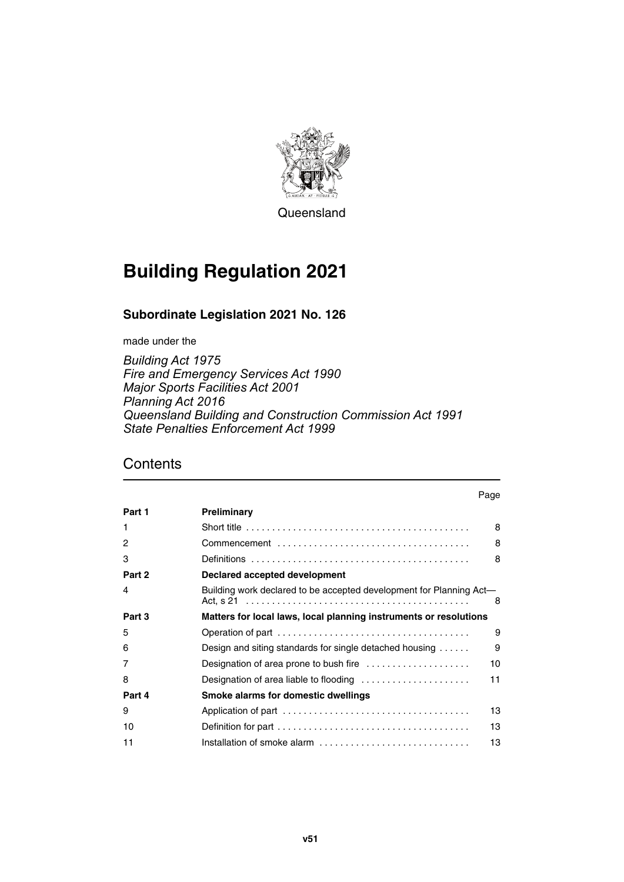Queensland

# Building Regulation 2021

## Subordinate Legislation 2021 No. 126

made under the

*Building Act 1975*
*Fire and Emergency Services Act 1990*
*Major Sports Facilities Act 2001*
*Planning Act 2016*
*Queensland Building and Construction Commission Act 1991*
*State Penalties Enforcement Act 1999*

## Contents

| | | Page |
|---|---|---|
| **Part 1** | **Preliminary** | |
| 1 | Short title | 8 |
| 2 | Commencement | 8 |
| 3 | Definitions | 8 |
| **Part 2** | **Declared accepted development** | |
| 4 | Building work declared to be accepted development for Planning Act—Act, s 21 | 8 |
| **Part 3** | **Matters for local laws, local planning instruments or resolutions** | |
| 5 | Operation of part | 9 |
| 6 | Design and siting standards for single detached housing | 9 |
| 7 | Designation of area prone to bush fire | 10 |
| 8 | Designation of area liable to flooding | 11 |
| **Part 4** | **Smoke alarms for domestic dwellings** | |
| 9 | Application of part | 13 |
| 10 | Definition for part | 13 |
| 11 | Installation of smoke alarm | 13 |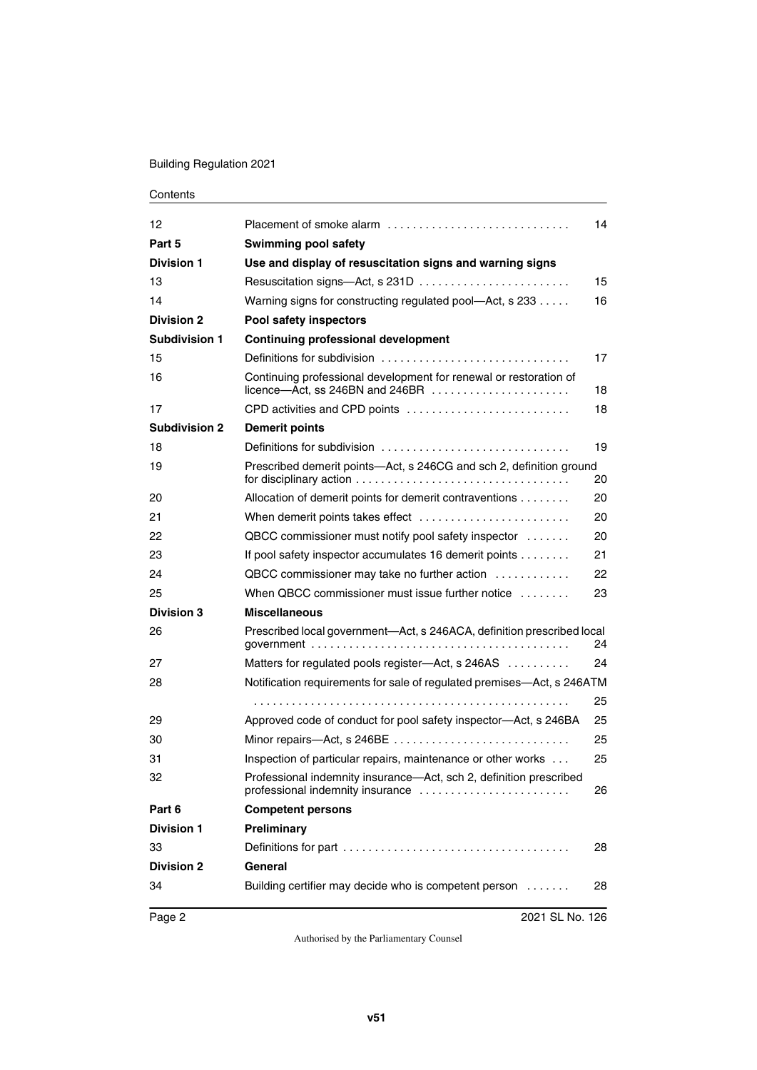| | | |
|---|---|---|
| 12 | Placement of smoke alarm | 14 |
| **Part 5** | **Swimming pool safety** | |
| **Division 1** | **Use and display of resuscitation signs and warning signs** | |
| 13 | Resuscitation signs—Act, s 231D | 15 |
| 14 | Warning signs for constructing regulated pool—Act, s 233 | 16 |
| **Division 2** | **Pool safety inspectors** | |
| **Subdivision 1** | **Continuing professional development** | |
| 15 | Definitions for subdivision | 17 |
| 16 | Continuing professional development for renewal or restoration of licence—Act, ss 246BN and 246BR | 18 |
| 17 | CPD activities and CPD points | 18 |
| **Subdivision 2** | **Demerit points** | |
| 18 | Definitions for subdivision | 19 |
| 19 | Prescribed demerit points—Act, s 246CG and sch 2, definition ground for disciplinary action | 20 |
| 20 | Allocation of demerit points for demerit contraventions | 20 |
| 21 | When demerit points takes effect | 20 |
| 22 | QBCC commissioner must notify pool safety inspector | 20 |
| 23 | If pool safety inspector accumulates 16 demerit points | 21 |
| 24 | QBCC commissioner may take no further action | 22 |
| 25 | When QBCC commissioner must issue further notice | 23 |
| **Division 3** | **Miscellaneous** | |
| 26 | Prescribed local government—Act, s 246ACA, definition prescribed local government | 24 |
| 27 | Matters for regulated pools register—Act, s 246AS | 24 |
| 28 | Notification requirements for sale of regulated premises—Act, s 246ATM | 25 |
| 29 | Approved code of conduct for pool safety inspector—Act, s 246BA | 25 |
| 30 | Minor repairs—Act, s 246BE | 25 |
| 31 | Inspection of particular repairs, maintenance or other works | 25 |
| 32 | Professional indemnity insurance—Act, sch 2, definition prescribed professional indemnity insurance | 26 |
| **Part 6** | **Competent persons** | |
| **Division 1** | **Preliminary** | |
| 33 | Definitions for part | 28 |
| **Division 2** | **General** | |
| 34 | Building certifier may decide who is competent person | 28 |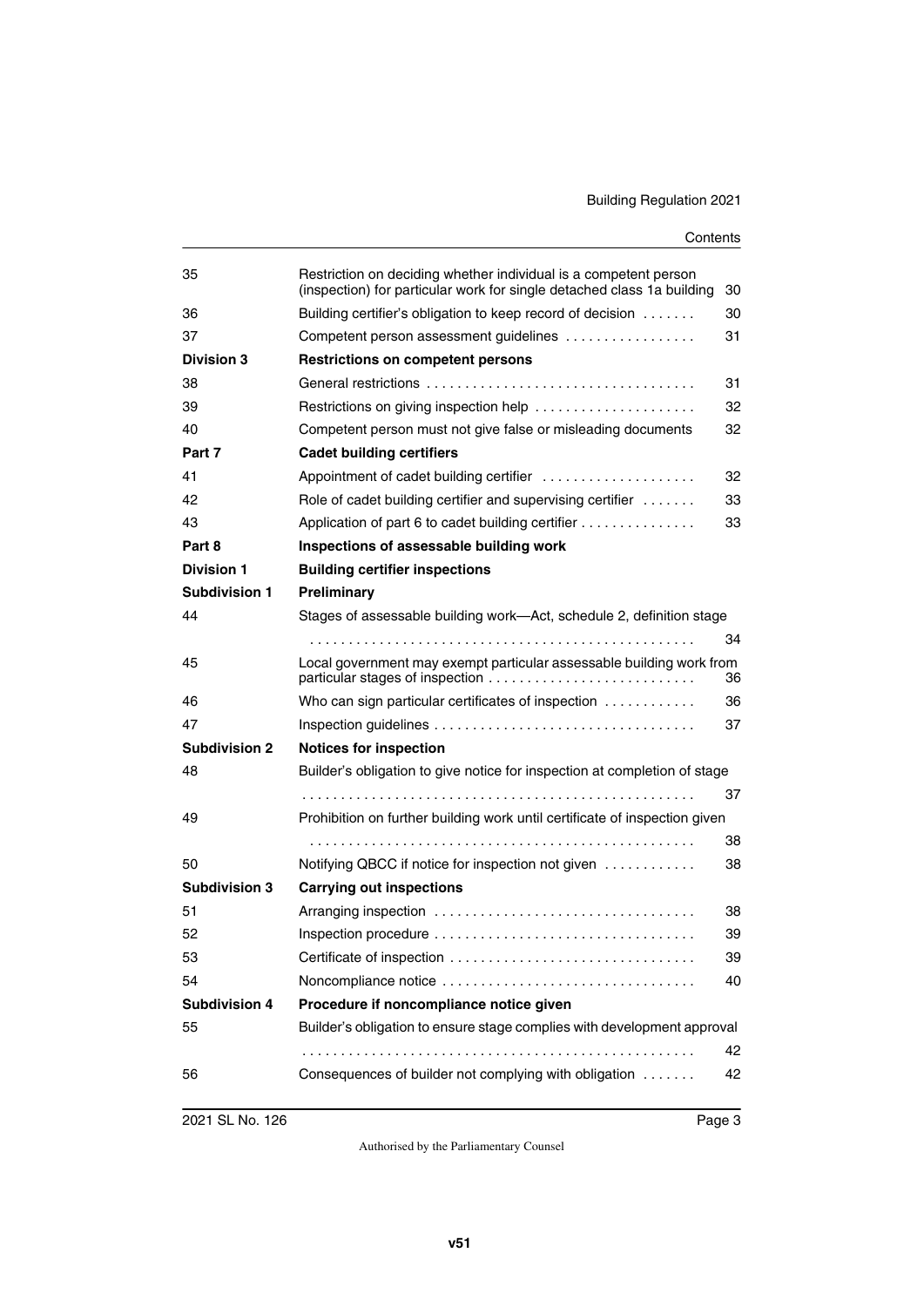| | | |
|---|---|---|
| 35 | Restriction on deciding whether individual is a competent person (inspection) for particular work for single detached class 1a building | 30 |
| 36 | Building certifier's obligation to keep record of decision | 30 |
| 37 | Competent person assessment guidelines | 31 |
| **Division 3** | **Restrictions on competent persons** | |
| 38 | General restrictions | 31 |
| 39 | Restrictions on giving inspection help | 32 |
| 40 | Competent person must not give false or misleading documents | 32 |
| **Part 7** | **Cadet building certifiers** | |
| 41 | Appointment of cadet building certifier | 32 |
| 42 | Role of cadet building certifier and supervising certifier | 33 |
| 43 | Application of part 6 to cadet building certifier | 33 |
| **Part 8** | **Inspections of assessable building work** | |
| **Division 1** | **Building certifier inspections** | |
| **Subdivision 1** | **Preliminary** | |
| 44 | Stages of assessable building work—Act, schedule 2, definition stage | 34 |
| 45 | Local government may exempt particular assessable building work from particular stages of inspection | 36 |
| 46 | Who can sign particular certificates of inspection | 36 |
| 47 | Inspection guidelines | 37 |
| **Subdivision 2** | **Notices for inspection** | |
| 48 | Builder's obligation to give notice for inspection at completion of stage | 37 |
| 49 | Prohibition on further building work until certificate of inspection given | 38 |
| 50 | Notifying QBCC if notice for inspection not given | 38 |
| **Subdivision 3** | **Carrying out inspections** | |
| 51 | Arranging inspection | 38 |
| 52 | Inspection procedure | 39 |
| 53 | Certificate of inspection | 39 |
| 54 | Noncompliance notice | 40 |
| **Subdivision 4** | **Procedure if noncompliance notice given** | |
| 55 | Builder's obligation to ensure stage complies with development approval | 42 |
| 56 | Consequences of builder not complying with obligation | 42 |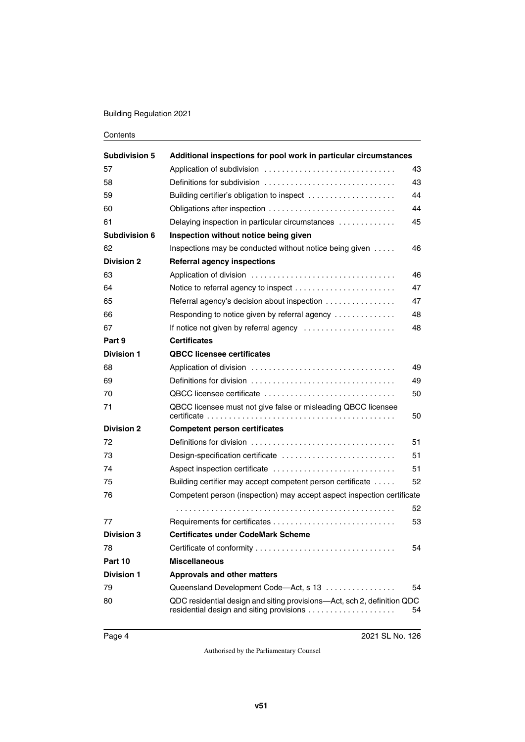| | | |
|---|---|---|
| **Subdivision 5** | **Additional inspections for pool work in particular circumstances** | |
| 57 | Application of subdivision | 43 |
| 58 | Definitions for subdivision | 43 |
| 59 | Building certifier's obligation to inspect | 44 |
| 60 | Obligations after inspection | 44 |
| 61 | Delaying inspection in particular circumstances | 45 |
| **Subdivision 6** | **Inspection without notice being given** | |
| 62 | Inspections may be conducted without notice being given | 46 |
| **Division 2** | **Referral agency inspections** | |
| 63 | Application of division | 46 |
| 64 | Notice to referral agency to inspect | 47 |
| 65 | Referral agency's decision about inspection | 47 |
| 66 | Responding to notice given by referral agency | 48 |
| 67 | If notice not given by referral agency | 48 |
| **Part 9** | **Certificates** | |
| **Division 1** | **QBCC licensee certificates** | |
| 68 | Application of division | 49 |
| 69 | Definitions for division | 49 |
| 70 | QBCC licensee certificate | 50 |
| 71 | QBCC licensee must not give false or misleading QBCC licensee certificate | 50 |
| **Division 2** | **Competent person certificates** | |
| 72 | Definitions for division | 51 |
| 73 | Design-specification certificate | 51 |
| 74 | Aspect inspection certificate | 51 |
| 75 | Building certifier may accept competent person certificate | 52 |
| 76 | Competent person (inspection) may accept aspect inspection certificate | 52 |
| 77 | Requirements for certificates | 53 |
| **Division 3** | **Certificates under CodeMark Scheme** | |
| 78 | Certificate of conformity | 54 |
| **Part 10** | **Miscellaneous** | |
| **Division 1** | **Approvals and other matters** | |
| 79 | Queensland Development Code—Act, s 13 | 54 |
| 80 | QDC residential design and siting provisions—Act, sch 2, definition QDC residential design and siting provisions | 54 |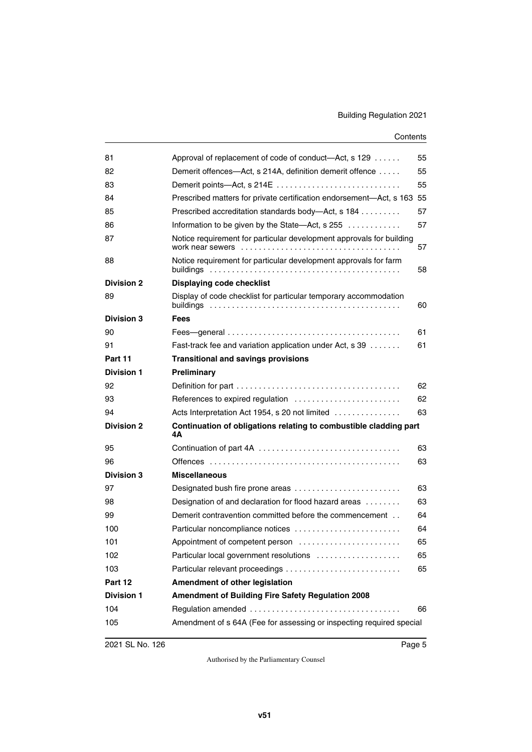| | | |
|---|---|---|
| 81 | Approval of replacement of code of conduct—Act, s 129 | 55 |
| 82 | Demerit offences—Act, s 214A, definition demerit offence | 55 |
| 83 | Demerit points—Act, s 214E | 55 |
| 84 | Prescribed matters for private certification endorsement—Act, s 163 | 55 |
| 85 | Prescribed accreditation standards body—Act, s 184 | 57 |
| 86 | Information to be given by the State—Act, s 255 | 57 |
| 87 | Notice requirement for particular development approvals for building work near sewers | 57 |
| 88 | Notice requirement for particular development approvals for farm buildings | 58 |
| **Division 2** | **Displaying code checklist** | |
| 89 | Display of code checklist for particular temporary accommodation buildings | 60 |
| **Division 3** | **Fees** | |
| 90 | Fees—general | 61 |
| 91 | Fast-track fee and variation application under Act, s 39 | 61 |
| **Part 11** | **Transitional and savings provisions** | |
| **Division 1** | **Preliminary** | |
| 92 | Definition for part | 62 |
| 93 | References to expired regulation | 62 |
| 94 | Acts Interpretation Act 1954, s 20 not limited | 63 |
| **Division 2** | **Continuation of obligations relating to combustible cladding part 4A** | |
| 95 | Continuation of part 4A | 63 |
| 96 | Offences | 63 |
| **Division 3** | **Miscellaneous** | |
| 97 | Designated bush fire prone areas | 63 |
| 98 | Designation of and declaration for flood hazard areas | 63 |
| 99 | Demerit contravention committed before the commencement | 64 |
| 100 | Particular noncompliance notices | 64 |
| 101 | Appointment of competent person | 65 |
| 102 | Particular local government resolutions | 65 |
| 103 | Particular relevant proceedings | 65 |
| **Part 12** | **Amendment of other legislation** | |
| **Division 1** | **Amendment of Building Fire Safety Regulation 2008** | |
| 104 | Regulation amended | 66 |
| 105 | Amendment of s 64A (Fee for assessing or inspecting required special | |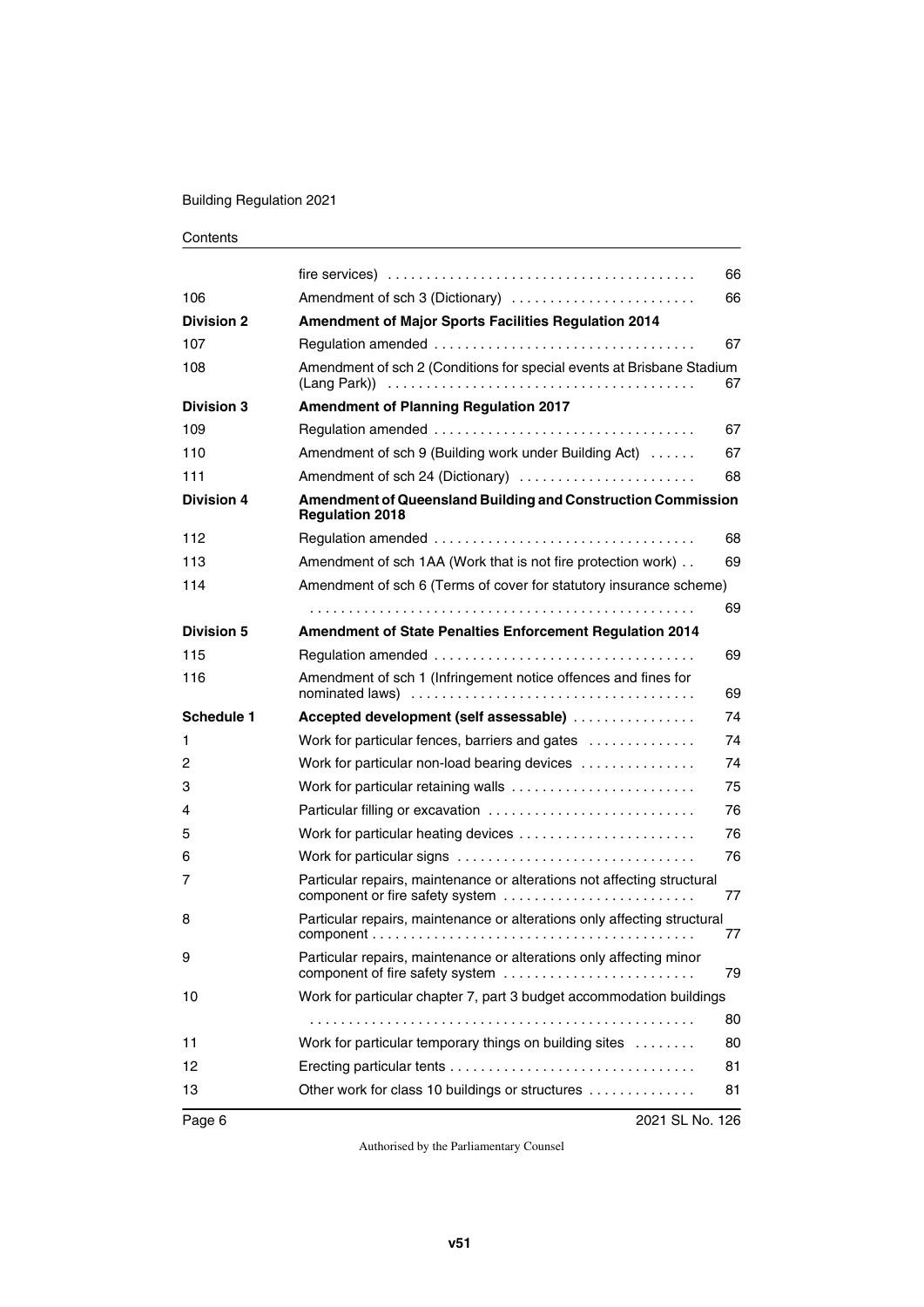| | | |
|---|---|---|
| | fire services) | 66 |
| 106 | Amendment of sch 3 (Dictionary) | 66 |
| **Division 2** | **Amendment of Major Sports Facilities Regulation 2014** | |
| 107 | Regulation amended | 67 |
| 108 | Amendment of sch 2 (Conditions for special events at Brisbane Stadium (Lang Park)) | 67 |
| **Division 3** | **Amendment of Planning Regulation 2017** | |
| 109 | Regulation amended | 67 |
| 110 | Amendment of sch 9 (Building work under Building Act) | 67 |
| 111 | Amendment of sch 24 (Dictionary) | 68 |
| **Division 4** | **Amendment of Queensland Building and Construction Commission Regulation 2018** | |
| 112 | Regulation amended | 68 |
| 113 | Amendment of sch 1AA (Work that is not fire protection work) | 69 |
| 114 | Amendment of sch 6 (Terms of cover for statutory insurance scheme) | 69 |
| **Division 5** | **Amendment of State Penalties Enforcement Regulation 2014** | |
| 115 | Regulation amended | 69 |
| 116 | Amendment of sch 1 (Infringement notice offences and fines for nominated laws) | 69 |
| **Schedule 1** | **Accepted development (self assessable)** | 74 |
| 1 | Work for particular fences, barriers and gates | 74 |
| 2 | Work for particular non-load bearing devices | 74 |
| 3 | Work for particular retaining walls | 75 |
| 4 | Particular filling or excavation | 76 |
| 5 | Work for particular heating devices | 76 |
| 6 | Work for particular signs | 76 |
| 7 | Particular repairs, maintenance or alterations not affecting structural component or fire safety system | 77 |
| 8 | Particular repairs, maintenance or alterations only affecting structural component | 77 |
| 9 | Particular repairs, maintenance or alterations only affecting minor component of fire safety system | 79 |
| 10 | Work for particular chapter 7, part 3 budget accommodation buildings | 80 |
| 11 | Work for particular temporary things on building sites | 80 |
| 12 | Erecting particular tents | 81 |
| 13 | Other work for class 10 buildings or structures | 81 |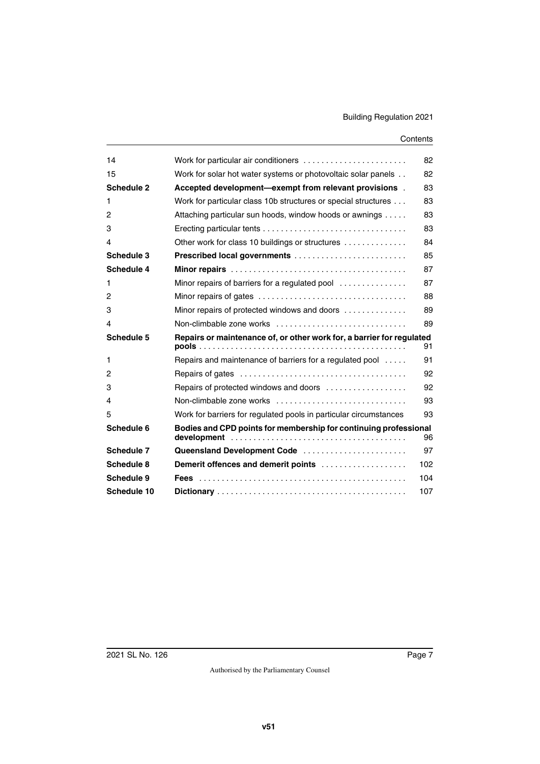| | | |
|---|---|---|
| 14 | Work for particular air conditioners | 82 |
| 15 | Work for solar hot water systems or photovoltaic solar panels | 82 |
| **Schedule 2** | **Accepted development—exempt from relevant provisions** | 83 |
| 1 | Work for particular class 10b structures or special structures | 83 |
| 2 | Attaching particular sun hoods, window hoods or awnings | 83 |
| 3 | Erecting particular tents | 83 |
| 4 | Other work for class 10 buildings or structures | 84 |
| **Schedule 3** | **Prescribed local governments** | 85 |
| **Schedule 4** | **Minor repairs** | 87 |
| 1 | Minor repairs of barriers for a regulated pool | 87 |
| 2 | Minor repairs of gates | 88 |
| 3 | Minor repairs of protected windows and doors | 89 |
| 4 | Non-climbable zone works | 89 |
| **Schedule 5** | **Repairs or maintenance of, or other work for, a barrier for regulated pools** | 91 |
| 1 | Repairs and maintenance of barriers for a regulated pool | 91 |
| 2 | Repairs of gates | 92 |
| 3 | Repairs of protected windows and doors | 92 |
| 4 | Non-climbable zone works | 93 |
| 5 | Work for barriers for regulated pools in particular circumstances | 93 |
| **Schedule 6** | **Bodies and CPD points for membership for continuing professional development** | 96 |
| **Schedule 7** | **Queensland Development Code** | 97 |
| **Schedule 8** | **Demerit offences and demerit points** | 102 |
| **Schedule 9** | **Fees** | 104 |
| **Schedule 10** | **Dictionary** | 107 |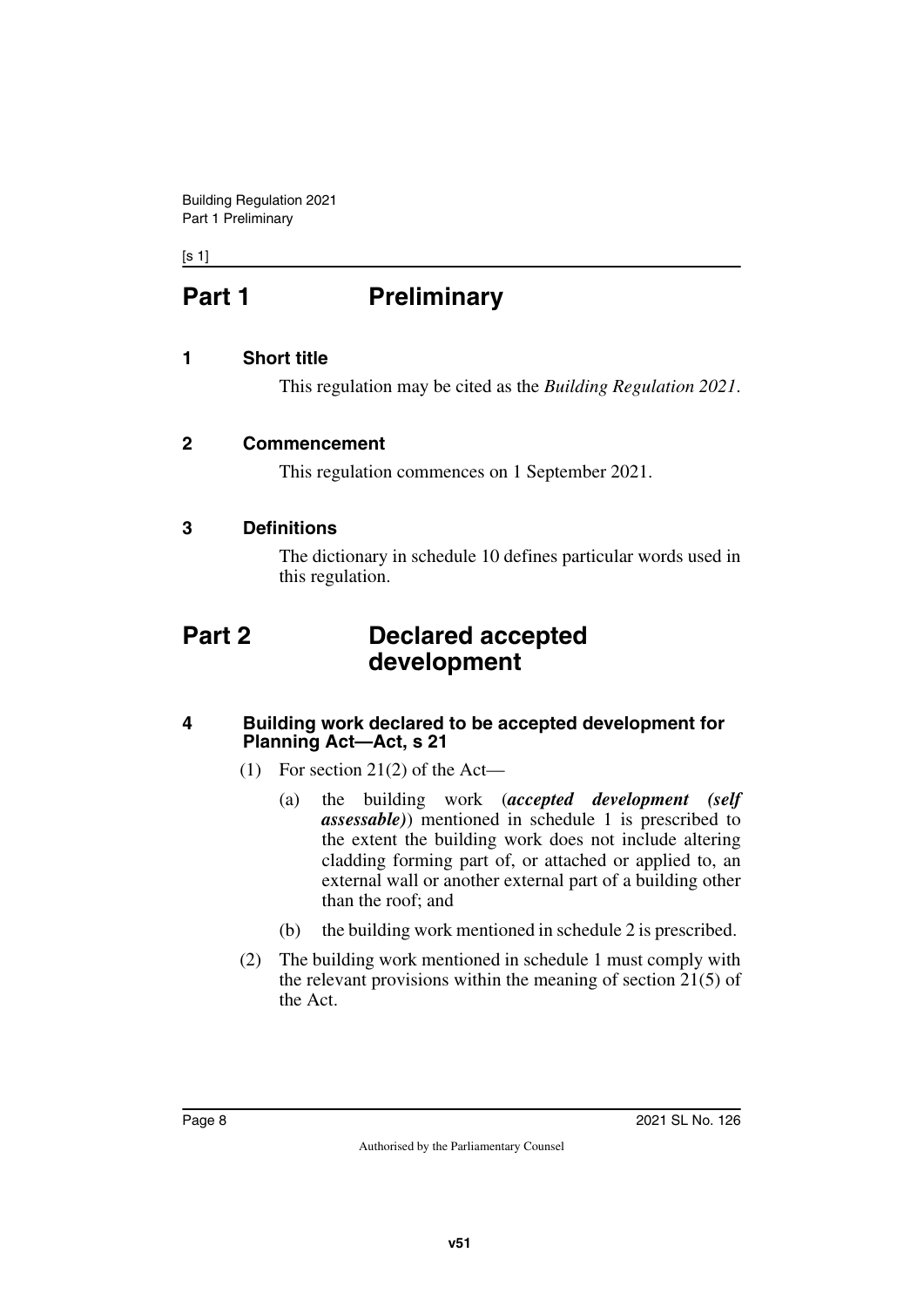# Part 1 Preliminary

## 1 Short title

This regulation may be cited as the *Building Regulation 2021*.

## 2 Commencement

This regulation commences on 1 September 2021.

## 3 Definitions

The dictionary in schedule 10 defines particular words used in this regulation.

# Part 2 Declared accepted development

## 4 Building work declared to be accepted development for Planning Act—Act, s 21

(1) For section 21(2) of the Act—

(a) the building work (***accepted development (self assessable)***) mentioned in schedule 1 is prescribed to the extent the building work does not include altering cladding forming part of, or attached or applied to, an external wall or another external part of a building other than the roof; and

(b) the building work mentioned in schedule 2 is prescribed.

(2) The building work mentioned in schedule 1 must comply with the relevant provisions within the meaning of section 21(5) of the Act.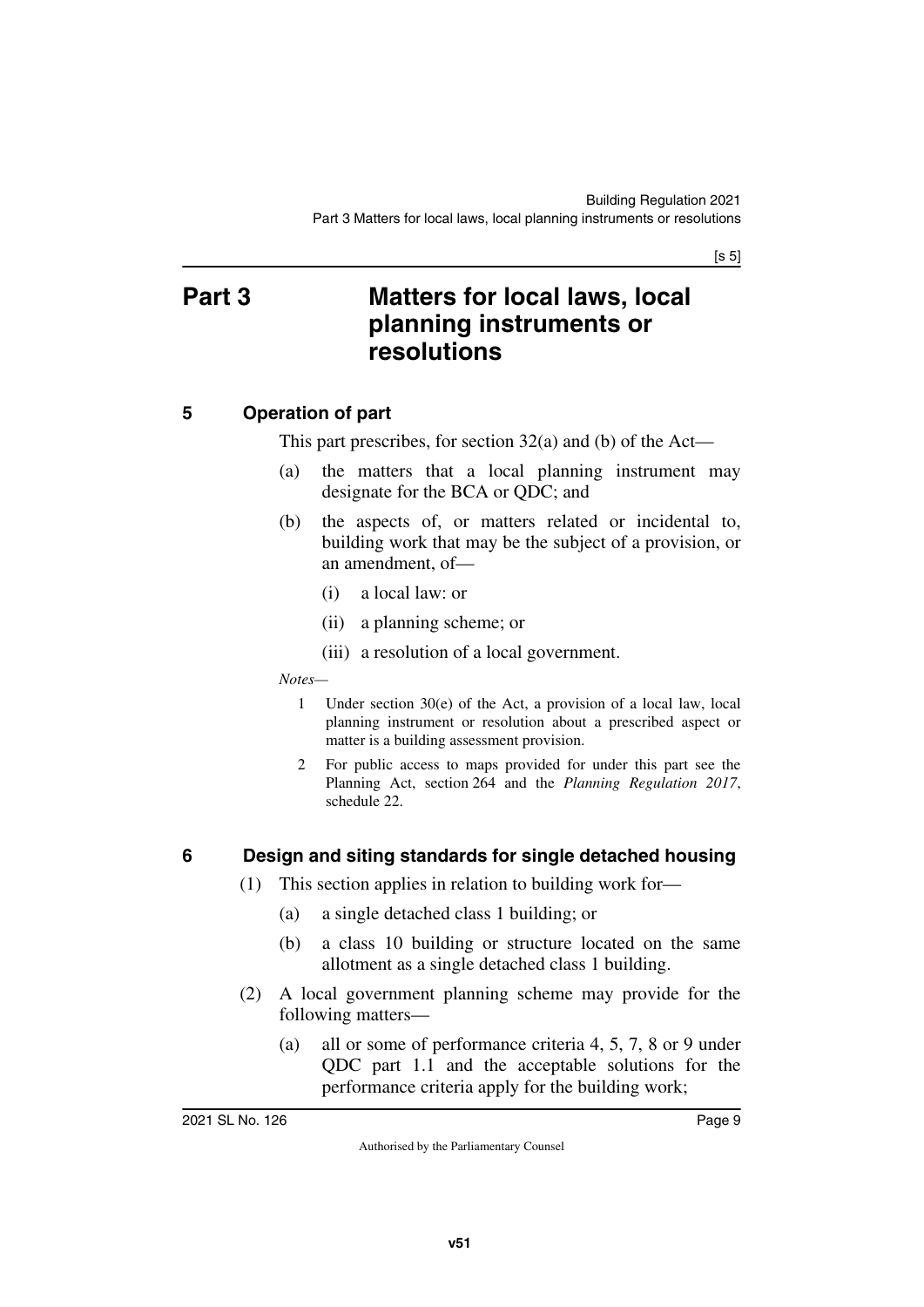# Part 3 Matters for local laws, local planning instruments or resolutions

## 5 Operation of part

This part prescribes, for section 32(a) and (b) of the Act—

(a) the matters that a local planning instrument may designate for the BCA or QDC; and

(b) the aspects of, or matters related or incidental to, building work that may be the subject of a provision, or an amendment, of—

  (i) a local law: or

  (ii) a planning scheme; or

  (iii) a resolution of a local government.

*Notes—*

1 Under section 30(e) of the Act, a provision of a local law, local planning instrument or resolution about a prescribed aspect or matter is a building assessment provision.

2 For public access to maps provided for under this part see the Planning Act, section 264 and the *Planning Regulation 2017*, schedule 22.

## 6 Design and siting standards for single detached housing

(1) This section applies in relation to building work for—

  (a) a single detached class 1 building; or

  (b) a class 10 building or structure located on the same allotment as a single detached class 1 building.

(2) A local government planning scheme may provide for the following matters—

  (a) all or some of performance criteria 4, 5, 7, 8 or 9 under QDC part 1.1 and the acceptable solutions for the performance criteria apply for the building work;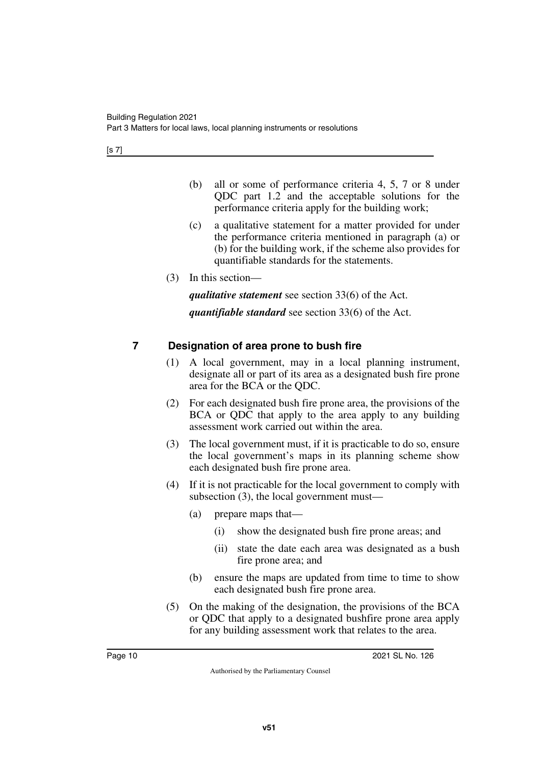(b) all or some of performance criteria 4, 5, 7 or 8 under QDC part 1.2 and the acceptable solutions for the performance criteria apply for the building work;

(c) a qualitative statement for a matter provided for under the performance criteria mentioned in paragraph (a) or (b) for the building work, if the scheme also provides for quantifiable standards for the statements.

(3) In this section—

***qualitative statement*** see section 33(6) of the Act.

***quantifiable standard*** see section 33(6) of the Act.

## 7 Designation of area prone to bush fire

(1) A local government, may in a local planning instrument, designate all or part of its area as a designated bush fire prone area for the BCA or the QDC.

(2) For each designated bush fire prone area, the provisions of the BCA or QDC that apply to the area apply to any building assessment work carried out within the area.

(3) The local government must, if it is practicable to do so, ensure the local government's maps in its planning scheme show each designated bush fire prone area.

(4) If it is not practicable for the local government to comply with subsection (3), the local government must—

(a) prepare maps that—

(i) show the designated bush fire prone areas; and

(ii) state the date each area was designated as a bush fire prone area; and

(b) ensure the maps are updated from time to time to show each designated bush fire prone area.

(5) On the making of the designation, the provisions of the BCA or QDC that apply to a designated bushfire prone area apply for any building assessment work that relates to the area.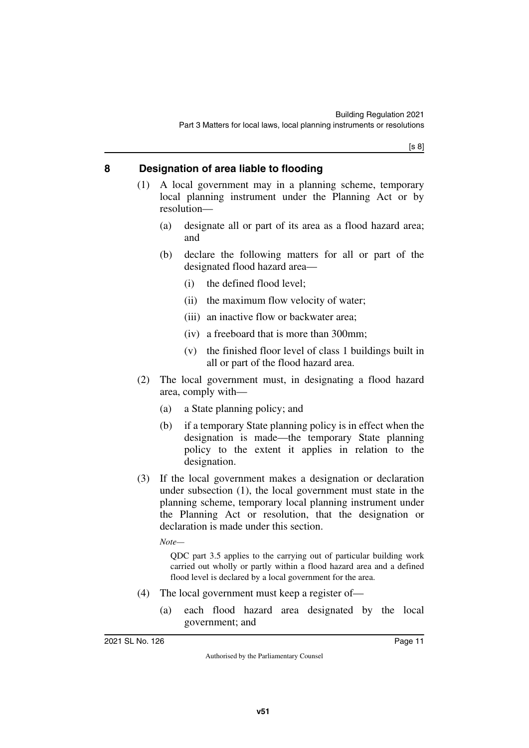## 8 Designation of area liable to flooding

(1) A local government may in a planning scheme, temporary local planning instrument under the Planning Act or by resolution—

(a) designate all or part of its area as a flood hazard area; and

(b) declare the following matters for all or part of the designated flood hazard area—

(i) the defined flood level;

(ii) the maximum flow velocity of water;

(iii) an inactive flow or backwater area;

(iv) a freeboard that is more than 300mm;

(v) the finished floor level of class 1 buildings built in all or part of the flood hazard area.

(2) The local government must, in designating a flood hazard area, comply with—

(a) a State planning policy; and

(b) if a temporary State planning policy is in effect when the designation is made—the temporary State planning policy to the extent it applies in relation to the designation.

(3) If the local government makes a designation or declaration under subsection (1), the local government must state in the planning scheme, temporary local planning instrument under the Planning Act or resolution, that the designation or declaration is made under this section.

*Note—*

QDC part 3.5 applies to the carrying out of particular building work carried out wholly or partly within a flood hazard area and a defined flood level is declared by a local government for the area.

(4) The local government must keep a register of—

(a) each flood hazard area designated by the local government; and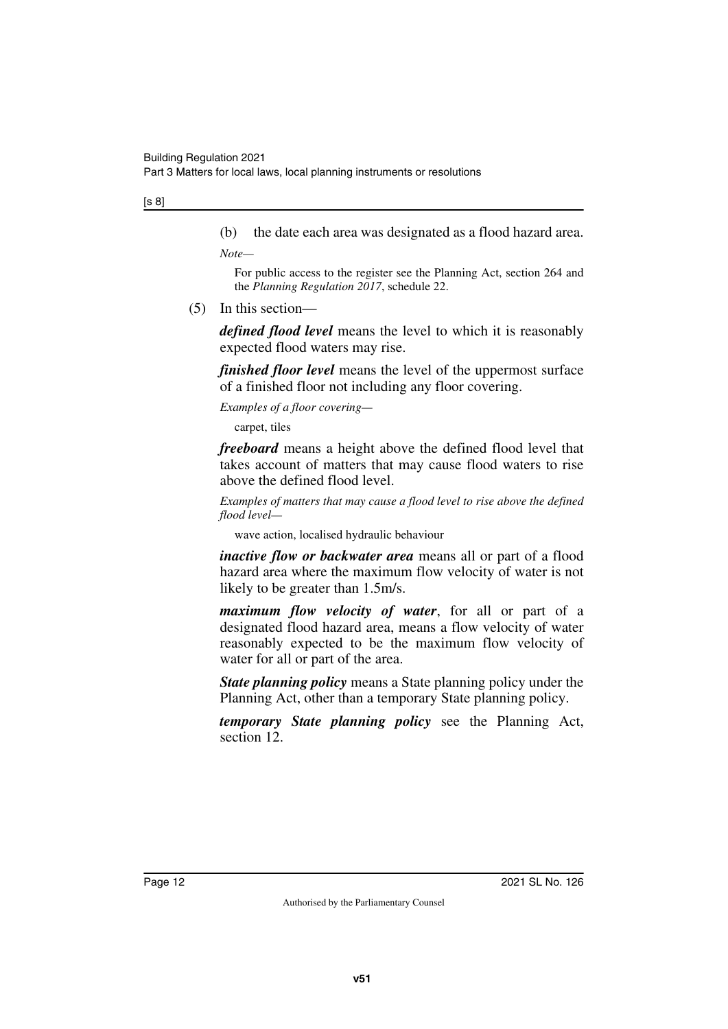(b) the date each area was designated as a flood hazard area.

*Note—*

For public access to the register see the Planning Act, section 264 and the *Planning Regulation 2017*, schedule 22.

(5) In this section—

***defined flood level*** means the level to which it is reasonably expected flood waters may rise.

***finished floor level*** means the level of the uppermost surface of a finished floor not including any floor covering.

*Examples of a floor covering—*

carpet, tiles

***freeboard*** means a height above the defined flood level that takes account of matters that may cause flood waters to rise above the defined flood level.

*Examples of matters that may cause a flood level to rise above the defined flood level—*

wave action, localised hydraulic behaviour

***inactive flow or backwater area*** means all or part of a flood hazard area where the maximum flow velocity of water is not likely to be greater than 1.5m/s.

***maximum flow velocity of water***, for all or part of a designated flood hazard area, means a flow velocity of water reasonably expected to be the maximum flow velocity of water for all or part of the area.

***State planning policy*** means a State planning policy under the Planning Act, other than a temporary State planning policy.

***temporary State planning policy*** see the Planning Act, section 12.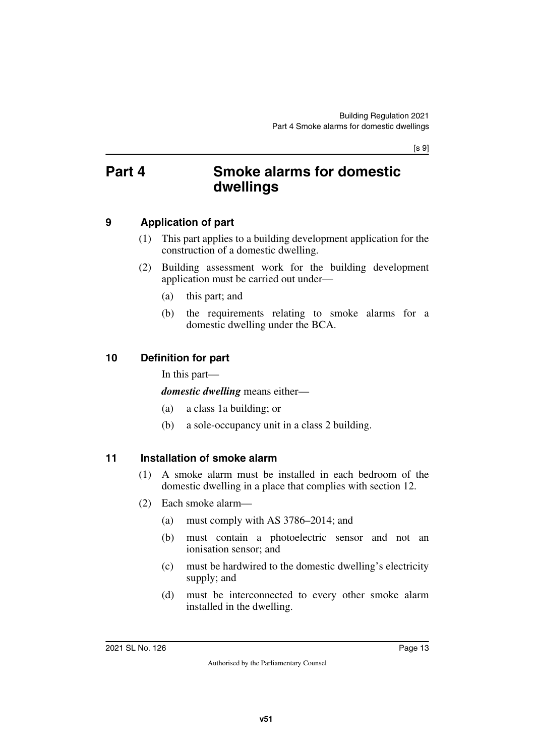# Part 4 Smoke alarms for domestic dwellings

## 9 Application of part

(1) This part applies to a building development application for the construction of a domestic dwelling.

(2) Building assessment work for the building development application must be carried out under—

(a) this part; and

(b) the requirements relating to smoke alarms for a domestic dwelling under the BCA.

## 10 Definition for part

In this part—

***domestic dwelling*** means either—

(a) a class 1a building; or

(b) a sole-occupancy unit in a class 2 building.

## 11 Installation of smoke alarm

(1) A smoke alarm must be installed in each bedroom of the domestic dwelling in a place that complies with section 12.

(2) Each smoke alarm—

(a) must comply with AS 3786–2014; and

(b) must contain a photoelectric sensor and not an ionisation sensor; and

(c) must be hardwired to the domestic dwelling's electricity supply; and

(d) must be interconnected to every other smoke alarm installed in the dwelling.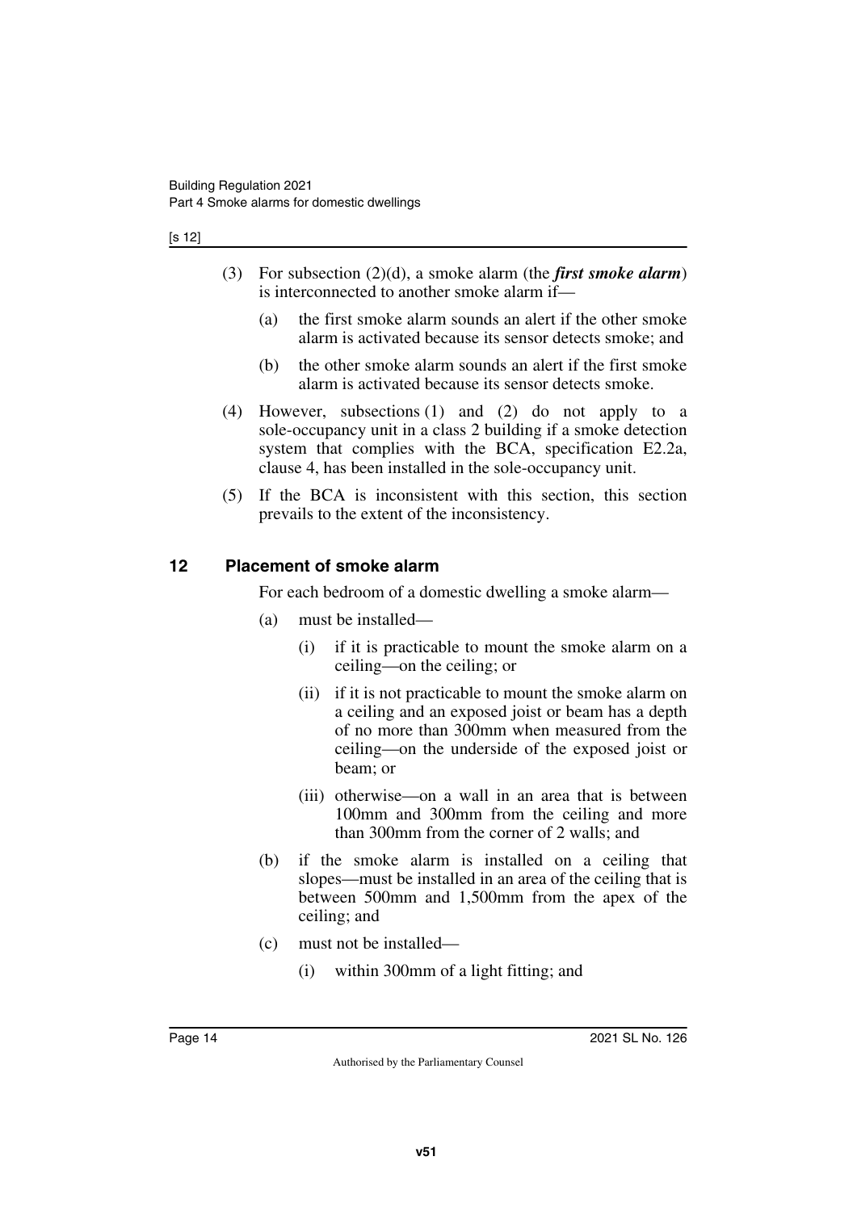(3) For subsection (2)(d), a smoke alarm (the ***first smoke alarm***) is interconnected to another smoke alarm if—

(a) the first smoke alarm sounds an alert if the other smoke alarm is activated because its sensor detects smoke; and

(b) the other smoke alarm sounds an alert if the first smoke alarm is activated because its sensor detects smoke.

(4) However, subsections (1) and (2) do not apply to a sole-occupancy unit in a class 2 building if a smoke detection system that complies with the BCA, specification E2.2a, clause 4, has been installed in the sole-occupancy unit.

(5) If the BCA is inconsistent with this section, this section prevails to the extent of the inconsistency.

## 12 Placement of smoke alarm

For each bedroom of a domestic dwelling a smoke alarm—

(a) must be installed—

(i) if it is practicable to mount the smoke alarm on a ceiling—on the ceiling; or

(ii) if it is not practicable to mount the smoke alarm on a ceiling and an exposed joist or beam has a depth of no more than 300mm when measured from the ceiling—on the underside of the exposed joist or beam; or

(iii) otherwise—on a wall in an area that is between 100mm and 300mm from the ceiling and more than 300mm from the corner of 2 walls; and

(b) if the smoke alarm is installed on a ceiling that slopes—must be installed in an area of the ceiling that is between 500mm and 1,500mm from the apex of the ceiling; and

(c) must not be installed—

(i) within 300mm of a light fitting; and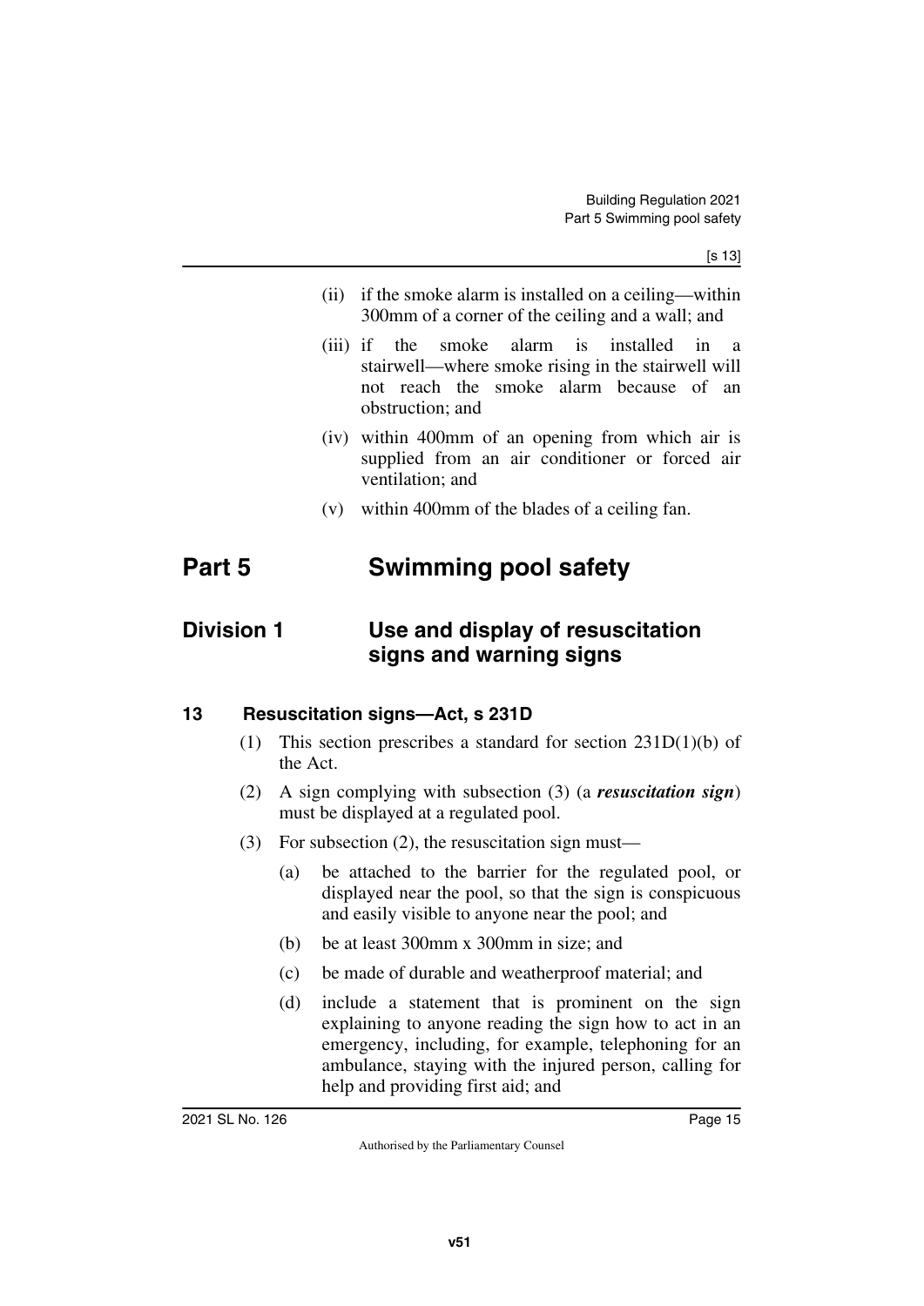(ii) if the smoke alarm is installed on a ceiling—within 300mm of a corner of the ceiling and a wall; and

(iii) if the smoke alarm is installed in a stairwell—where smoke rising in the stairwell will not reach the smoke alarm because of an obstruction; and

(iv) within 400mm of an opening from which air is supplied from an air conditioner or forced air ventilation; and

(v) within 400mm of the blades of a ceiling fan.

# Part 5 Swimming pool safety

## Division 1 Use and display of resuscitation signs and warning signs

### 13 Resuscitation signs—Act, s 231D

(1) This section prescribes a standard for section 231D(1)(b) of the Act.

(2) A sign complying with subsection (3) (a ***resuscitation sign***) must be displayed at a regulated pool.

(3) For subsection (2), the resuscitation sign must—

(a) be attached to the barrier for the regulated pool, or displayed near the pool, so that the sign is conspicuous and easily visible to anyone near the pool; and

(b) be at least 300mm x 300mm in size; and

(c) be made of durable and weatherproof material; and

(d) include a statement that is prominent on the sign explaining to anyone reading the sign how to act in an emergency, including, for example, telephoning for an ambulance, staying with the injured person, calling for help and providing first aid; and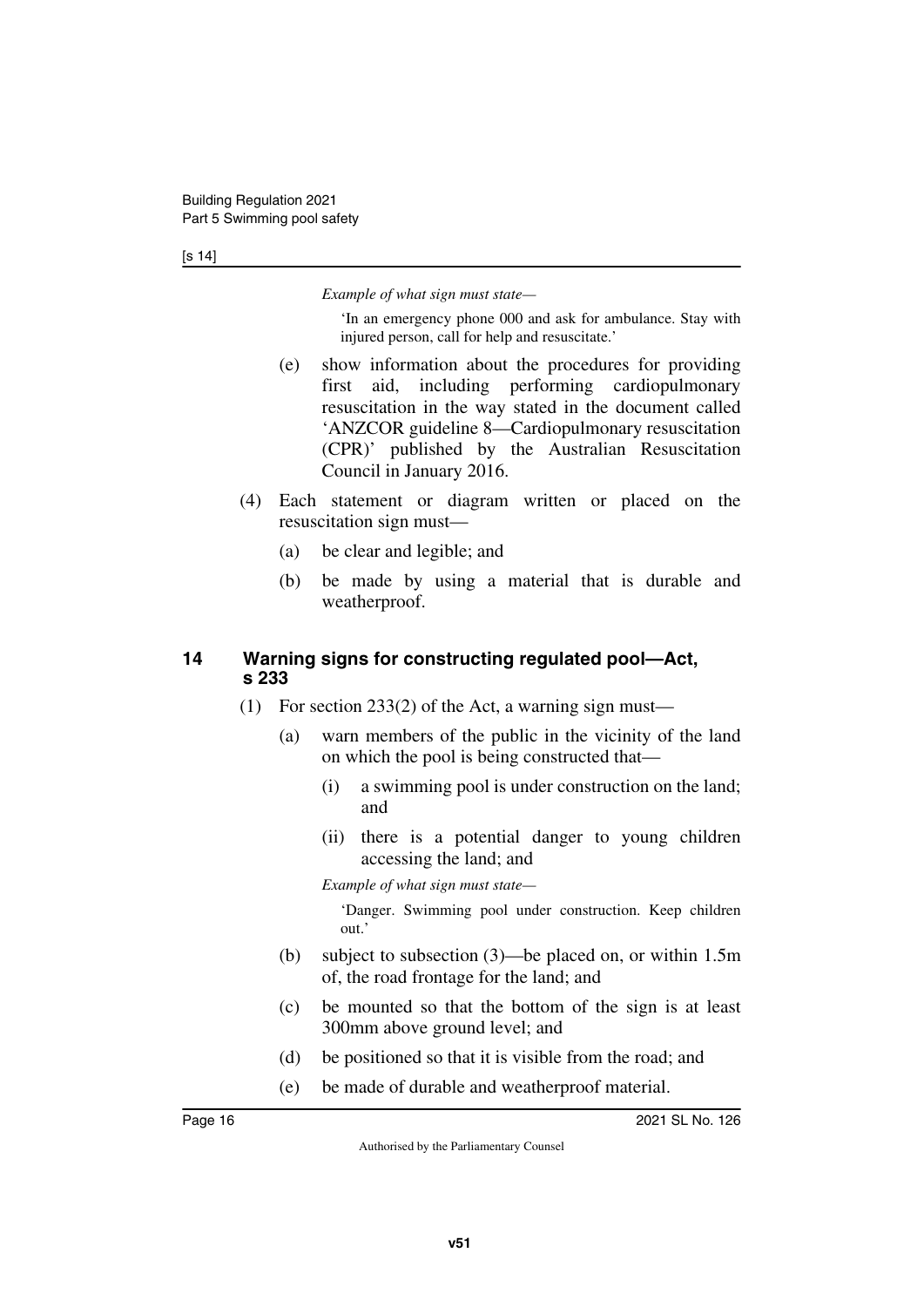*Example of what sign must state—*

'In an emergency phone 000 and ask for ambulance. Stay with injured person, call for help and resuscitate.'

(e) show information about the procedures for providing first aid, including performing cardiopulmonary resuscitation in the way stated in the document called 'ANZCOR guideline 8—Cardiopulmonary resuscitation (CPR)' published by the Australian Resuscitation Council in January 2016.

(4) Each statement or diagram written or placed on the resuscitation sign must—

(a) be clear and legible; and

(b) be made by using a material that is durable and weatherproof.

## 14 Warning signs for constructing regulated pool—Act, s 233

(1) For section 233(2) of the Act, a warning sign must—

(a) warn members of the public in the vicinity of the land on which the pool is being constructed that—

(i) a swimming pool is under construction on the land; and

(ii) there is a potential danger to young children accessing the land; and

*Example of what sign must state—*

'Danger. Swimming pool under construction. Keep children out.'

(b) subject to subsection (3)—be placed on, or within 1.5m of, the road frontage for the land; and

(c) be mounted so that the bottom of the sign is at least 300mm above ground level; and

(d) be positioned so that it is visible from the road; and

(e) be made of durable and weatherproof material.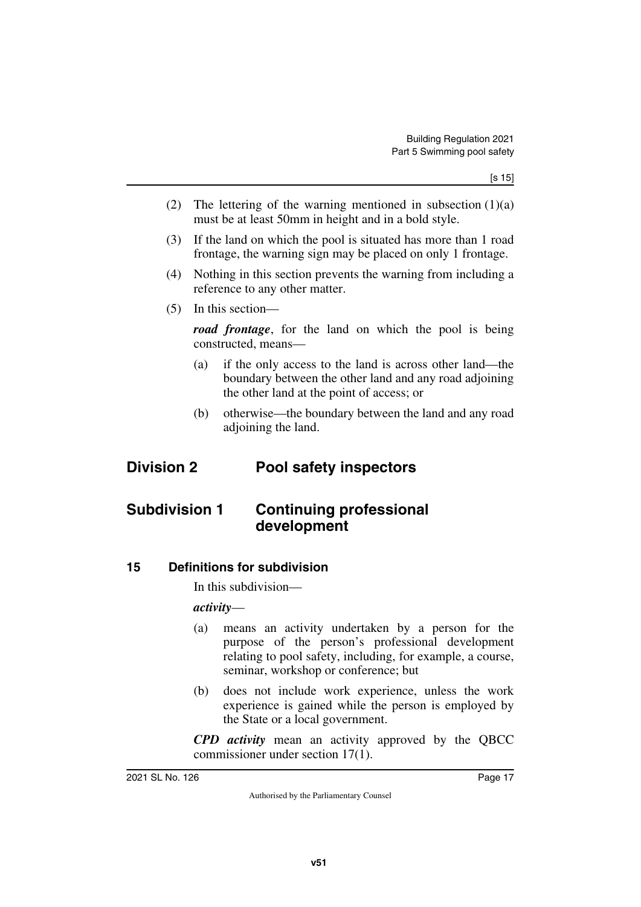(2) The lettering of the warning mentioned in subsection (1)(a) must be at least 50mm in height and in a bold style.

(3) If the land on which the pool is situated has more than 1 road frontage, the warning sign may be placed on only 1 frontage.

(4) Nothing in this section prevents the warning from including a reference to any other matter.

(5) In this section—

***road frontage***, for the land on which the pool is being constructed, means—

(a) if the only access to the land is across other land—the boundary between the other land and any road adjoining the other land at the point of access; or

(b) otherwise—the boundary between the land and any road adjoining the land.

## Division 2 Pool safety inspectors

### Subdivision 1 Continuing professional development

#### 15 Definitions for subdivision

In this subdivision—

***activity***—

(a) means an activity undertaken by a person for the purpose of the person's professional development relating to pool safety, including, for example, a course, seminar, workshop or conference; but

(b) does not include work experience, unless the work experience is gained while the person is employed by the State or a local government.

***CPD activity*** mean an activity approved by the QBCC commissioner under section 17(1).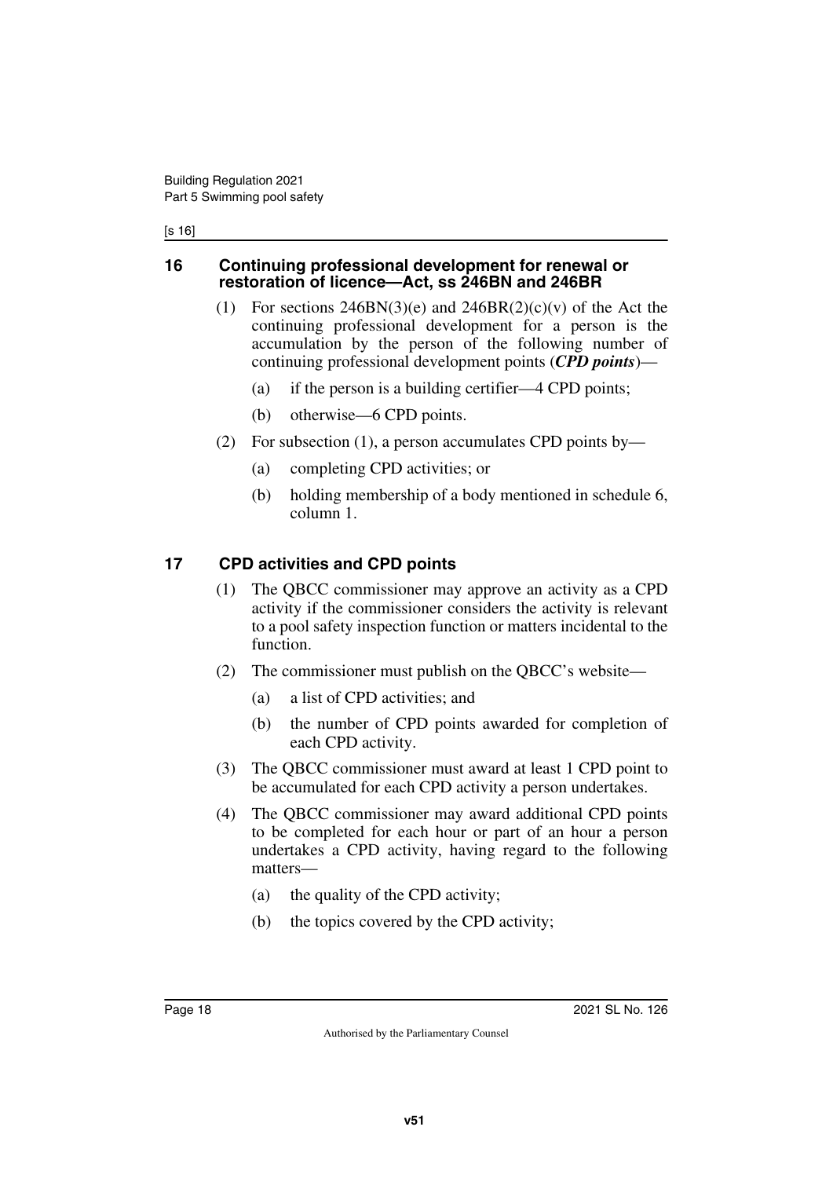## 16 Continuing professional development for renewal or restoration of licence—Act, ss 246BN and 246BR

(1) For sections 246BN(3)(e) and 246BR(2)(c)(v) of the Act the continuing professional development for a person is the accumulation by the person of the following number of continuing professional development points (***CPD points***)—

(a) if the person is a building certifier—4 CPD points;

(b) otherwise—6 CPD points.

(2) For subsection (1), a person accumulates CPD points by—

(a) completing CPD activities; or

(b) holding membership of a body mentioned in schedule 6, column 1.

## 17 CPD activities and CPD points

(1) The QBCC commissioner may approve an activity as a CPD activity if the commissioner considers the activity is relevant to a pool safety inspection function or matters incidental to the function.

(2) The commissioner must publish on the QBCC's website—

(a) a list of CPD activities; and

(b) the number of CPD points awarded for completion of each CPD activity.

(3) The QBCC commissioner must award at least 1 CPD point to be accumulated for each CPD activity a person undertakes.

(4) The QBCC commissioner may award additional CPD points to be completed for each hour or part of an hour a person undertakes a CPD activity, having regard to the following matters—

(a) the quality of the CPD activity;

(b) the topics covered by the CPD activity;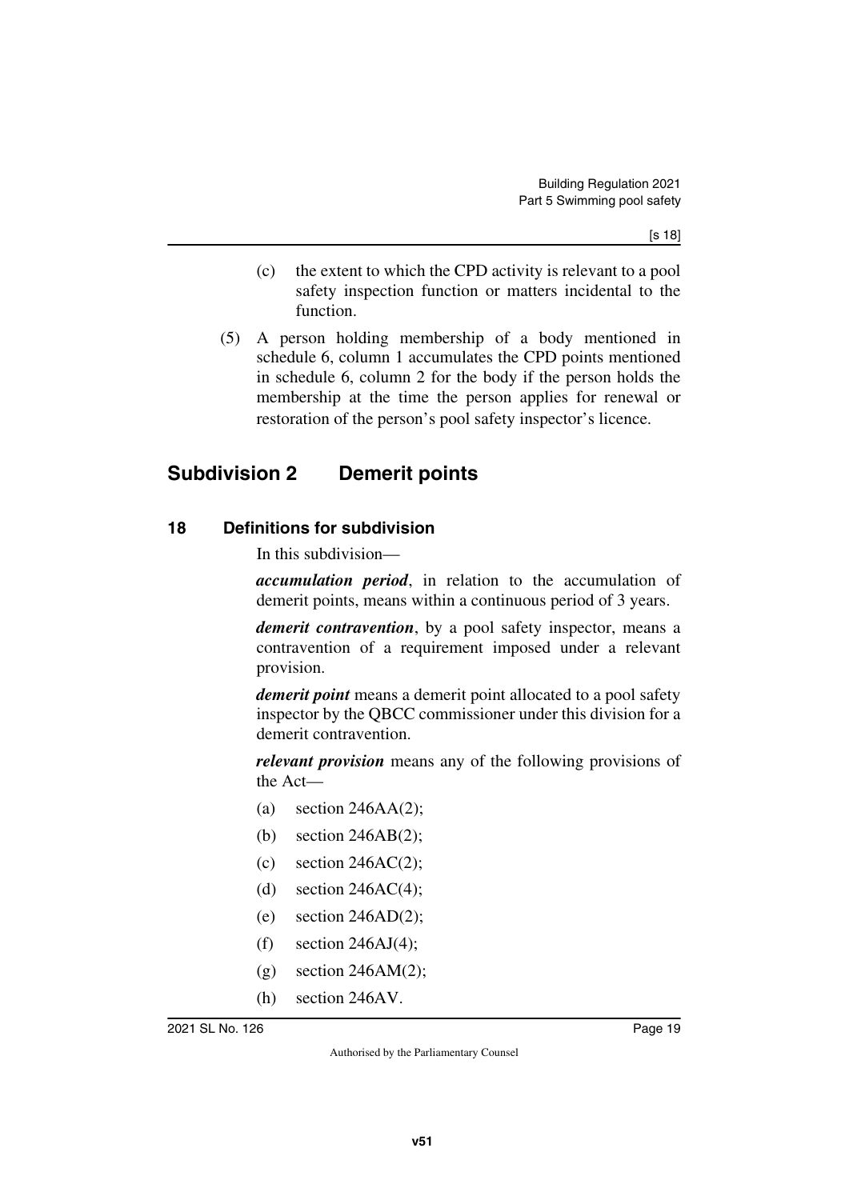(c) the extent to which the CPD activity is relevant to a pool safety inspection function or matters incidental to the function.

(5) A person holding membership of a body mentioned in schedule 6, column 1 accumulates the CPD points mentioned in schedule 6, column 2 for the body if the person holds the membership at the time the person applies for renewal or restoration of the person's pool safety inspector's licence.

## Subdivision 2 Demerit points

### 18 Definitions for subdivision

In this subdivision—

***accumulation period***, in relation to the accumulation of demerit points, means within a continuous period of 3 years.

***demerit contravention***, by a pool safety inspector, means a contravention of a requirement imposed under a relevant provision.

***demerit point*** means a demerit point allocated to a pool safety inspector by the QBCC commissioner under this division for a demerit contravention.

***relevant provision*** means any of the following provisions of the Act—

(a) section 246AA(2);

(b) section 246AB(2);

(c) section 246AC(2);

(d) section 246AC(4);

(e) section 246AD(2);

(f) section 246AJ(4);

(g) section 246AM(2);

(h) section 246AV.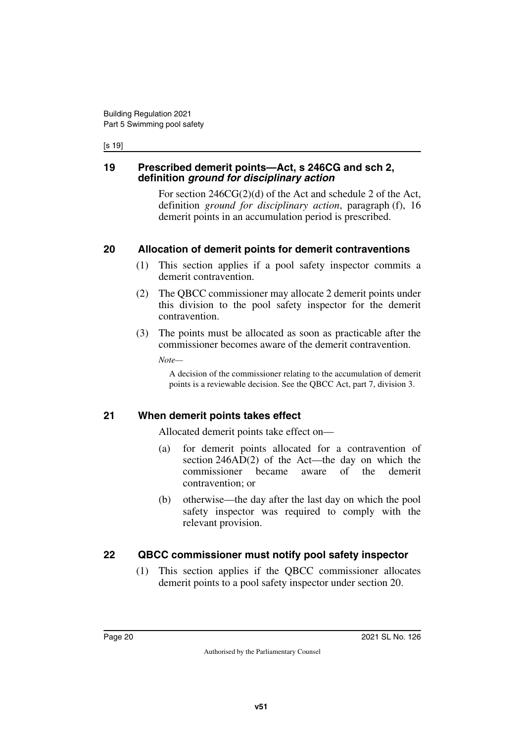## 19 Prescribed demerit points—Act, s 246CG and sch 2, definition *ground for disciplinary action*

For section 246CG(2)(d) of the Act and schedule 2 of the Act, definition *ground for disciplinary action*, paragraph (f), 16 demerit points in an accumulation period is prescribed.

## 20 Allocation of demerit points for demerit contraventions

(1) This section applies if a pool safety inspector commits a demerit contravention.

(2) The QBCC commissioner may allocate 2 demerit points under this division to the pool safety inspector for the demerit contravention.

(3) The points must be allocated as soon as practicable after the commissioner becomes aware of the demerit contravention.

*Note—*

A decision of the commissioner relating to the accumulation of demerit points is a reviewable decision. See the QBCC Act, part 7, division 3.

## 21 When demerit points takes effect

Allocated demerit points take effect on—

(a) for demerit points allocated for a contravention of section 246AD(2) of the Act—the day on which the commissioner became aware of the demerit contravention; or

(b) otherwise—the day after the last day on which the pool safety inspector was required to comply with the relevant provision.

## 22 QBCC commissioner must notify pool safety inspector

(1) This section applies if the QBCC commissioner allocates demerit points to a pool safety inspector under section 20.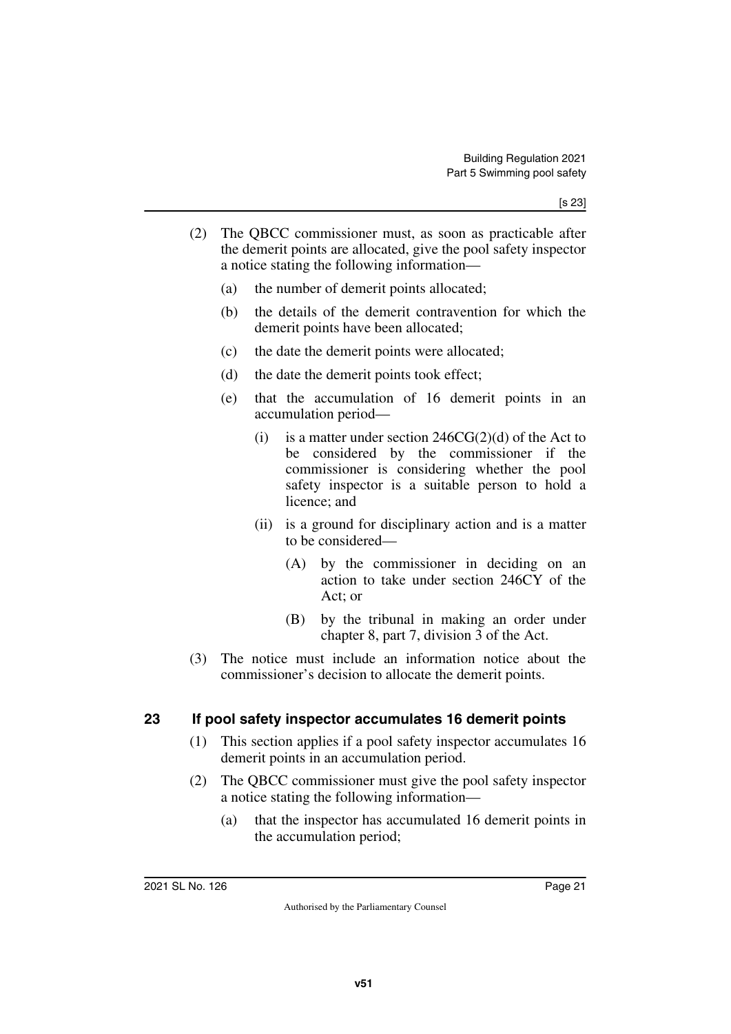(2) The QBCC commissioner must, as soon as practicable after the demerit points are allocated, give the pool safety inspector a notice stating the following information—

(a) the number of demerit points allocated;

(b) the details of the demerit contravention for which the demerit points have been allocated;

(c) the date the demerit points were allocated;

(d) the date the demerit points took effect;

(e) that the accumulation of 16 demerit points in an accumulation period—

(i) is a matter under section 246CG(2)(d) of the Act to be considered by the commissioner if the commissioner is considering whether the pool safety inspector is a suitable person to hold a licence; and

(ii) is a ground for disciplinary action and is a matter to be considered—

(A) by the commissioner in deciding on an action to take under section 246CY of the Act; or

(B) by the tribunal in making an order under chapter 8, part 7, division 3 of the Act.

(3) The notice must include an information notice about the commissioner's decision to allocate the demerit points.

## 23 If pool safety inspector accumulates 16 demerit points

(1) This section applies if a pool safety inspector accumulates 16 demerit points in an accumulation period.

(2) The QBCC commissioner must give the pool safety inspector a notice stating the following information—

(a) that the inspector has accumulated 16 demerit points in the accumulation period;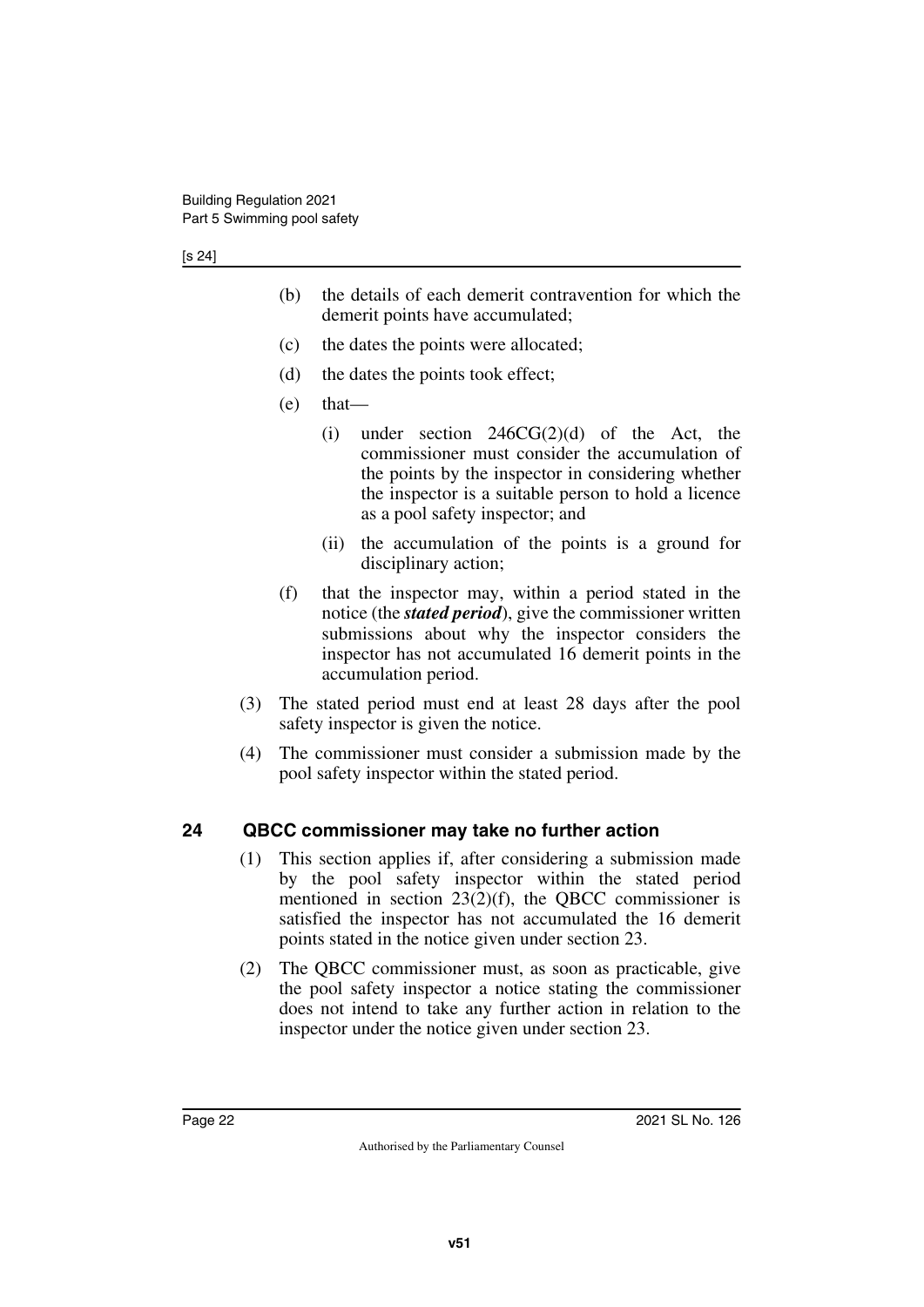(b) the details of each demerit contravention for which the demerit points have accumulated;

(c) the dates the points were allocated;

(d) the dates the points took effect;

(e) that—

(i) under section 246CG(2)(d) of the Act, the commissioner must consider the accumulation of the points by the inspector in considering whether the inspector is a suitable person to hold a licence as a pool safety inspector; and

(ii) the accumulation of the points is a ground for disciplinary action;

(f) that the inspector may, within a period stated in the notice (the ***stated period***), give the commissioner written submissions about why the inspector considers the inspector has not accumulated 16 demerit points in the accumulation period.

(3) The stated period must end at least 28 days after the pool safety inspector is given the notice.

(4) The commissioner must consider a submission made by the pool safety inspector within the stated period.

## 24 QBCC commissioner may take no further action

(1) This section applies if, after considering a submission made by the pool safety inspector within the stated period mentioned in section 23(2)(f), the QBCC commissioner is satisfied the inspector has not accumulated the 16 demerit points stated in the notice given under section 23.

(2) The QBCC commissioner must, as soon as practicable, give the pool safety inspector a notice stating the commissioner does not intend to take any further action in relation to the inspector under the notice given under section 23.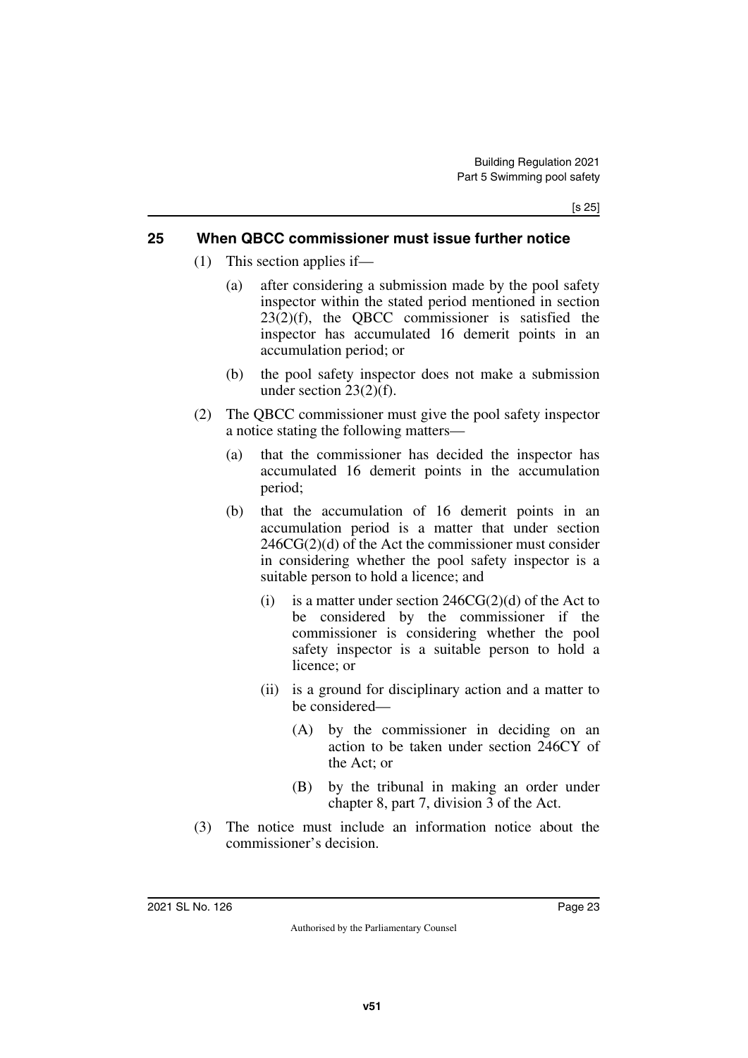## 25 When QBCC commissioner must issue further notice

(1) This section applies if—

(a) after considering a submission made by the pool safety inspector within the stated period mentioned in section 23(2)(f), the QBCC commissioner is satisfied the inspector has accumulated 16 demerit points in an accumulation period; or

(b) the pool safety inspector does not make a submission under section 23(2)(f).

(2) The QBCC commissioner must give the pool safety inspector a notice stating the following matters—

(a) that the commissioner has decided the inspector has accumulated 16 demerit points in the accumulation period;

(b) that the accumulation of 16 demerit points in an accumulation period is a matter that under section 246CG(2)(d) of the Act the commissioner must consider in considering whether the pool safety inspector is a suitable person to hold a licence; and

(i) is a matter under section 246CG(2)(d) of the Act to be considered by the commissioner if the commissioner is considering whether the pool safety inspector is a suitable person to hold a licence; or

(ii) is a ground for disciplinary action and a matter to be considered—

(A) by the commissioner in deciding on an action to be taken under section 246CY of the Act; or

(B) by the tribunal in making an order under chapter 8, part 7, division 3 of the Act.

(3) The notice must include an information notice about the commissioner's decision.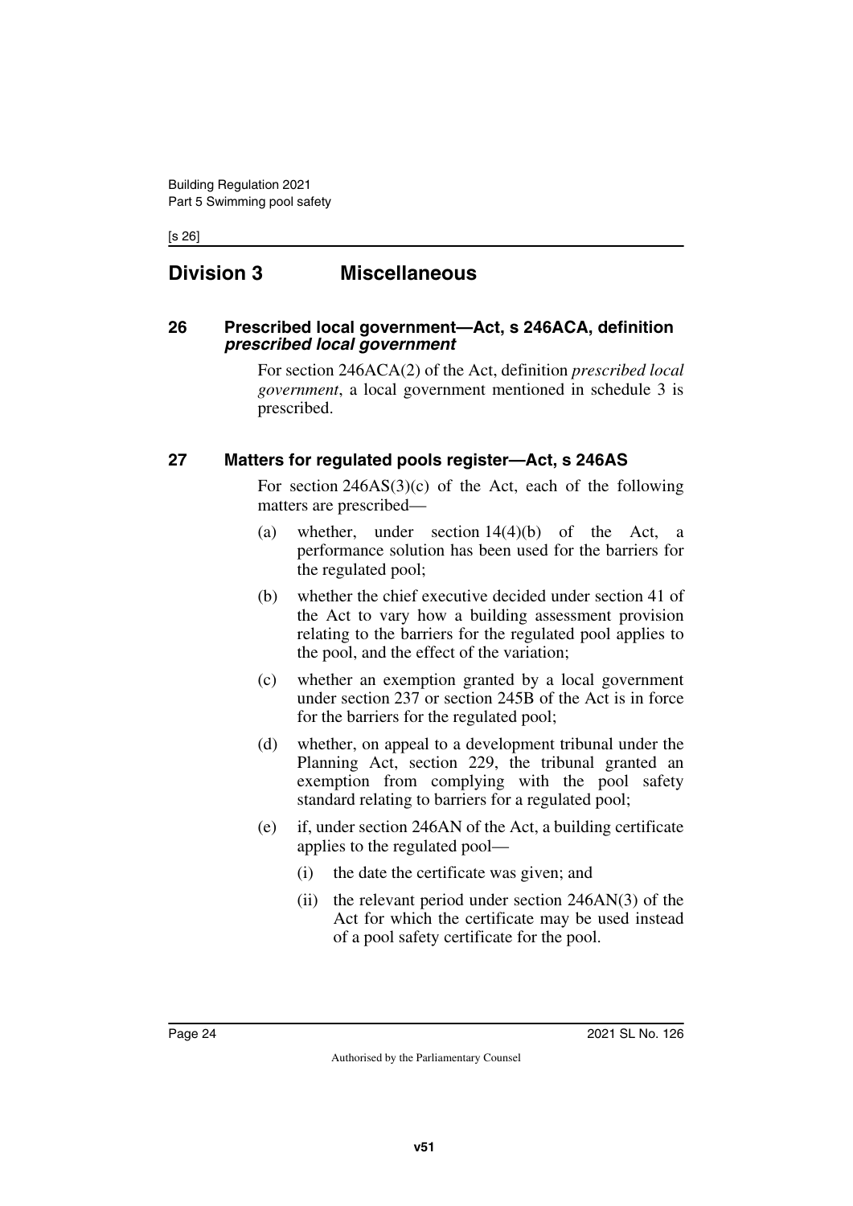## Division 3 Miscellaneous

### 26 Prescribed local government—Act, s 246ACA, definition *prescribed local government*

For section 246ACA(2) of the Act, definition *prescribed local government*, a local government mentioned in schedule 3 is prescribed.

### 27 Matters for regulated pools register—Act, s 246AS

For section 246AS(3)(c) of the Act, each of the following matters are prescribed—

- (a) whether, under section 14(4)(b) of the Act, a performance solution has been used for the barriers for the regulated pool;
- (b) whether the chief executive decided under section 41 of the Act to vary how a building assessment provision relating to the barriers for the regulated pool applies to the pool, and the effect of the variation;
- (c) whether an exemption granted by a local government under section 237 or section 245B of the Act is in force for the barriers for the regulated pool;
- (d) whether, on appeal to a development tribunal under the Planning Act, section 229, the tribunal granted an exemption from complying with the pool safety standard relating to barriers for a regulated pool;
- (e) if, under section 246AN of the Act, a building certificate applies to the regulated pool—
  - (i) the date the certificate was given; and
  - (ii) the relevant period under section 246AN(3) of the Act for which the certificate may be used instead of a pool safety certificate for the pool.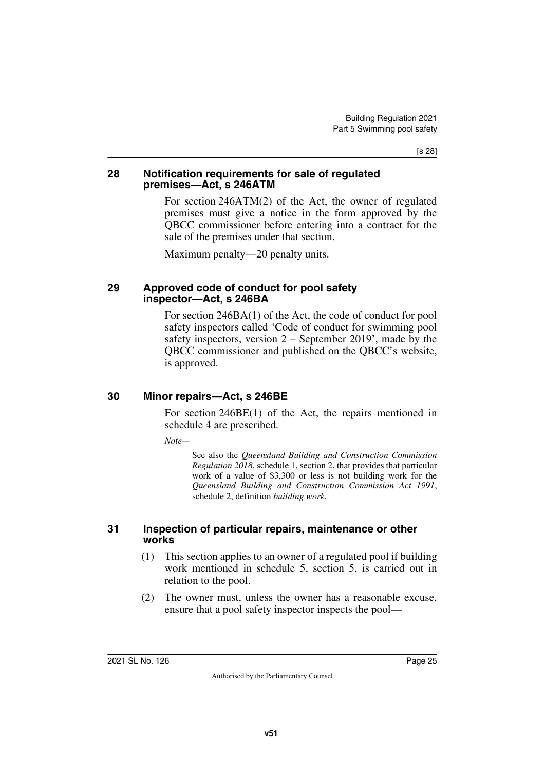## 28 Notification requirements for sale of regulated premises—Act, s 246ATM

For section 246ATM(2) of the Act, the owner of regulated premises must give a notice in the form approved by the QBCC commissioner before entering into a contract for the sale of the premises under that section.

Maximum penalty—20 penalty units.

## 29 Approved code of conduct for pool safety inspector—Act, s 246BA

For section 246BA(1) of the Act, the code of conduct for pool safety inspectors called 'Code of conduct for swimming pool safety inspectors, version 2 – September 2019', made by the QBCC commissioner and published on the QBCC's website, is approved.

## 30 Minor repairs—Act, s 246BE

For section 246BE(1) of the Act, the repairs mentioned in schedule 4 are prescribed.

*Note—*

> See also the *Queensland Building and Construction Commission Regulation 2018*, schedule 1, section 2, that provides that particular work of a value of $3,300 or less is not building work for the *Queensland Building and Construction Commission Act 1991*, schedule 2, definition *building work*.

## 31 Inspection of particular repairs, maintenance or other works

(1) This section applies to an owner of a regulated pool if building work mentioned in schedule 5, section 5, is carried out in relation to the pool.

(2) The owner must, unless the owner has a reasonable excuse, ensure that a pool safety inspector inspects the pool—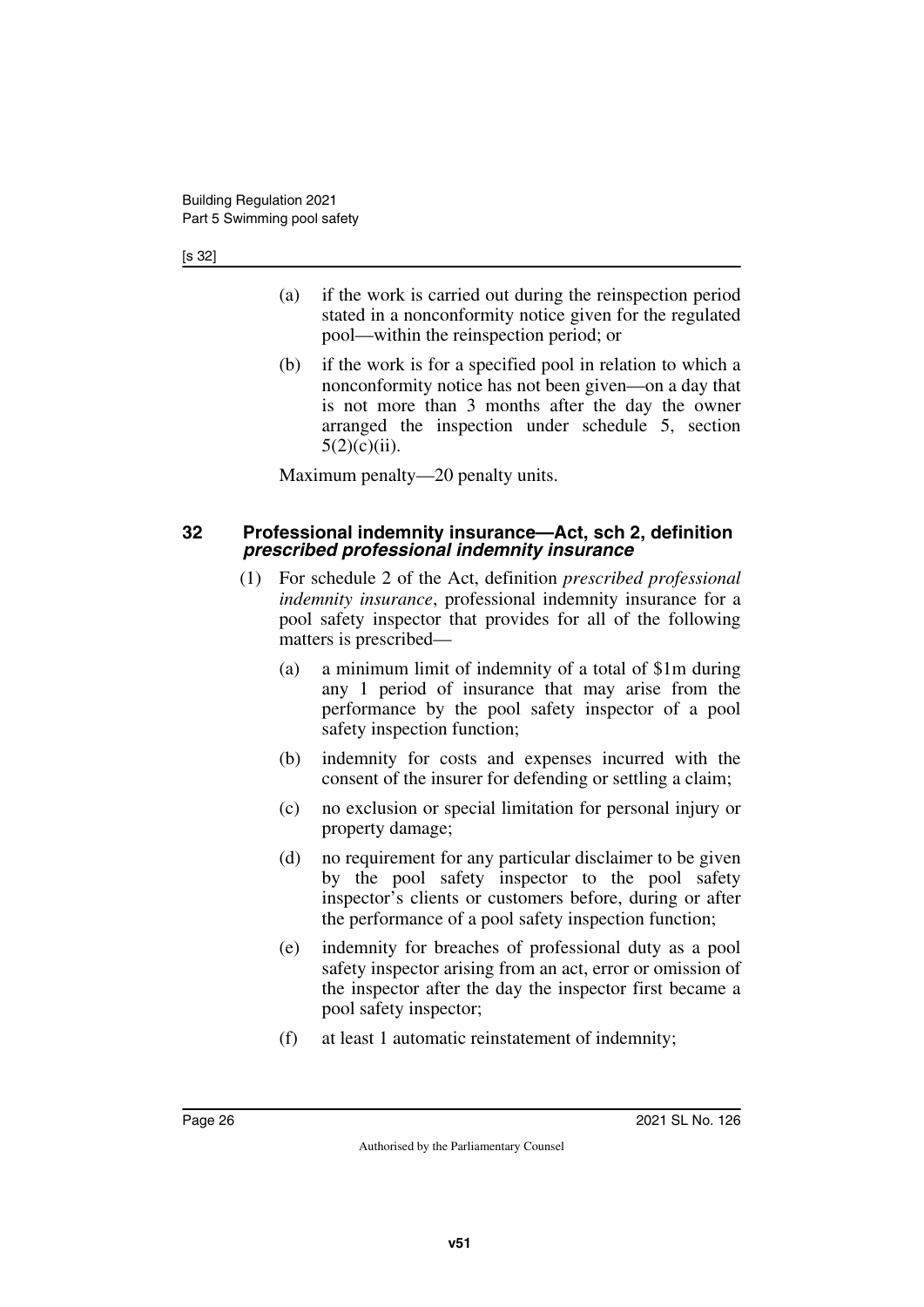(a) if the work is carried out during the reinspection period stated in a nonconformity notice given for the regulated pool—within the reinspection period; or

(b) if the work is for a specified pool in relation to which a nonconformity notice has not been given—on a day that is not more than 3 months after the day the owner arranged the inspection under schedule 5, section 5(2)(c)(ii).

Maximum penalty—20 penalty units.

### 32 Professional indemnity insurance—Act, sch 2, definition *prescribed professional indemnity insurance*

(1) For schedule 2 of the Act, definition *prescribed professional indemnity insurance*, professional indemnity insurance for a pool safety inspector that provides for all of the following matters is prescribed—

(a) a minimum limit of indemnity of a total of $1m during any 1 period of insurance that may arise from the performance by the pool safety inspector of a pool safety inspection function;

(b) indemnity for costs and expenses incurred with the consent of the insurer for defending or settling a claim;

(c) no exclusion or special limitation for personal injury or property damage;

(d) no requirement for any particular disclaimer to be given by the pool safety inspector to the pool safety inspector's clients or customers before, during or after the performance of a pool safety inspection function;

(e) indemnity for breaches of professional duty as a pool safety inspector arising from an act, error or omission of the inspector after the day the inspector first became a pool safety inspector;

(f) at least 1 automatic reinstatement of indemnity;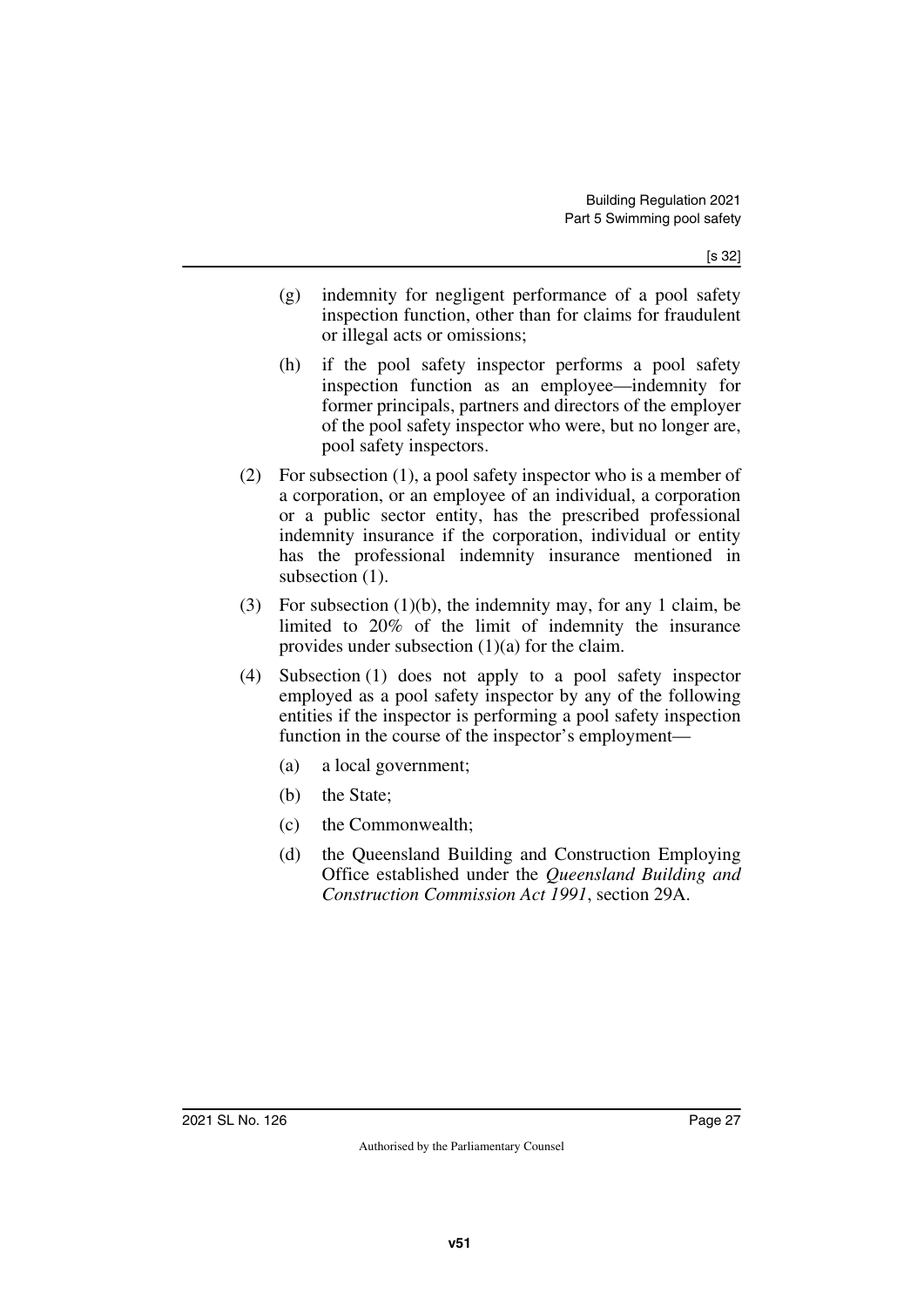(g) indemnity for negligent performance of a pool safety inspection function, other than for claims for fraudulent or illegal acts or omissions;

(h) if the pool safety inspector performs a pool safety inspection function as an employee—indemnity for former principals, partners and directors of the employer of the pool safety inspector who were, but no longer are, pool safety inspectors.

(2) For subsection (1), a pool safety inspector who is a member of a corporation, or an employee of an individual, a corporation or a public sector entity, has the prescribed professional indemnity insurance if the corporation, individual or entity has the professional indemnity insurance mentioned in subsection (1).

(3) For subsection (1)(b), the indemnity may, for any 1 claim, be limited to 20% of the limit of indemnity the insurance provides under subsection (1)(a) for the claim.

(4) Subsection (1) does not apply to a pool safety inspector employed as a pool safety inspector by any of the following entities if the inspector is performing a pool safety inspection function in the course of the inspector's employment—

(a) a local government;

(b) the State;

(c) the Commonwealth;

(d) the Queensland Building and Construction Employing Office established under the *Queensland Building and Construction Commission Act 1991*, section 29A.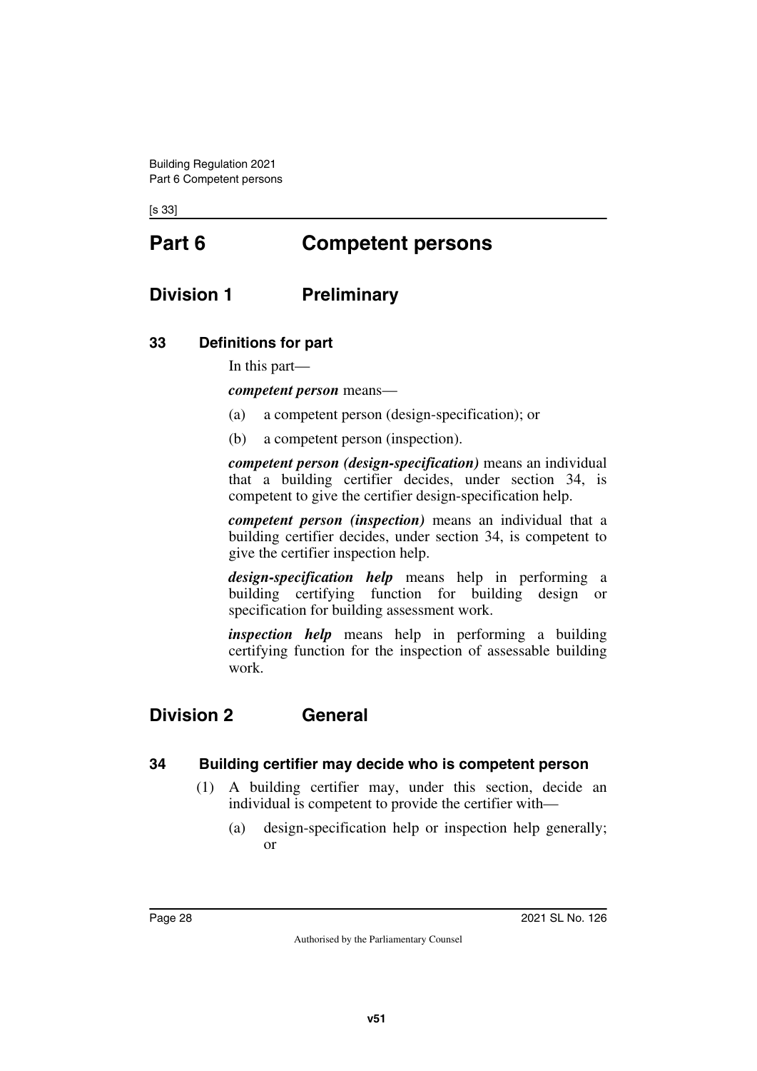# Part 6 Competent persons

## Division 1 Preliminary

### 33 Definitions for part

In this part—

***competent person*** means—

(a) a competent person (design-specification); or

(b) a competent person (inspection).

***competent person (design-specification)*** means an individual that a building certifier decides, under section 34, is competent to give the certifier design-specification help.

***competent person (inspection)*** means an individual that a building certifier decides, under section 34, is competent to give the certifier inspection help.

***design-specification help*** means help in performing a building certifying function for building design or specification for building assessment work.

***inspection help*** means help in performing a building certifying function for the inspection of assessable building work.

## Division 2 General

### 34 Building certifier may decide who is competent person

(1) A building certifier may, under this section, decide an individual is competent to provide the certifier with—

(a) design-specification help or inspection help generally; or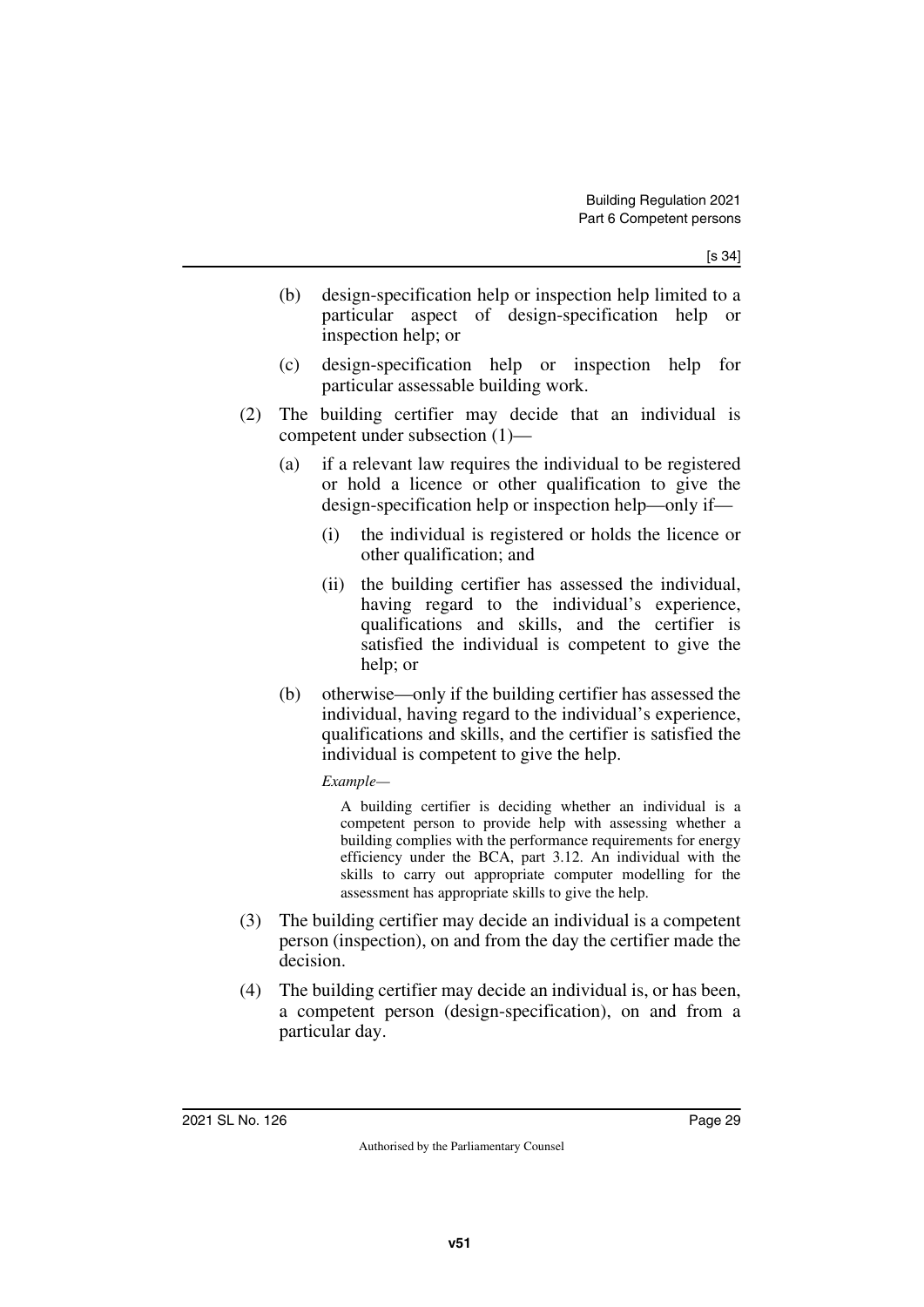(b) design-specification help or inspection help limited to a particular aspect of design-specification help or inspection help; or

(c) design-specification help or inspection help for particular assessable building work.

(2) The building certifier may decide that an individual is competent under subsection (1)—

(a) if a relevant law requires the individual to be registered or hold a licence or other qualification to give the design-specification help or inspection help—only if—

(i) the individual is registered or holds the licence or other qualification; and

(ii) the building certifier has assessed the individual, having regard to the individual's experience, qualifications and skills, and the certifier is satisfied the individual is competent to give the help; or

(b) otherwise—only if the building certifier has assessed the individual, having regard to the individual's experience, qualifications and skills, and the certifier is satisfied the individual is competent to give the help.

*Example—*

A building certifier is deciding whether an individual is a competent person to provide help with assessing whether a building complies with the performance requirements for energy efficiency under the BCA, part 3.12. An individual with the skills to carry out appropriate computer modelling for the assessment has appropriate skills to give the help.

(3) The building certifier may decide an individual is a competent person (inspection), on and from the day the certifier made the decision.

(4) The building certifier may decide an individual is, or has been, a competent person (design-specification), on and from a particular day.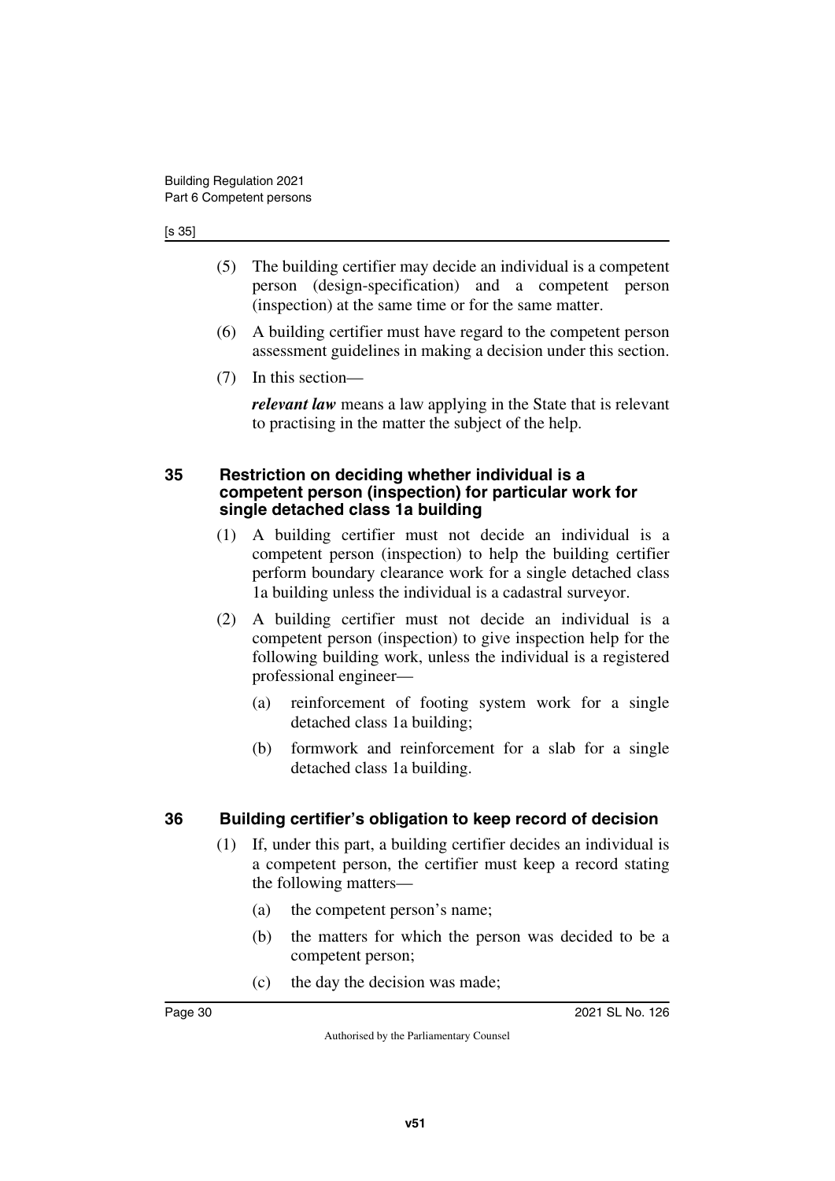(5) The building certifier may decide an individual is a competent person (design-specification) and a competent person (inspection) at the same time or for the same matter.

(6) A building certifier must have regard to the competent person assessment guidelines in making a decision under this section.

(7) In this section—

***relevant law*** means a law applying in the State that is relevant to practising in the matter the subject of the help.

## 35 Restriction on deciding whether individual is a competent person (inspection) for particular work for single detached class 1a building

(1) A building certifier must not decide an individual is a competent person (inspection) to help the building certifier perform boundary clearance work for a single detached class 1a building unless the individual is a cadastral surveyor.

(2) A building certifier must not decide an individual is a competent person (inspection) to give inspection help for the following building work, unless the individual is a registered professional engineer—

- (a) reinforcement of footing system work for a single detached class 1a building;
- (b) formwork and reinforcement for a slab for a single detached class 1a building.

## 36 Building certifier's obligation to keep record of decision

(1) If, under this part, a building certifier decides an individual is a competent person, the certifier must keep a record stating the following matters—

- (a) the competent person's name;
- (b) the matters for which the person was decided to be a competent person;
- (c) the day the decision was made;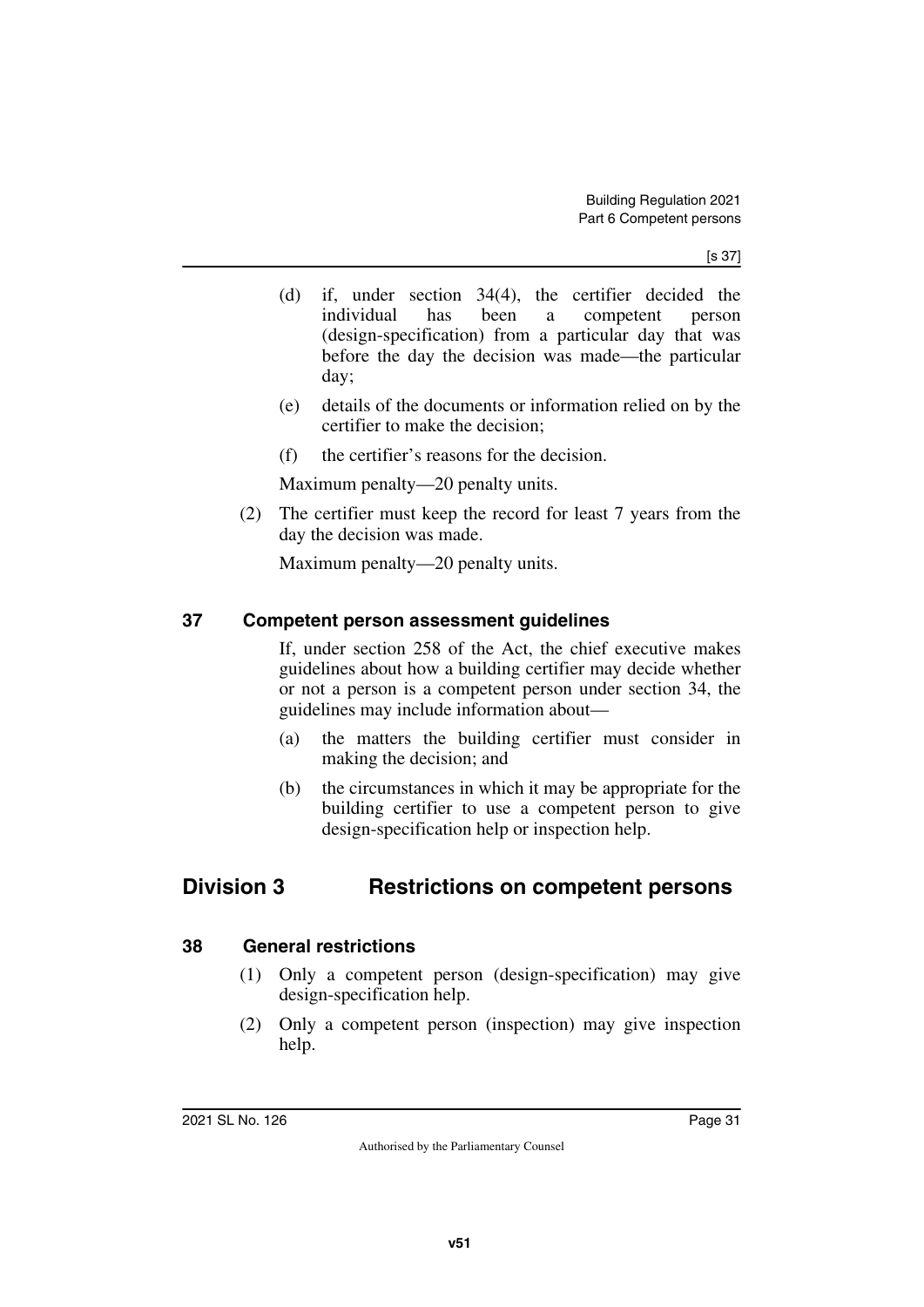(d) if, under section 34(4), the certifier decided the individual has been a competent person (design-specification) from a particular day that was before the day the decision was made—the particular day;

(e) details of the documents or information relied on by the certifier to make the decision;

(f) the certifier's reasons for the decision.

Maximum penalty—20 penalty units.

(2) The certifier must keep the record for least 7 years from the day the decision was made.

Maximum penalty—20 penalty units.

### 37 Competent person assessment guidelines

If, under section 258 of the Act, the chief executive makes guidelines about how a building certifier may decide whether or not a person is a competent person under section 34, the guidelines may include information about—

(a) the matters the building certifier must consider in making the decision; and

(b) the circumstances in which it may be appropriate for the building certifier to use a competent person to give design-specification help or inspection help.

## Division 3 Restrictions on competent persons

### 38 General restrictions

(1) Only a competent person (design-specification) may give design-specification help.

(2) Only a competent person (inspection) may give inspection help.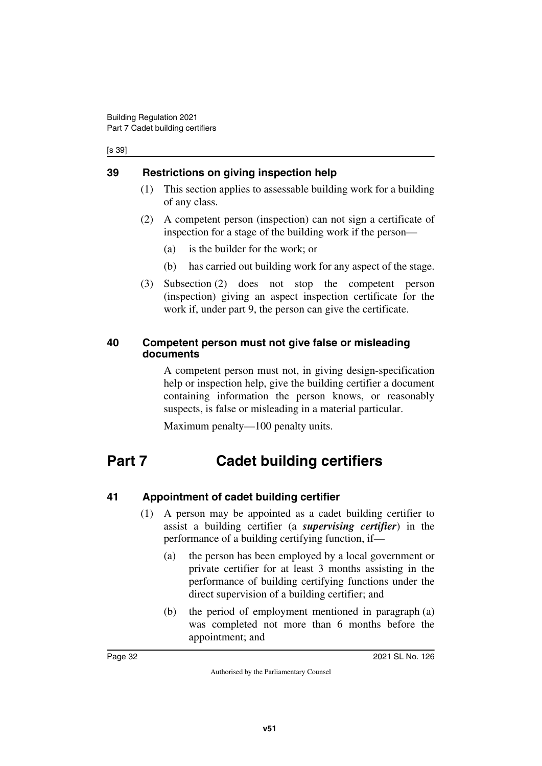### 39 Restrictions on giving inspection help

(1) This section applies to assessable building work for a building of any class.

(2) A competent person (inspection) can not sign a certificate of inspection for a stage of the building work if the person—

(a) is the builder for the work; or

(b) has carried out building work for any aspect of the stage.

(3) Subsection (2) does not stop the competent person (inspection) giving an aspect inspection certificate for the work if, under part 9, the person can give the certificate.

### 40 Competent person must not give false or misleading documents

A competent person must not, in giving design-specification help or inspection help, give the building certifier a document containing information the person knows, or reasonably suspects, is false or misleading in a material particular.

Maximum penalty—100 penalty units.

## Part 7 Cadet building certifiers

### 41 Appointment of cadet building certifier

(1) A person may be appointed as a cadet building certifier to assist a building certifier (a ***supervising certifier***) in the performance of a building certifying function, if—

(a) the person has been employed by a local government or private certifier for at least 3 months assisting in the performance of building certifying functions under the direct supervision of a building certifier; and

(b) the period of employment mentioned in paragraph (a) was completed not more than 6 months before the appointment; and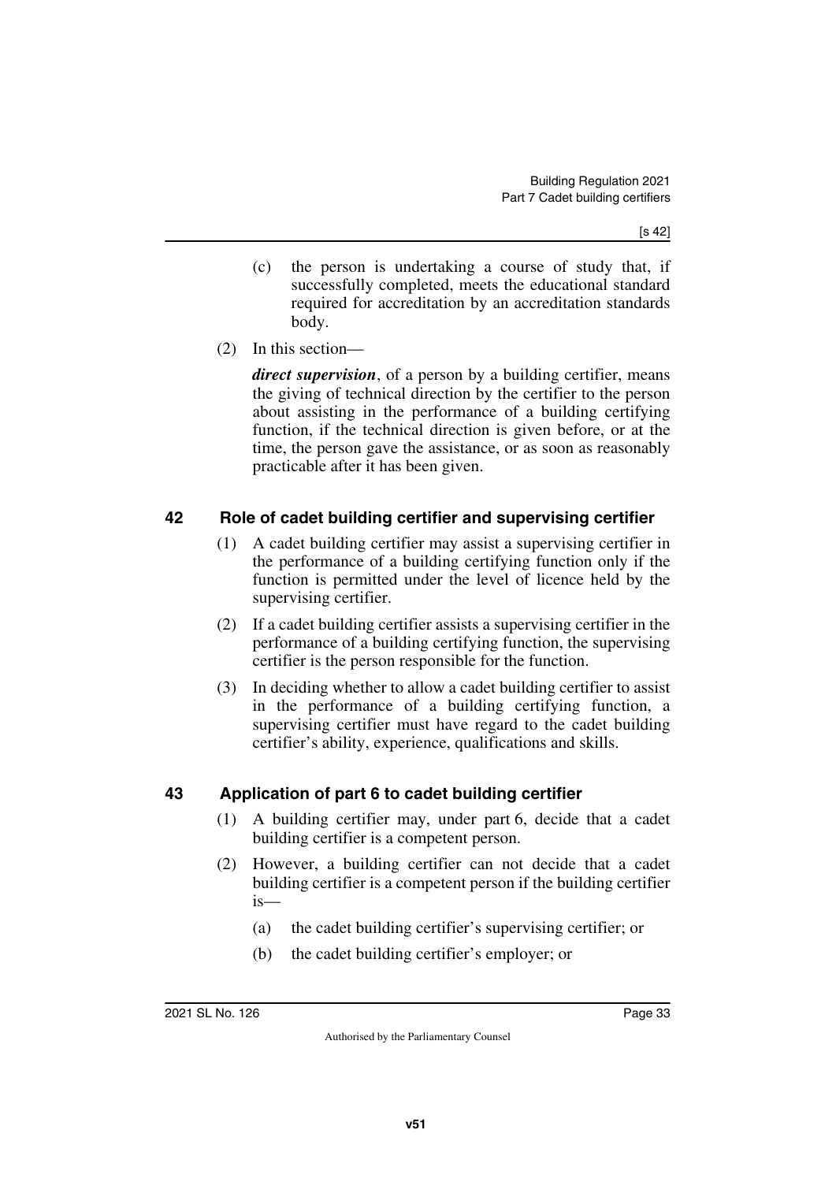(c) the person is undertaking a course of study that, if successfully completed, meets the educational standard required for accreditation by an accreditation standards body.

(2) In this section—

***direct supervision***, of a person by a building certifier, means the giving of technical direction by the certifier to the person about assisting in the performance of a building certifying function, if the technical direction is given before, or at the time, the person gave the assistance, or as soon as reasonably practicable after it has been given.

## 42 Role of cadet building certifier and supervising certifier

(1) A cadet building certifier may assist a supervising certifier in the performance of a building certifying function only if the function is permitted under the level of licence held by the supervising certifier.

(2) If a cadet building certifier assists a supervising certifier in the performance of a building certifying function, the supervising certifier is the person responsible for the function.

(3) In deciding whether to allow a cadet building certifier to assist in the performance of a building certifying function, a supervising certifier must have regard to the cadet building certifier's ability, experience, qualifications and skills.

## 43 Application of part 6 to cadet building certifier

(1) A building certifier may, under part 6, decide that a cadet building certifier is a competent person.

(2) However, a building certifier can not decide that a cadet building certifier is a competent person if the building certifier is—

(a) the cadet building certifier's supervising certifier; or

(b) the cadet building certifier's employer; or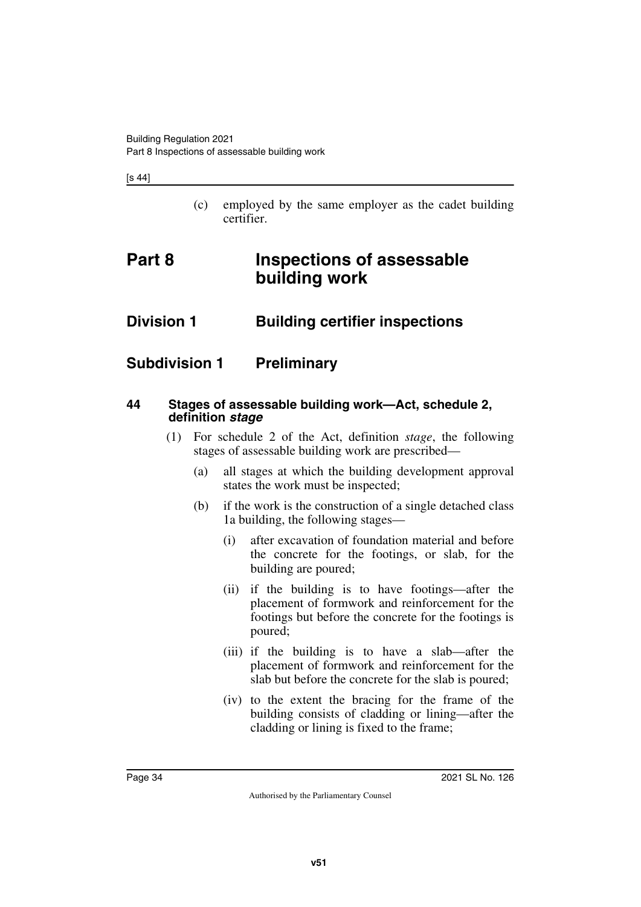(c) employed by the same employer as the cadet building certifier.

# Part 8 Inspections of assessable building work

## Division 1 Building certifier inspections

### Subdivision 1 Preliminary

#### 44 Stages of assessable building work—Act, schedule 2, definition *stage*

(1) For schedule 2 of the Act, definition *stage*, the following stages of assessable building work are prescribed—

(a) all stages at which the building development approval states the work must be inspected;

(b) if the work is the construction of a single detached class 1a building, the following stages—

(i) after excavation of foundation material and before the concrete for the footings, or slab, for the building are poured;

(ii) if the building is to have footings—after the placement of formwork and reinforcement for the footings but before the concrete for the footings is poured;

(iii) if the building is to have a slab—after the placement of formwork and reinforcement for the slab but before the concrete for the slab is poured;

(iv) to the extent the bracing for the frame of the building consists of cladding or lining—after the cladding or lining is fixed to the frame;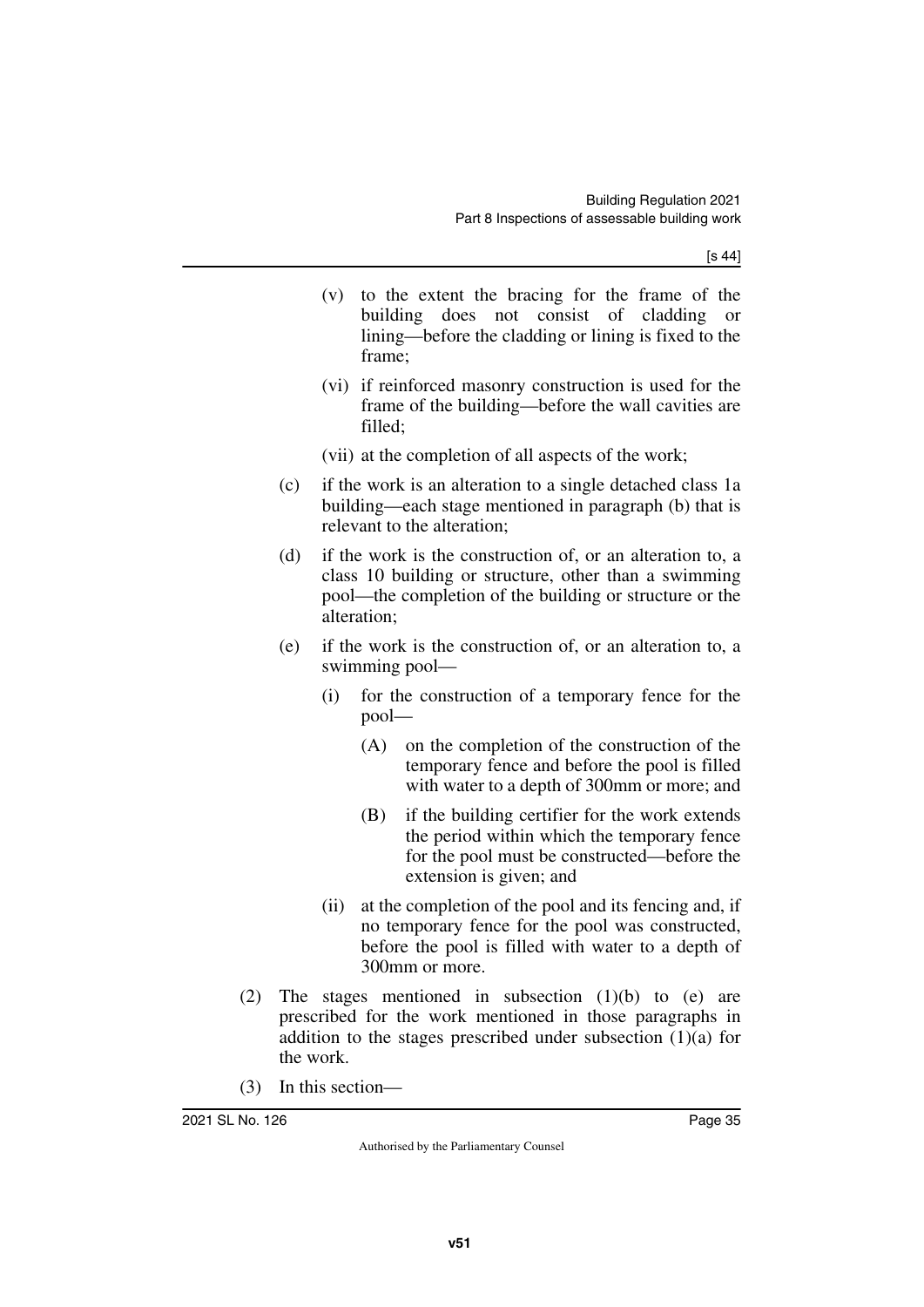(v) to the extent the bracing for the frame of the building does not consist of cladding or lining—before the cladding or lining is fixed to the frame;

(vi) if reinforced masonry construction is used for the frame of the building—before the wall cavities are filled;

(vii) at the completion of all aspects of the work;

(c) if the work is an alteration to a single detached class 1a building—each stage mentioned in paragraph (b) that is relevant to the alteration;

(d) if the work is the construction of, or an alteration to, a class 10 building or structure, other than a swimming pool—the completion of the building or structure or the alteration;

(e) if the work is the construction of, or an alteration to, a swimming pool—

(i) for the construction of a temporary fence for the pool—

(A) on the completion of the construction of the temporary fence and before the pool is filled with water to a depth of 300mm or more; and

(B) if the building certifier for the work extends the period within which the temporary fence for the pool must be constructed—before the extension is given; and

(ii) at the completion of the pool and its fencing and, if no temporary fence for the pool was constructed, before the pool is filled with water to a depth of 300mm or more.

(2) The stages mentioned in subsection (1)(b) to (e) are prescribed for the work mentioned in those paragraphs in addition to the stages prescribed under subsection (1)(a) for the work.

(3) In this section—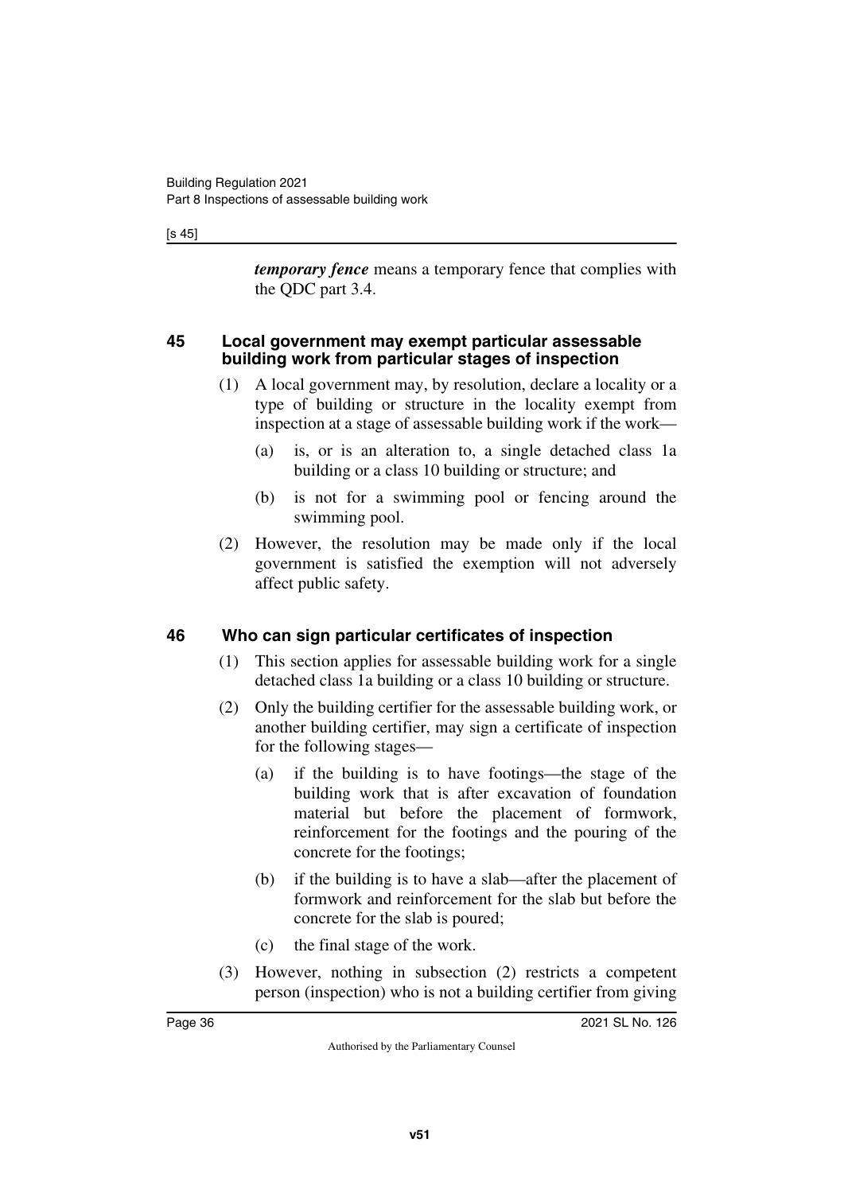***temporary fence*** means a temporary fence that complies with the QDC part 3.4.

## 45 Local government may exempt particular assessable building work from particular stages of inspection

(1) A local government may, by resolution, declare a locality or a type of building or structure in the locality exempt from inspection at a stage of assessable building work if the work—

(a) is, or is an alteration to, a single detached class 1a building or a class 10 building or structure; and

(b) is not for a swimming pool or fencing around the swimming pool.

(2) However, the resolution may be made only if the local government is satisfied the exemption will not adversely affect public safety.

## 46 Who can sign particular certificates of inspection

(1) This section applies for assessable building work for a single detached class 1a building or a class 10 building or structure.

(2) Only the building certifier for the assessable building work, or another building certifier, may sign a certificate of inspection for the following stages—

(a) if the building is to have footings—the stage of the building work that is after excavation of foundation material but before the placement of formwork, reinforcement for the footings and the pouring of the concrete for the footings;

(b) if the building is to have a slab—after the placement of formwork and reinforcement for the slab but before the concrete for the slab is poured;

(c) the final stage of the work.

(3) However, nothing in subsection (2) restricts a competent person (inspection) who is not a building certifier from giving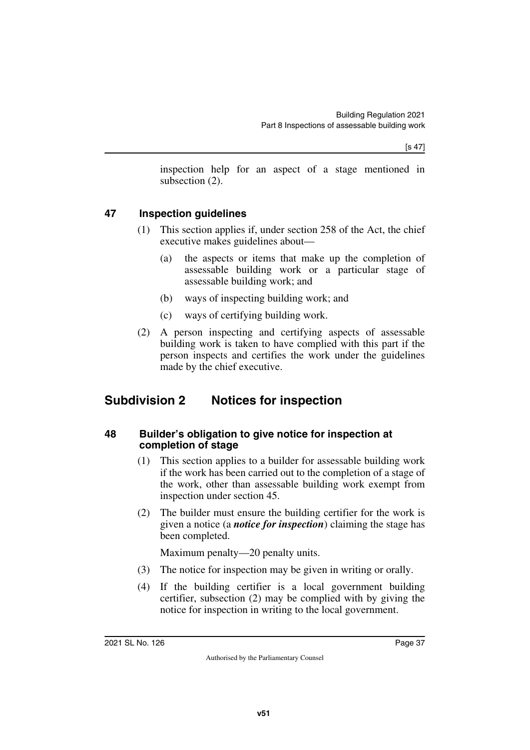inspection help for an aspect of a stage mentioned in subsection (2).

### 47 Inspection guidelines

(1) This section applies if, under section 258 of the Act, the chief executive makes guidelines about—

(a) the aspects or items that make up the completion of assessable building work or a particular stage of assessable building work; and

(b) ways of inspecting building work; and

(c) ways of certifying building work.

(2) A person inspecting and certifying aspects of assessable building work is taken to have complied with this part if the person inspects and certifies the work under the guidelines made by the chief executive.

## Subdivision 2 Notices for inspection

### 48 Builder's obligation to give notice for inspection at completion of stage

(1) This section applies to a builder for assessable building work if the work has been carried out to the completion of a stage of the work, other than assessable building work exempt from inspection under section 45.

(2) The builder must ensure the building certifier for the work is given a notice (a ***notice for inspection***) claiming the stage has been completed.

Maximum penalty—20 penalty units.

(3) The notice for inspection may be given in writing or orally.

(4) If the building certifier is a local government building certifier, subsection (2) may be complied with by giving the notice for inspection in writing to the local government.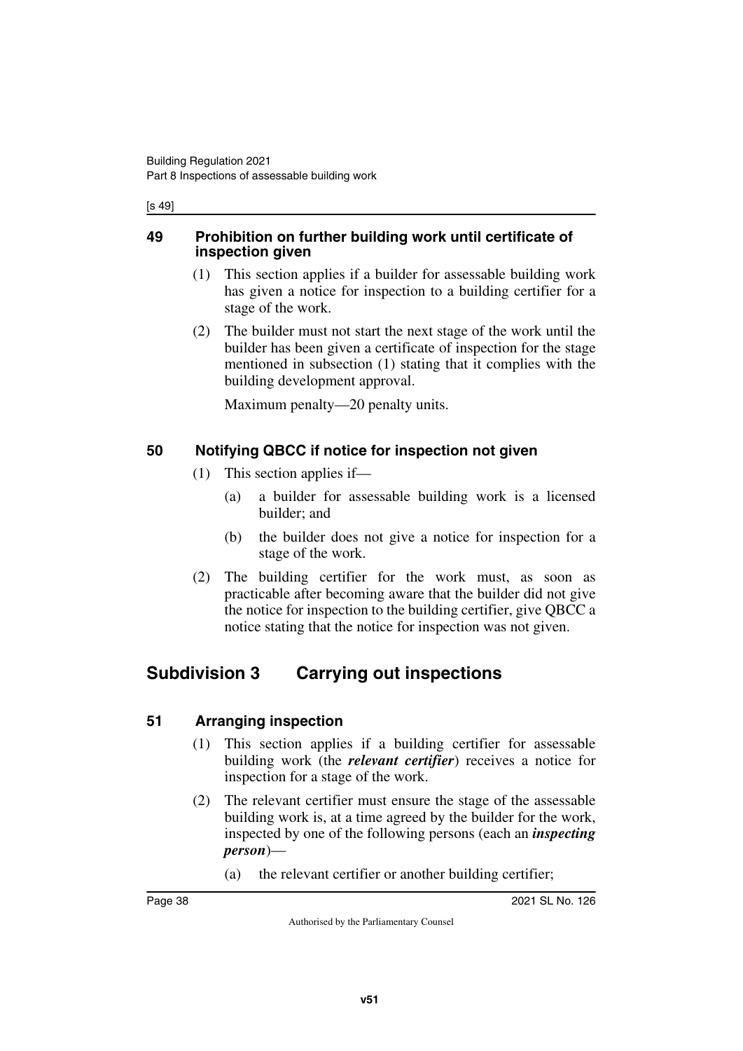### 49 Prohibition on further building work until certificate of inspection given

(1) This section applies if a builder for assessable building work has given a notice for inspection to a building certifier for a stage of the work.

(2) The builder must not start the next stage of the work until the builder has been given a certificate of inspection for the stage mentioned in subsection (1) stating that it complies with the building development approval.

Maximum penalty—20 penalty units.

### 50 Notifying QBCC if notice for inspection not given

(1) This section applies if—

(a) a builder for assessable building work is a licensed builder; and

(b) the builder does not give a notice for inspection for a stage of the work.

(2) The building certifier for the work must, as soon as practicable after becoming aware that the builder did not give the notice for inspection to the building certifier, give QBCC a notice stating that the notice for inspection was not given.

## Subdivision 3 Carrying out inspections

### 51 Arranging inspection

(1) This section applies if a building certifier for assessable building work (the ***relevant certifier***) receives a notice for inspection for a stage of the work.

(2) The relevant certifier must ensure the stage of the assessable building work is, at a time agreed by the builder for the work, inspected by one of the following persons (each an ***inspecting person***)—

(a) the relevant certifier or another building certifier;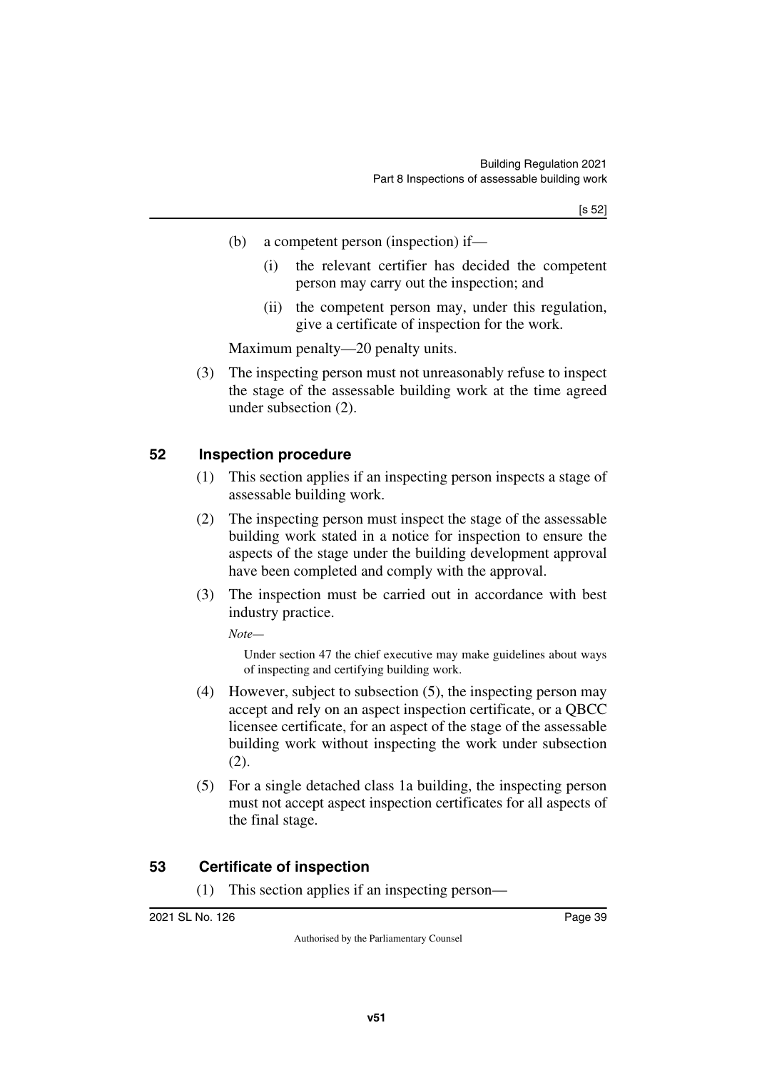(b) a competent person (inspection) if—

   (i) the relevant certifier has decided the competent person may carry out the inspection; and

   (ii) the competent person may, under this regulation, give a certificate of inspection for the work.

Maximum penalty—20 penalty units.

(3) The inspecting person must not unreasonably refuse to inspect the stage of the assessable building work at the time agreed under subsection (2).

## 52 Inspection procedure

(1) This section applies if an inspecting person inspects a stage of assessable building work.

(2) The inspecting person must inspect the stage of the assessable building work stated in a notice for inspection to ensure the aspects of the stage under the building development approval have been completed and comply with the approval.

(3) The inspection must be carried out in accordance with best industry practice.

*Note—*

Under section 47 the chief executive may make guidelines about ways of inspecting and certifying building work.

(4) However, subject to subsection (5), the inspecting person may accept and rely on an aspect inspection certificate, or a QBCC licensee certificate, for an aspect of the stage of the assessable building work without inspecting the work under subsection (2).

(5) For a single detached class 1a building, the inspecting person must not accept aspect inspection certificates for all aspects of the final stage.

## 53 Certificate of inspection

(1) This section applies if an inspecting person—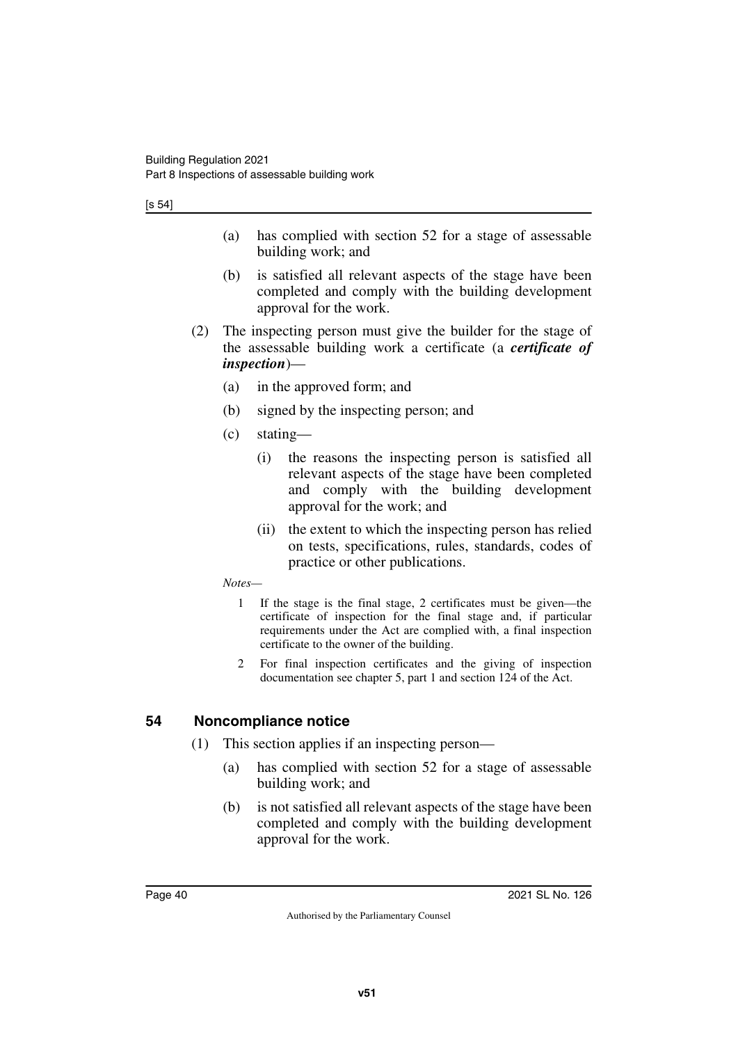(a) has complied with section 52 for a stage of assessable building work; and

(b) is satisfied all relevant aspects of the stage have been completed and comply with the building development approval for the work.

(2) The inspecting person must give the builder for the stage of the assessable building work a certificate (a ***certificate of inspection***)—

(a) in the approved form; and

(b) signed by the inspecting person; and

(c) stating—

(i) the reasons the inspecting person is satisfied all relevant aspects of the stage have been completed and comply with the building development approval for the work; and

(ii) the extent to which the inspecting person has relied on tests, specifications, rules, standards, codes of practice or other publications.

*Notes—*

1 If the stage is the final stage, 2 certificates must be given—the certificate of inspection for the final stage and, if particular requirements under the Act are complied with, a final inspection certificate to the owner of the building.

2 For final inspection certificates and the giving of inspection documentation see chapter 5, part 1 and section 124 of the Act.

## 54 Noncompliance notice

(1) This section applies if an inspecting person—

(a) has complied with section 52 for a stage of assessable building work; and

(b) is not satisfied all relevant aspects of the stage have been completed and comply with the building development approval for the work.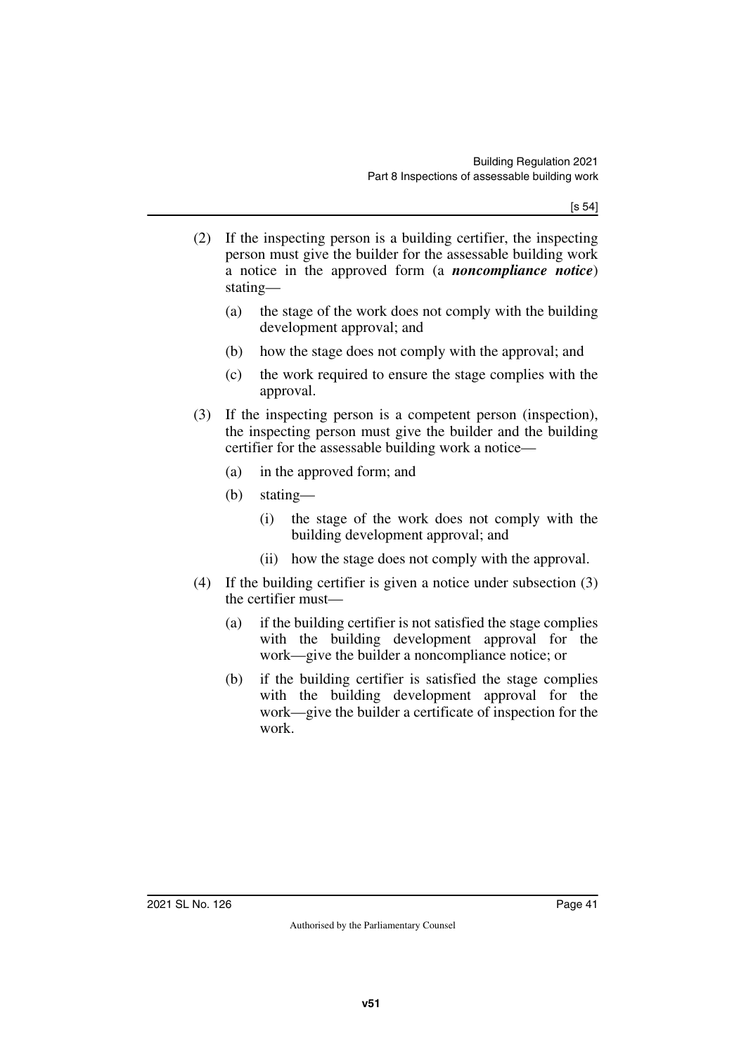(2) If the inspecting person is a building certifier, the inspecting person must give the builder for the assessable building work a notice in the approved form (a ***noncompliance notice***) stating—

(a) the stage of the work does not comply with the building development approval; and

(b) how the stage does not comply with the approval; and

(c) the work required to ensure the stage complies with the approval.

(3) If the inspecting person is a competent person (inspection), the inspecting person must give the builder and the building certifier for the assessable building work a notice—

(a) in the approved form; and

(b) stating—

(i) the stage of the work does not comply with the building development approval; and

(ii) how the stage does not comply with the approval.

(4) If the building certifier is given a notice under subsection (3) the certifier must—

(a) if the building certifier is not satisfied the stage complies with the building development approval for the work—give the builder a noncompliance notice; or

(b) if the building certifier is satisfied the stage complies with the building development approval for the work—give the builder a certificate of inspection for the work.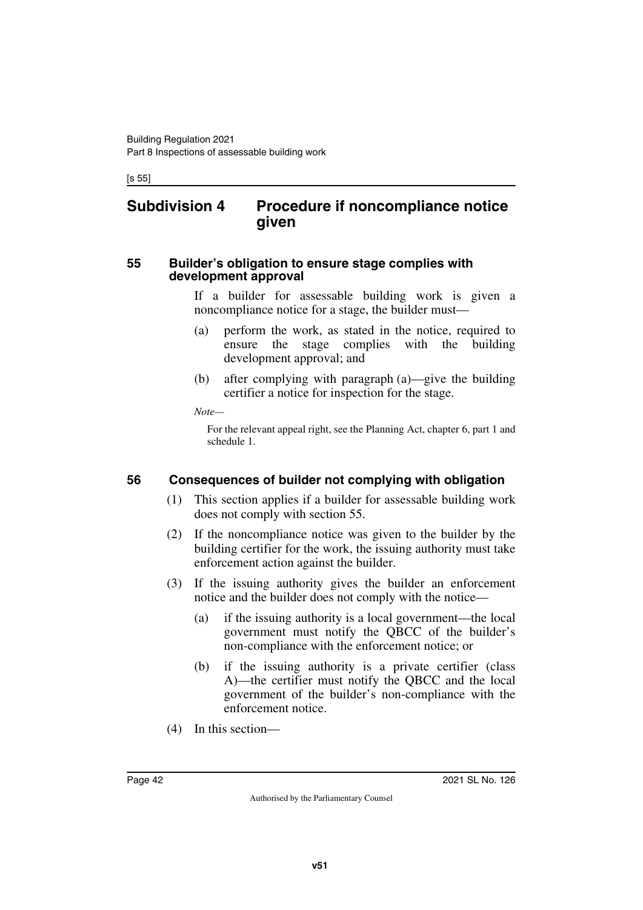## Subdivision 4 Procedure if noncompliance notice given

### 55 Builder's obligation to ensure stage complies with development approval

If a builder for assessable building work is given a noncompliance notice for a stage, the builder must—

(a) perform the work, as stated in the notice, required to ensure the stage complies with the building development approval; and

(b) after complying with paragraph (a)—give the building certifier a notice for inspection for the stage.

*Note—*

For the relevant appeal right, see the Planning Act, chapter 6, part 1 and schedule 1.

### 56 Consequences of builder not complying with obligation

(1) This section applies if a builder for assessable building work does not comply with section 55.

(2) If the noncompliance notice was given to the builder by the building certifier for the work, the issuing authority must take enforcement action against the builder.

(3) If the issuing authority gives the builder an enforcement notice and the builder does not comply with the notice—

(a) if the issuing authority is a local government—the local government must notify the QBCC of the builder's non-compliance with the enforcement notice; or

(b) if the issuing authority is a private certifier (class A)—the certifier must notify the QBCC and the local government of the builder's non-compliance with the enforcement notice.

(4) In this section—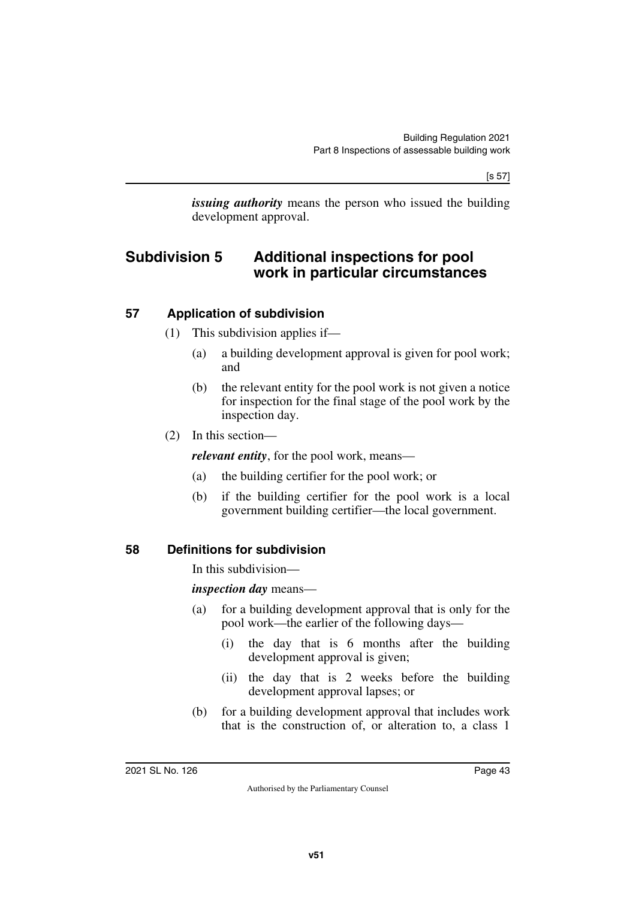***issuing authority*** means the person who issued the building development approval.

## Subdivision 5 Additional inspections for pool work in particular circumstances

### 57 Application of subdivision

(1) This subdivision applies if—

(a) a building development approval is given for pool work; and

(b) the relevant entity for the pool work is not given a notice for inspection for the final stage of the pool work by the inspection day.

(2) In this section—

***relevant entity***, for the pool work, means—

(a) the building certifier for the pool work; or

(b) if the building certifier for the pool work is a local government building certifier—the local government.

### 58 Definitions for subdivision

In this subdivision—

***inspection day*** means—

(a) for a building development approval that is only for the pool work—the earlier of the following days—

(i) the day that is 6 months after the building development approval is given;

(ii) the day that is 2 weeks before the building development approval lapses; or

(b) for a building development approval that includes work that is the construction of, or alteration to, a class 1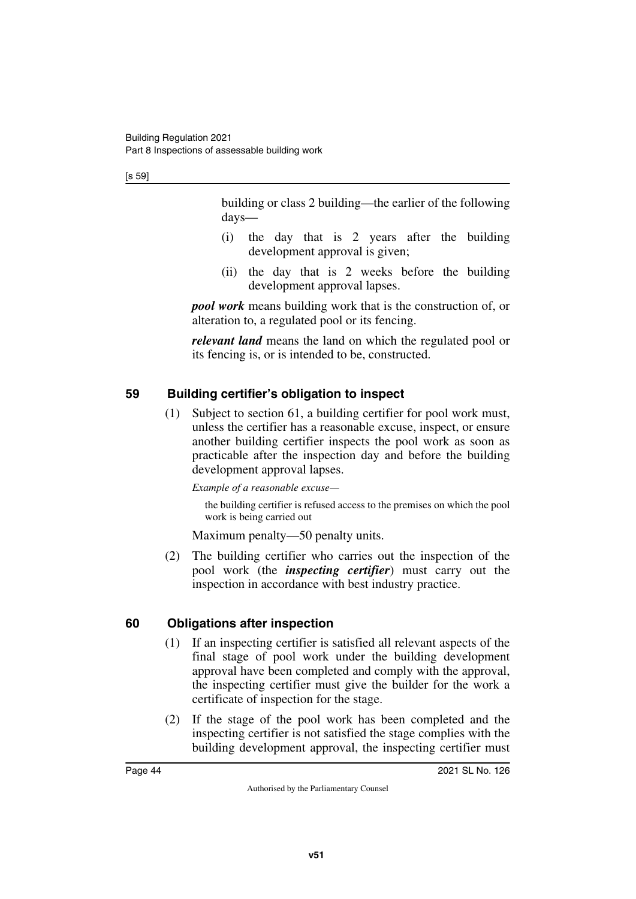building or class 2 building—the earlier of the following days—

(i) the day that is 2 years after the building development approval is given;

(ii) the day that is 2 weeks before the building development approval lapses.

***pool work*** means building work that is the construction of, or alteration to, a regulated pool or its fencing.

***relevant land*** means the land on which the regulated pool or its fencing is, or is intended to be, constructed.

## 59 Building certifier's obligation to inspect

(1) Subject to section 61, a building certifier for pool work must, unless the certifier has a reasonable excuse, inspect, or ensure another building certifier inspects the pool work as soon as practicable after the inspection day and before the building development approval lapses.

*Example of a reasonable excuse—*

the building certifier is refused access to the premises on which the pool work is being carried out

Maximum penalty—50 penalty units.

(2) The building certifier who carries out the inspection of the pool work (the ***inspecting certifier***) must carry out the inspection in accordance with best industry practice.

## 60 Obligations after inspection

(1) If an inspecting certifier is satisfied all relevant aspects of the final stage of pool work under the building development approval have been completed and comply with the approval, the inspecting certifier must give the builder for the work a certificate of inspection for the stage.

(2) If the stage of the pool work has been completed and the inspecting certifier is not satisfied the stage complies with the building development approval, the inspecting certifier must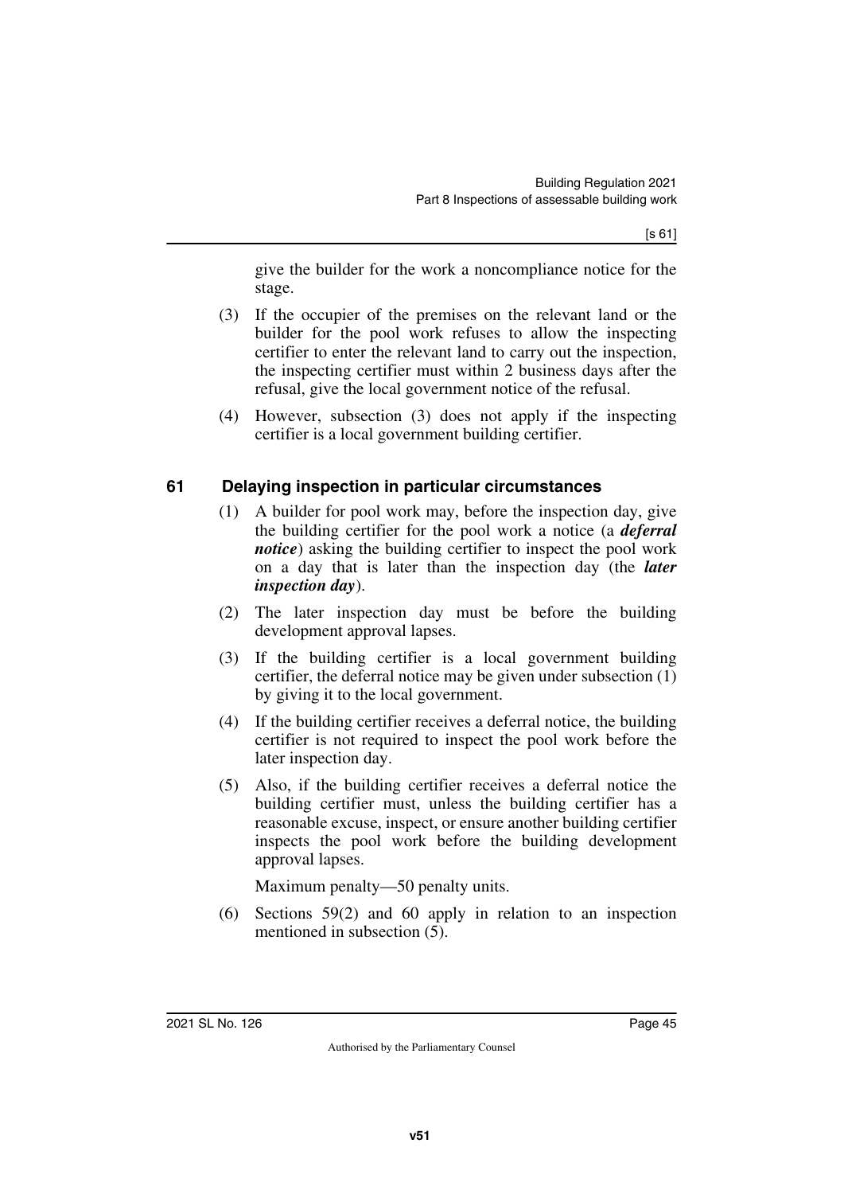give the builder for the work a noncompliance notice for the stage.

(3) If the occupier of the premises on the relevant land or the builder for the pool work refuses to allow the inspecting certifier to enter the relevant land to carry out the inspection, the inspecting certifier must within 2 business days after the refusal, give the local government notice of the refusal.

(4) However, subsection (3) does not apply if the inspecting certifier is a local government building certifier.

## 61 Delaying inspection in particular circumstances

(1) A builder for pool work may, before the inspection day, give the building certifier for the pool work a notice (a ***deferral notice***) asking the building certifier to inspect the pool work on a day that is later than the inspection day (the ***later inspection day***).

(2) The later inspection day must be before the building development approval lapses.

(3) If the building certifier is a local government building certifier, the deferral notice may be given under subsection (1) by giving it to the local government.

(4) If the building certifier receives a deferral notice, the building certifier is not required to inspect the pool work before the later inspection day.

(5) Also, if the building certifier receives a deferral notice the building certifier must, unless the building certifier has a reasonable excuse, inspect, or ensure another building certifier inspects the pool work before the building development approval lapses.

Maximum penalty—50 penalty units.

(6) Sections 59(2) and 60 apply in relation to an inspection mentioned in subsection (5).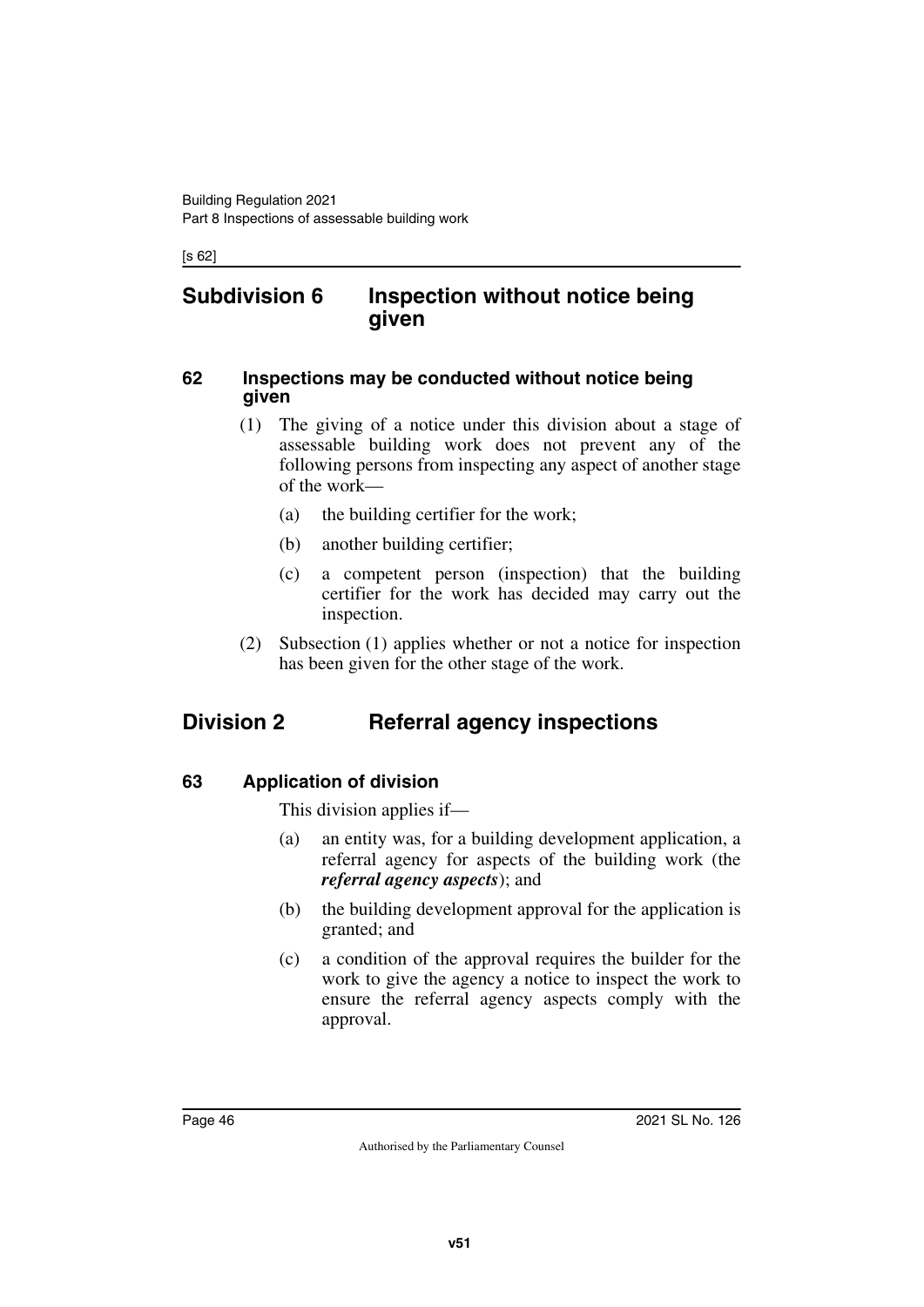## Subdivision 6 Inspection without notice being given

### 62 Inspections may be conducted without notice being given

(1) The giving of a notice under this division about a stage of assessable building work does not prevent any of the following persons from inspecting any aspect of another stage of the work—

(a) the building certifier for the work;

(b) another building certifier;

(c) a competent person (inspection) that the building certifier for the work has decided may carry out the inspection.

(2) Subsection (1) applies whether or not a notice for inspection has been given for the other stage of the work.

## Division 2 Referral agency inspections

### 63 Application of division

This division applies if—

(a) an entity was, for a building development application, a referral agency for aspects of the building work (the ***referral agency aspects***); and

(b) the building development approval for the application is granted; and

(c) a condition of the approval requires the builder for the work to give the agency a notice to inspect the work to ensure the referral agency aspects comply with the approval.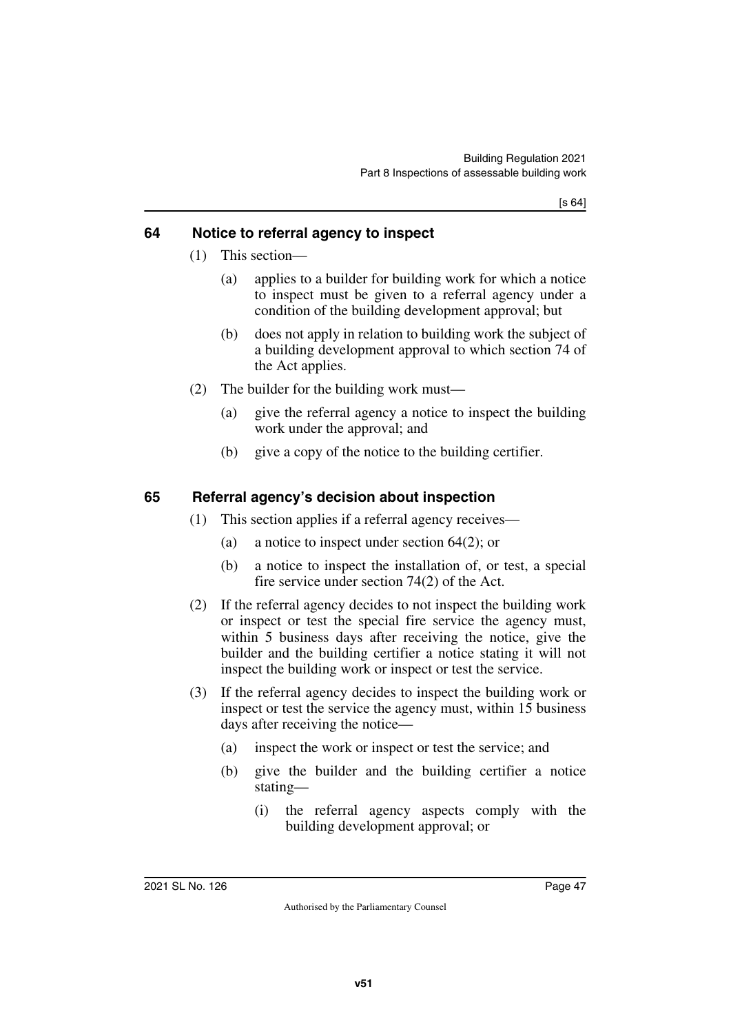## 64 Notice to referral agency to inspect

(1) This section—

(a) applies to a builder for building work for which a notice to inspect must be given to a referral agency under a condition of the building development approval; but

(b) does not apply in relation to building work the subject of a building development approval to which section 74 of the Act applies.

(2) The builder for the building work must—

(a) give the referral agency a notice to inspect the building work under the approval; and

(b) give a copy of the notice to the building certifier.

## 65 Referral agency's decision about inspection

(1) This section applies if a referral agency receives—

(a) a notice to inspect under section 64(2); or

(b) a notice to inspect the installation of, or test, a special fire service under section 74(2) of the Act.

(2) If the referral agency decides to not inspect the building work or inspect or test the special fire service the agency must, within 5 business days after receiving the notice, give the builder and the building certifier a notice stating it will not inspect the building work or inspect or test the service.

(3) If the referral agency decides to inspect the building work or inspect or test the service the agency must, within 15 business days after receiving the notice—

(a) inspect the work or inspect or test the service; and

(b) give the builder and the building certifier a notice stating—

(i) the referral agency aspects comply with the building development approval; or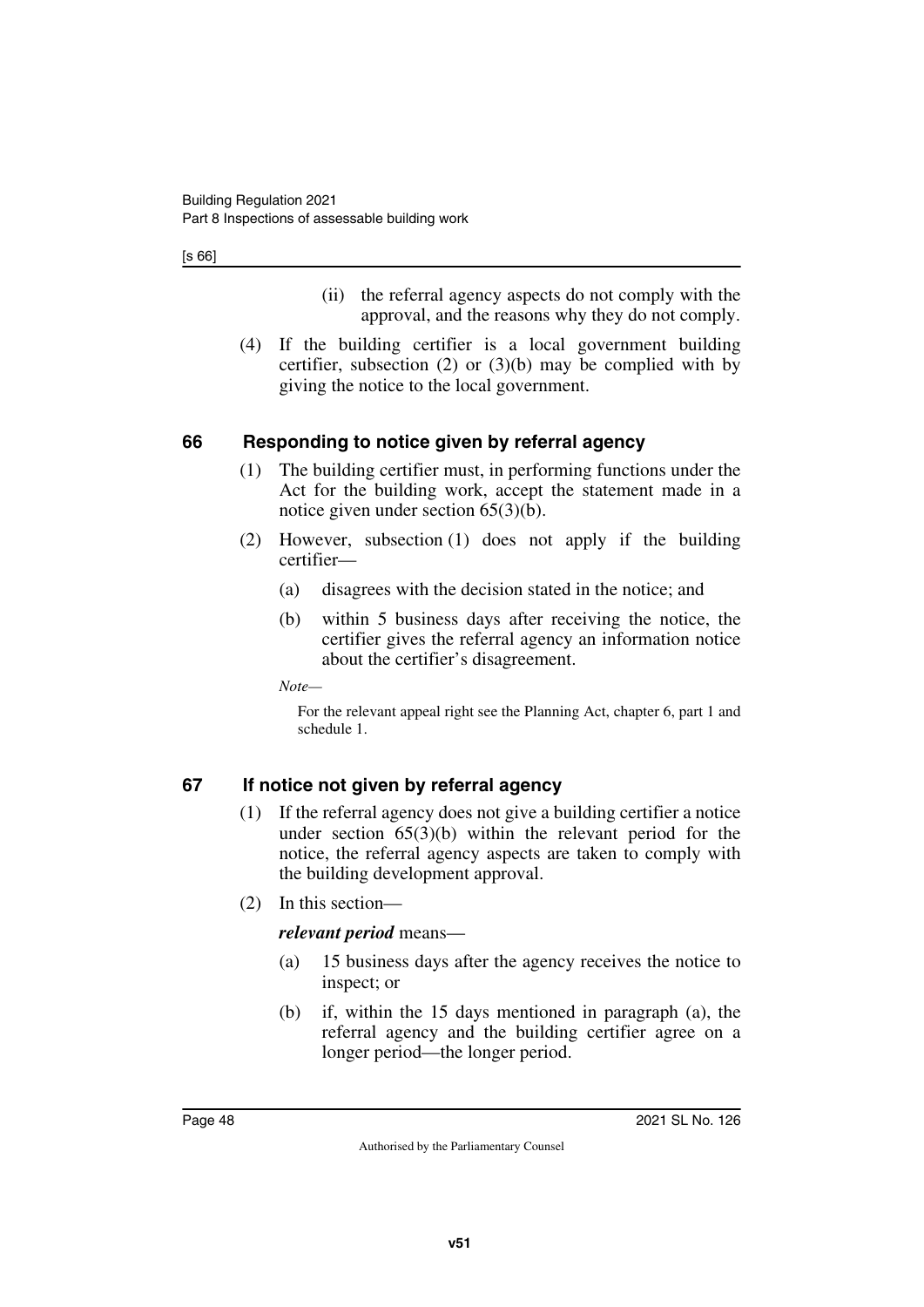(ii) the referral agency aspects do not comply with the approval, and the reasons why they do not comply.

(4) If the building certifier is a local government building certifier, subsection (2) or (3)(b) may be complied with by giving the notice to the local government.

## 66 Responding to notice given by referral agency

(1) The building certifier must, in performing functions under the Act for the building work, accept the statement made in a notice given under section 65(3)(b).

(2) However, subsection (1) does not apply if the building certifier—

(a) disagrees with the decision stated in the notice; and

(b) within 5 business days after receiving the notice, the certifier gives the referral agency an information notice about the certifier's disagreement.

*Note—*

For the relevant appeal right see the Planning Act, chapter 6, part 1 and schedule 1.

## 67 If notice not given by referral agency

(1) If the referral agency does not give a building certifier a notice under section 65(3)(b) within the relevant period for the notice, the referral agency aspects are taken to comply with the building development approval.

(2) In this section—

***relevant period*** means—

(a) 15 business days after the agency receives the notice to inspect; or

(b) if, within the 15 days mentioned in paragraph (a), the referral agency and the building certifier agree on a longer period—the longer period.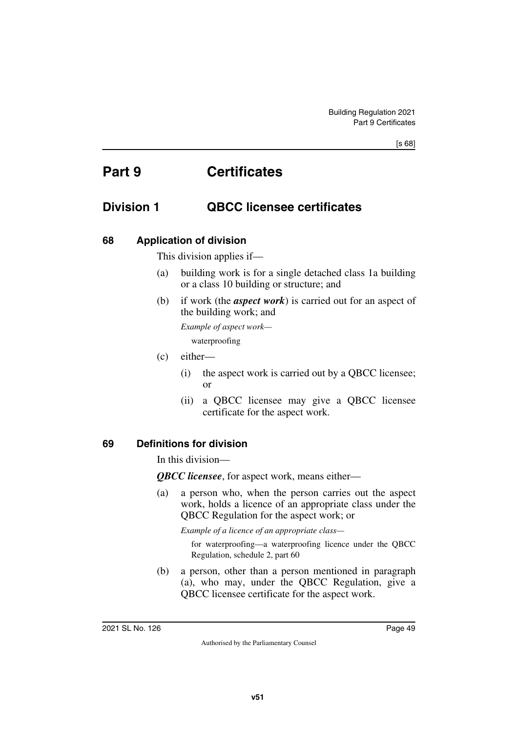# Part 9 Certificates

## Division 1 QBCC licensee certificates

### 68 Application of division

This division applies if—

(a) building work is for a single detached class 1a building or a class 10 building or structure; and

(b) if work (the ***aspect work***) is carried out for an aspect of the building work; and

*Example of aspect work—*

waterproofing

(c) either—

(i) the aspect work is carried out by a QBCC licensee; or

(ii) a QBCC licensee may give a QBCC licensee certificate for the aspect work.

### 69 Definitions for division

In this division—

***QBCC licensee***, for aspect work, means either—

(a) a person who, when the person carries out the aspect work, holds a licence of an appropriate class under the QBCC Regulation for the aspect work; or

*Example of a licence of an appropriate class—*

for waterproofing—a waterproofing licence under the QBCC Regulation, schedule 2, part 60

(b) a person, other than a person mentioned in paragraph (a), who may, under the QBCC Regulation, give a QBCC licensee certificate for the aspect work.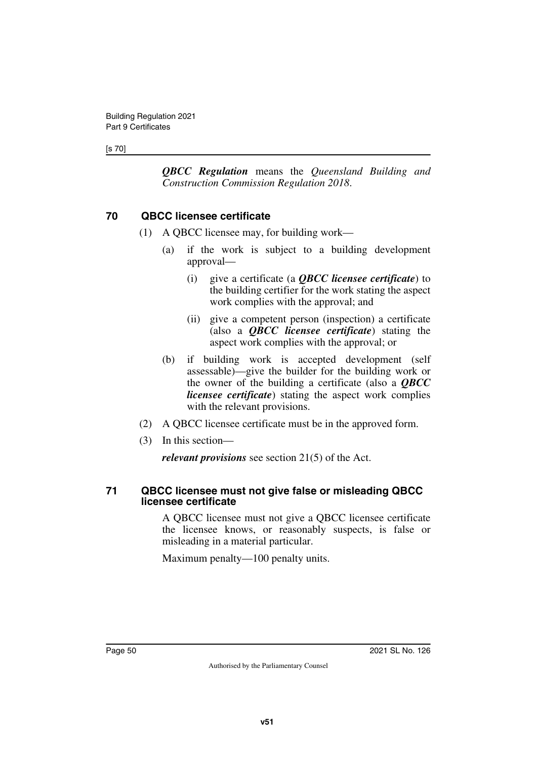***QBCC Regulation*** means the *Queensland Building and Construction Commission Regulation 2018*.

## 70 QBCC licensee certificate

(1) A QBCC licensee may, for building work—

(a) if the work is subject to a building development approval—

(i) give a certificate (a ***QBCC licensee certificate***) to the building certifier for the work stating the aspect work complies with the approval; and

(ii) give a competent person (inspection) a certificate (also a ***QBCC licensee certificate***) stating the aspect work complies with the approval; or

(b) if building work is accepted development (self assessable)—give the builder for the building work or the owner of the building a certificate (also a ***QBCC licensee certificate***) stating the aspect work complies with the relevant provisions.

(2) A QBCC licensee certificate must be in the approved form.

(3) In this section—

***relevant provisions*** see section 21(5) of the Act.

## 71 QBCC licensee must not give false or misleading QBCC licensee certificate

A QBCC licensee must not give a QBCC licensee certificate the licensee knows, or reasonably suspects, is false or misleading in a material particular.

Maximum penalty—100 penalty units.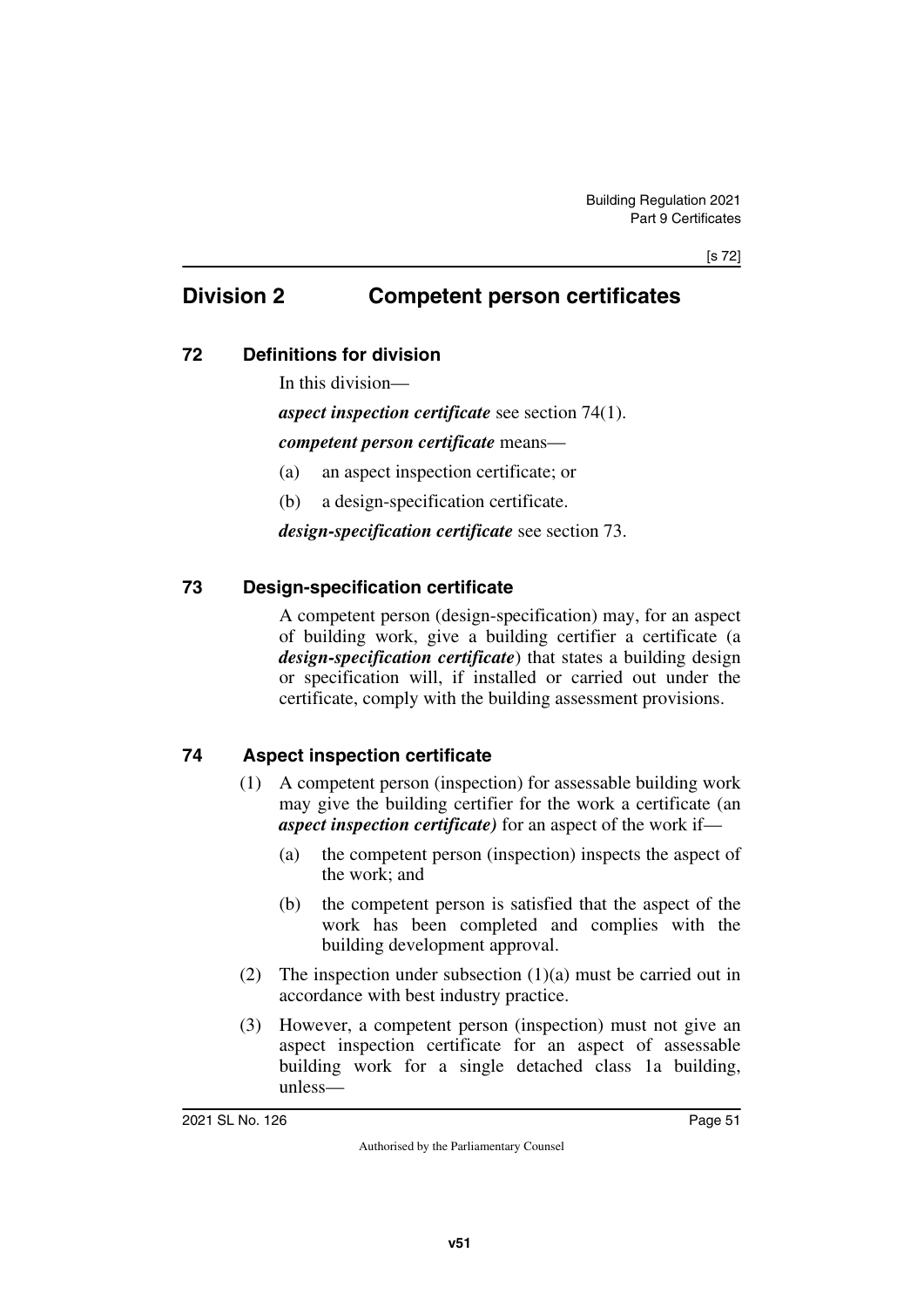## Division 2 Competent person certificates

### 72 Definitions for division

In this division—

***aspect inspection certificate*** see section 74(1).

***competent person certificate*** means—

(a) an aspect inspection certificate; or

(b) a design-specification certificate.

***design-specification certificate*** see section 73.

### 73 Design-specification certificate

A competent person (design-specification) may, for an aspect of building work, give a building certifier a certificate (a ***design-specification certificate***) that states a building design or specification will, if installed or carried out under the certificate, comply with the building assessment provisions.

### 74 Aspect inspection certificate

(1) A competent person (inspection) for assessable building work may give the building certifier for the work a certificate (an ***aspect inspection certificate)*** for an aspect of the work if—

(a) the competent person (inspection) inspects the aspect of the work; and

(b) the competent person is satisfied that the aspect of the work has been completed and complies with the building development approval.

(2) The inspection under subsection (1)(a) must be carried out in accordance with best industry practice.

(3) However, a competent person (inspection) must not give an aspect inspection certificate for an aspect of assessable building work for a single detached class 1a building, unless—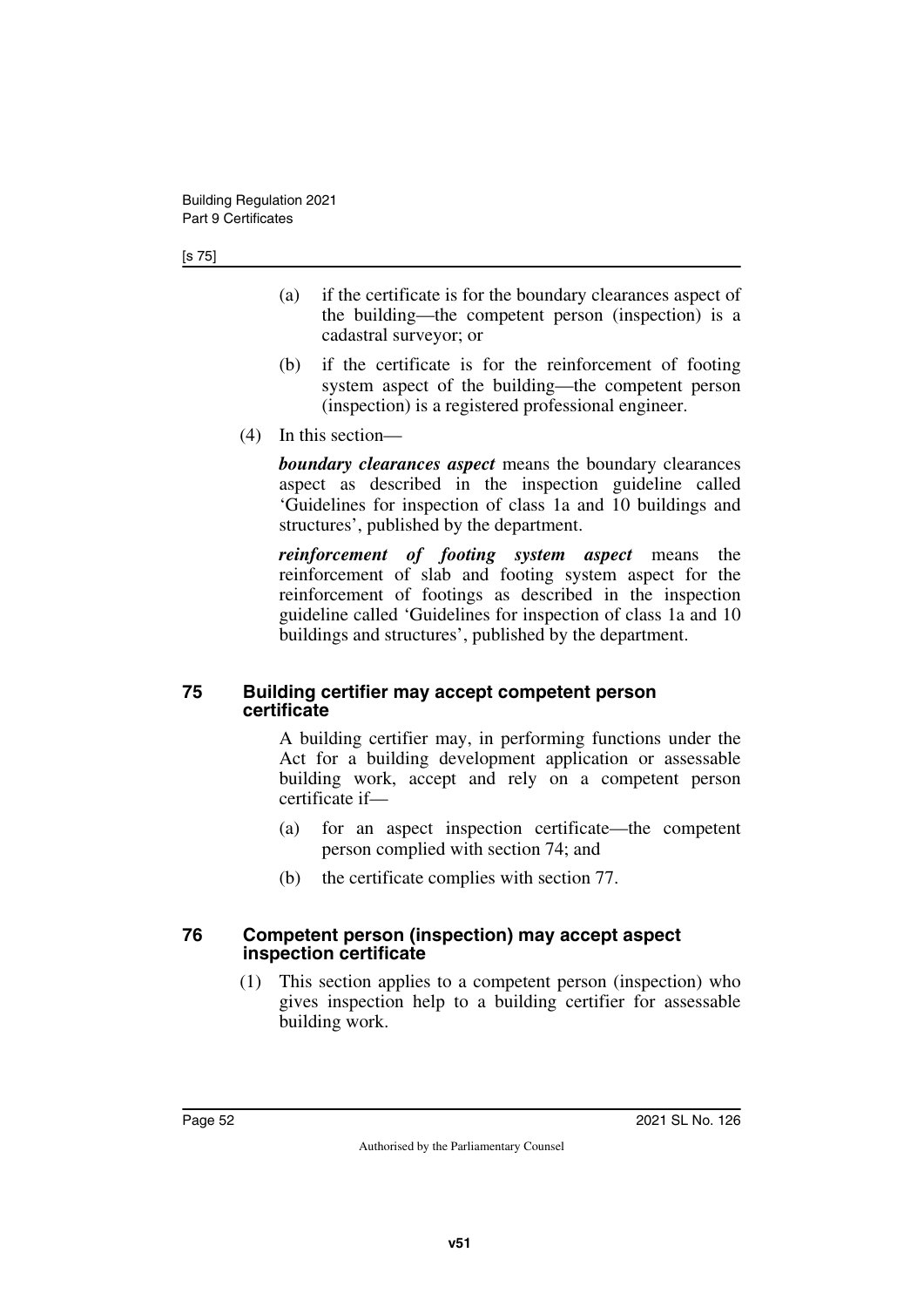(a) if the certificate is for the boundary clearances aspect of the building—the competent person (inspection) is a cadastral surveyor; or

(b) if the certificate is for the reinforcement of footing system aspect of the building—the competent person (inspection) is a registered professional engineer.

(4) In this section—

***boundary clearances aspect*** means the boundary clearances aspect as described in the inspection guideline called 'Guidelines for inspection of class 1a and 10 buildings and structures', published by the department.

***reinforcement of footing system aspect*** means the reinforcement of slab and footing system aspect for the reinforcement of footings as described in the inspection guideline called 'Guidelines for inspection of class 1a and 10 buildings and structures', published by the department.

## 75 Building certifier may accept competent person certificate

A building certifier may, in performing functions under the Act for a building development application or assessable building work, accept and rely on a competent person certificate if—

(a) for an aspect inspection certificate—the competent person complied with section 74; and

(b) the certificate complies with section 77.

## 76 Competent person (inspection) may accept aspect inspection certificate

(1) This section applies to a competent person (inspection) who gives inspection help to a building certifier for assessable building work.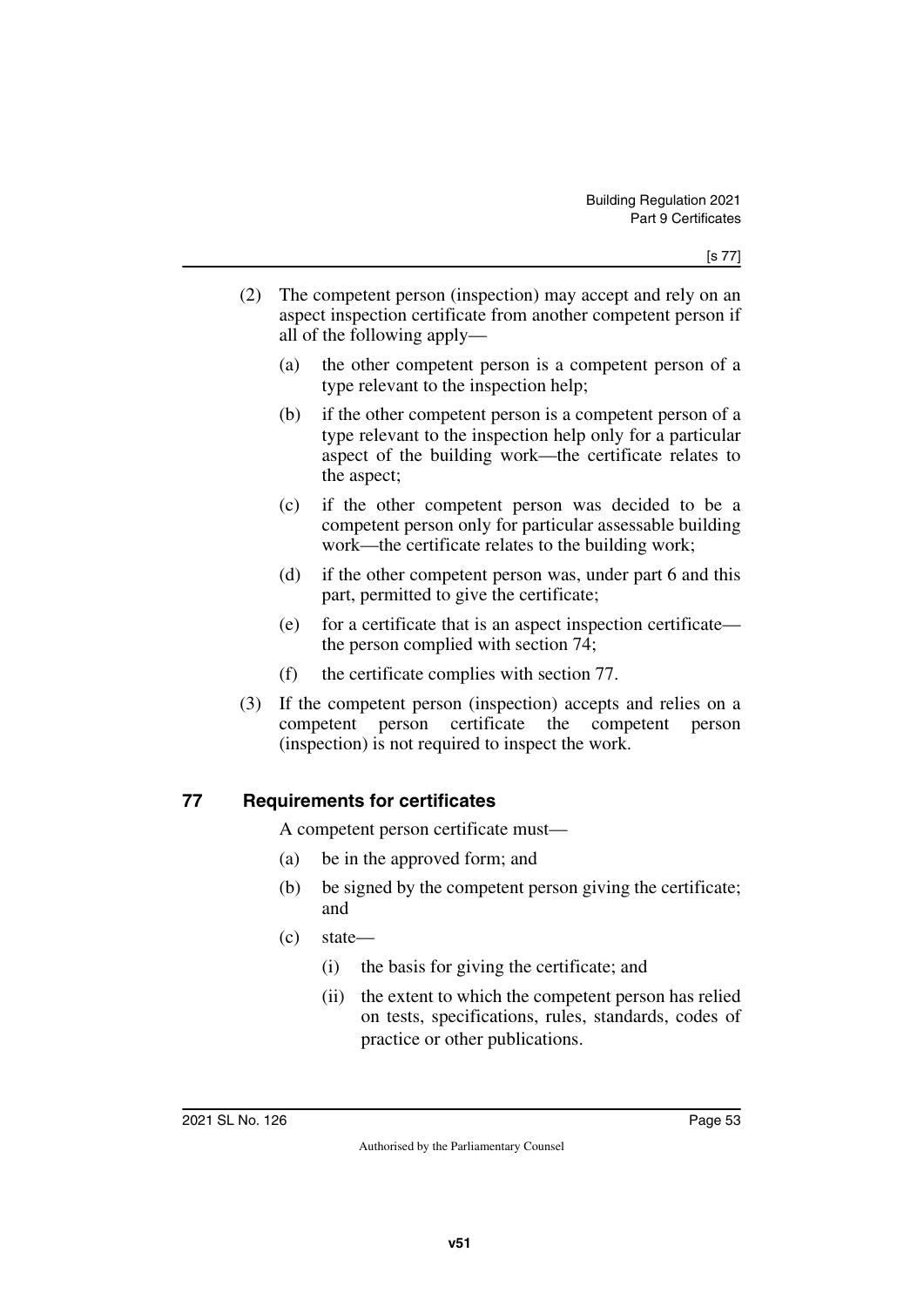(2) The competent person (inspection) may accept and rely on an aspect inspection certificate from another competent person if all of the following apply—

  (a) the other competent person is a competent person of a type relevant to the inspection help;

  (b) if the other competent person is a competent person of a type relevant to the inspection help only for a particular aspect of the building work—the certificate relates to the aspect;

  (c) if the other competent person was decided to be a competent person only for particular assessable building work—the certificate relates to the building work;

  (d) if the other competent person was, under part 6 and this part, permitted to give the certificate;

  (e) for a certificate that is an aspect inspection certificate—the person complied with section 74;

  (f) the certificate complies with section 77.

(3) If the competent person (inspection) accepts and relies on a competent person certificate the competent person (inspection) is not required to inspect the work.

## 77 Requirements for certificates

A competent person certificate must—

  (a) be in the approved form; and

  (b) be signed by the competent person giving the certificate; and

  (c) state—

    (i) the basis for giving the certificate; and

    (ii) the extent to which the competent person has relied on tests, specifications, rules, standards, codes of practice or other publications.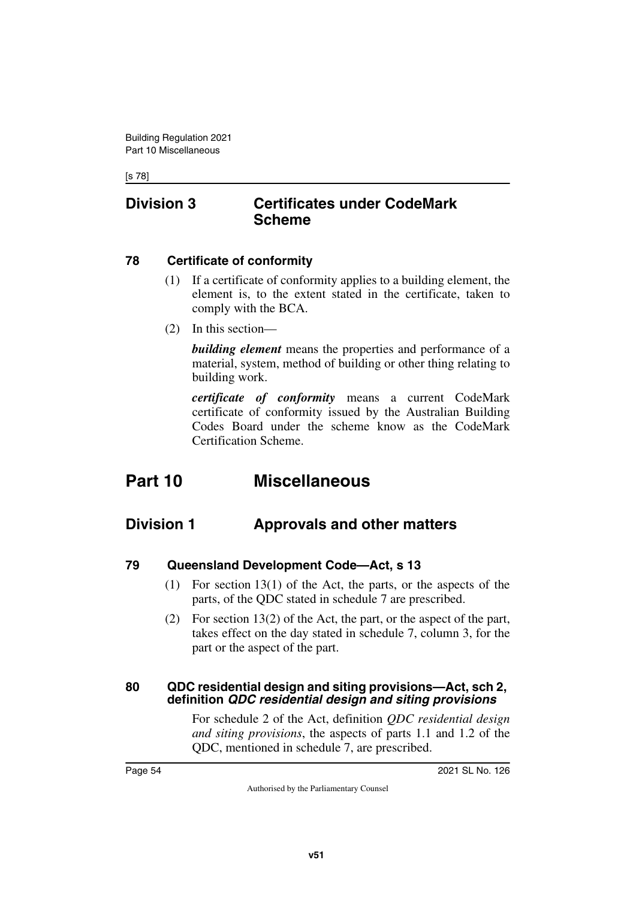## Division 3 Certificates under CodeMark Scheme

### 78 Certificate of conformity

(1) If a certificate of conformity applies to a building element, the element is, to the extent stated in the certificate, taken to comply with the BCA.

(2) In this section—

***building element*** means the properties and performance of a material, system, method of building or other thing relating to building work.

***certificate of conformity*** means a current CodeMark certificate of conformity issued by the Australian Building Codes Board under the scheme know as the CodeMark Certification Scheme.

# Part 10 Miscellaneous

## Division 1 Approvals and other matters

### 79 Queensland Development Code—Act, s 13

(1) For section 13(1) of the Act, the parts, or the aspects of the parts, of the QDC stated in schedule 7 are prescribed.

(2) For section 13(2) of the Act, the part, or the aspect of the part, takes effect on the day stated in schedule 7, column 3, for the part or the aspect of the part.

### 80 QDC residential design and siting provisions—Act, sch 2, definition *QDC residential design and siting provisions*

For schedule 2 of the Act, definition *QDC residential design and siting provisions*, the aspects of parts 1.1 and 1.2 of the QDC, mentioned in schedule 7, are prescribed.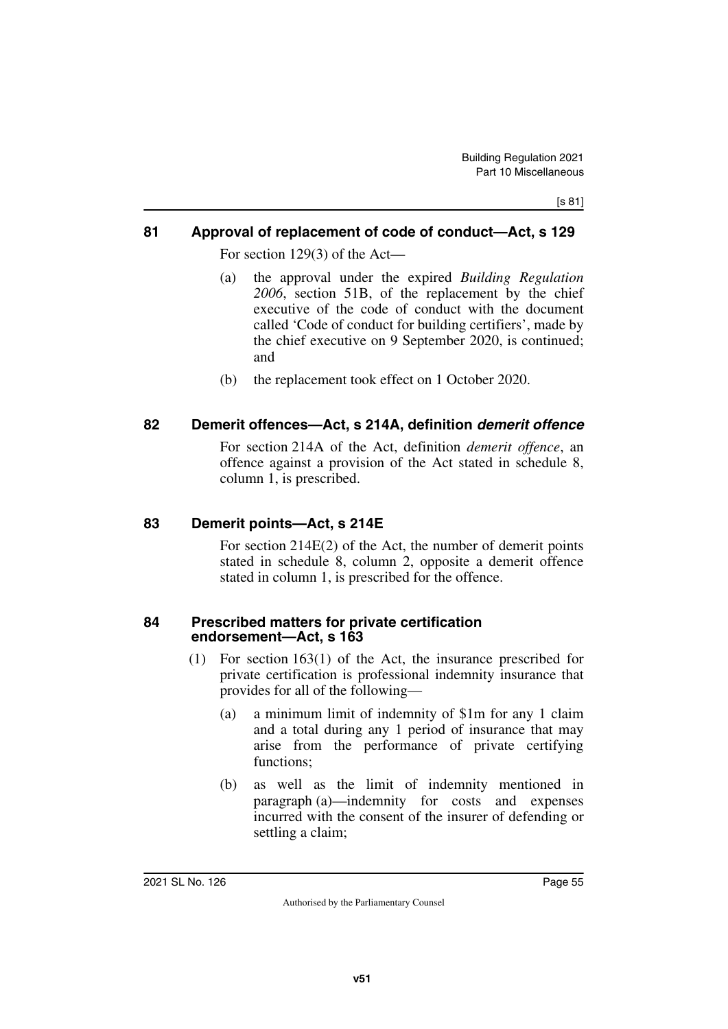## 81 Approval of replacement of code of conduct—Act, s 129

For section 129(3) of the Act—

(a) the approval under the expired *Building Regulation 2006*, section 51B, of the replacement by the chief executive of the code of conduct with the document called 'Code of conduct for building certifiers', made by the chief executive on 9 September 2020, is continued; and

(b) the replacement took effect on 1 October 2020.

## 82 Demerit offences—Act, s 214A, definition *demerit offence*

For section 214A of the Act, definition *demerit offence*, an offence against a provision of the Act stated in schedule 8, column 1, is prescribed.

## 83 Demerit points—Act, s 214E

For section 214E(2) of the Act, the number of demerit points stated in schedule 8, column 2, opposite a demerit offence stated in column 1, is prescribed for the offence.

## 84 Prescribed matters for private certification endorsement—Act, s 163

(1) For section 163(1) of the Act, the insurance prescribed for private certification is professional indemnity insurance that provides for all of the following—

(a) a minimum limit of indemnity of $1m for any 1 claim and a total during any 1 period of insurance that may arise from the performance of private certifying functions;

(b) as well as the limit of indemnity mentioned in paragraph (a)—indemnity for costs and expenses incurred with the consent of the insurer of defending or settling a claim;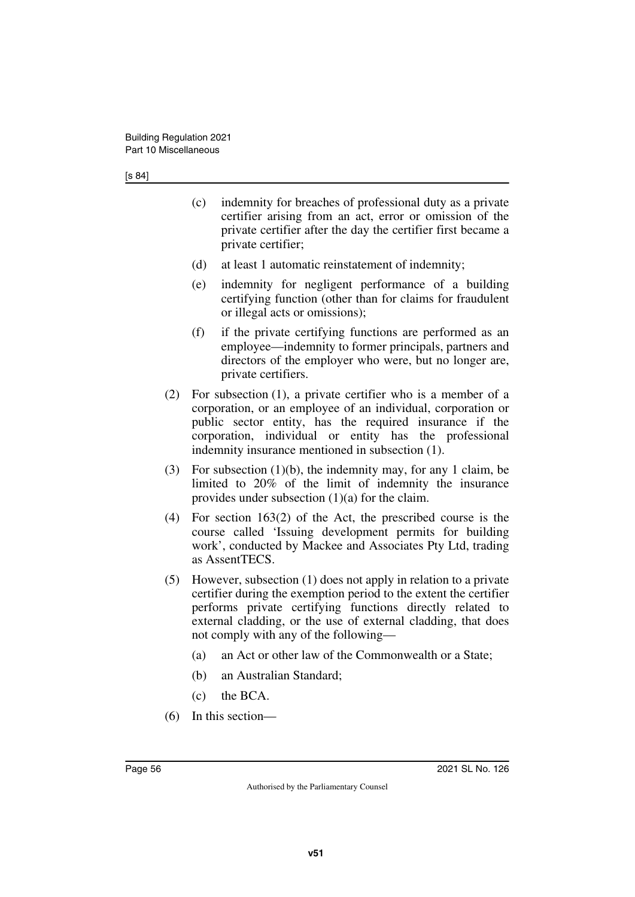(c) indemnity for breaches of professional duty as a private certifier arising from an act, error or omission of the private certifier after the day the certifier first became a private certifier;

(d) at least 1 automatic reinstatement of indemnity;

(e) indemnity for negligent performance of a building certifying function (other than for claims for fraudulent or illegal acts or omissions);

(f) if the private certifying functions are performed as an employee—indemnity to former principals, partners and directors of the employer who were, but no longer are, private certifiers.

(2) For subsection (1), a private certifier who is a member of a corporation, or an employee of an individual, corporation or public sector entity, has the required insurance if the corporation, individual or entity has the professional indemnity insurance mentioned in subsection (1).

(3) For subsection (1)(b), the indemnity may, for any 1 claim, be limited to 20% of the limit of indemnity the insurance provides under subsection (1)(a) for the claim.

(4) For section 163(2) of the Act, the prescribed course is the course called 'Issuing development permits for building work', conducted by Mackee and Associates Pty Ltd, trading as AssentTECS.

(5) However, subsection (1) does not apply in relation to a private certifier during the exemption period to the extent the certifier performs private certifying functions directly related to external cladding, or the use of external cladding, that does not comply with any of the following—

(a) an Act or other law of the Commonwealth or a State;

(b) an Australian Standard;

(c) the BCA.

(6) In this section—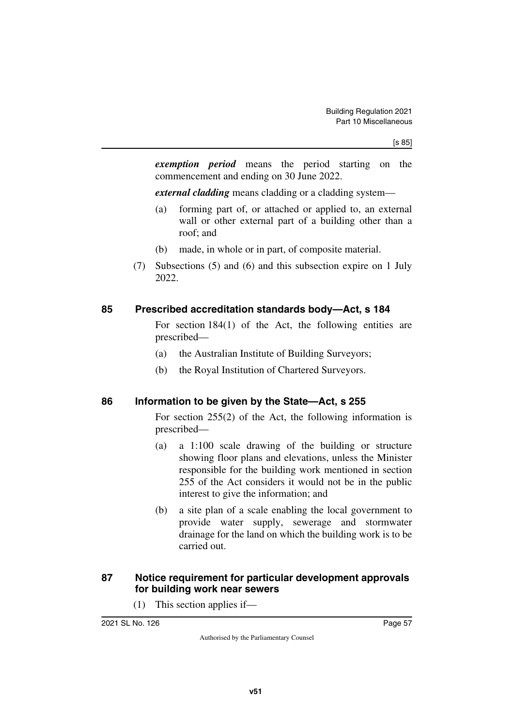***exemption period*** means the period starting on the commencement and ending on 30 June 2022.

***external cladding*** means cladding or a cladding system—

(a) forming part of, or attached or applied to, an external wall or other external part of a building other than a roof; and

(b) made, in whole or in part, of composite material.

(7) Subsections (5) and (6) and this subsection expire on 1 July 2022.

## 85 Prescribed accreditation standards body—Act, s 184

For section 184(1) of the Act, the following entities are prescribed—

(a) the Australian Institute of Building Surveyors;

(b) the Royal Institution of Chartered Surveyors.

## 86 Information to be given by the State—Act, s 255

For section 255(2) of the Act, the following information is prescribed—

(a) a 1:100 scale drawing of the building or structure showing floor plans and elevations, unless the Minister responsible for the building work mentioned in section 255 of the Act considers it would not be in the public interest to give the information; and

(b) a site plan of a scale enabling the local government to provide water supply, sewerage and stormwater drainage for the land on which the building work is to be carried out.

## 87 Notice requirement for particular development approvals for building work near sewers

(1) This section applies if—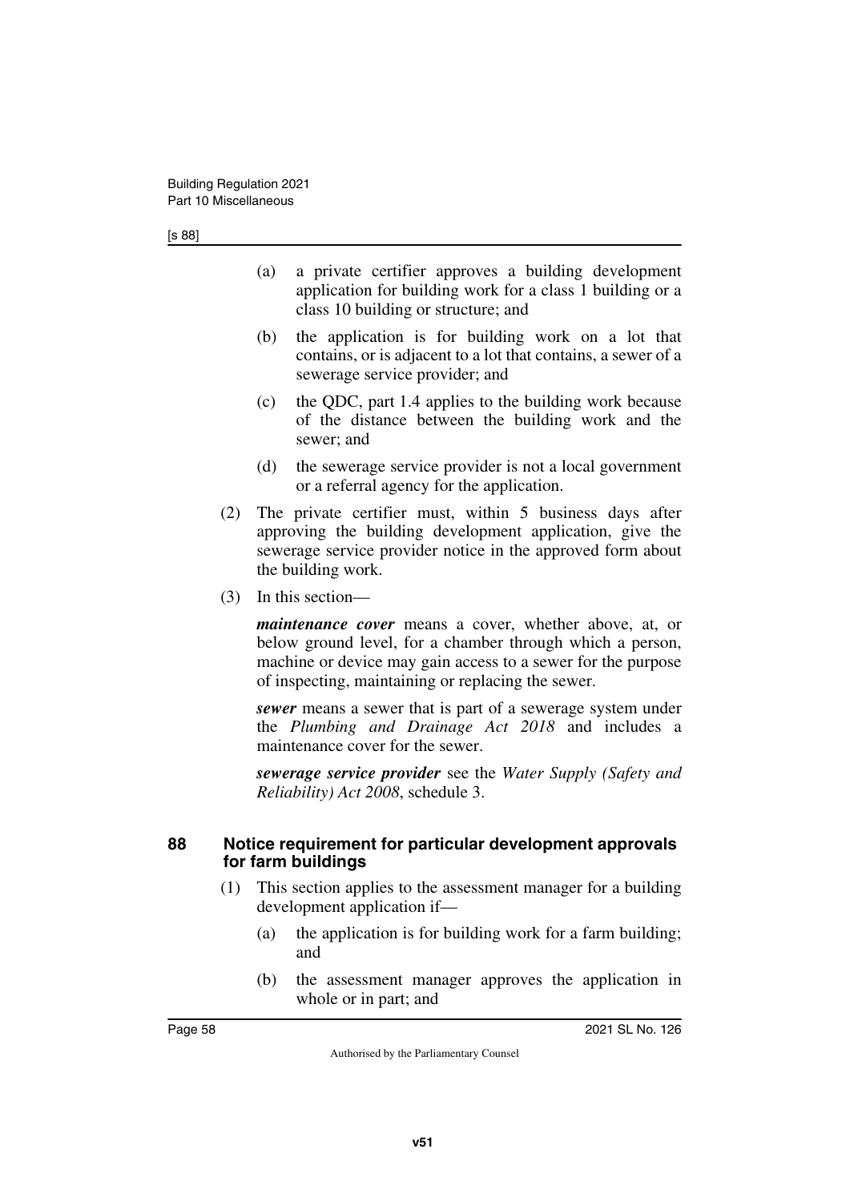(a) a private certifier approves a building development application for building work for a class 1 building or a class 10 building or structure; and

(b) the application is for building work on a lot that contains, or is adjacent to a lot that contains, a sewer of a sewerage service provider; and

(c) the QDC, part 1.4 applies to the building work because of the distance between the building work and the sewer; and

(d) the sewerage service provider is not a local government or a referral agency for the application.

(2) The private certifier must, within 5 business days after approving the building development application, give the sewerage service provider notice in the approved form about the building work.

(3) In this section—

***maintenance cover*** means a cover, whether above, at, or below ground level, for a chamber through which a person, machine or device may gain access to a sewer for the purpose of inspecting, maintaining or replacing the sewer.

***sewer*** means a sewer that is part of a sewerage system under the *Plumbing and Drainage Act 2018* and includes a maintenance cover for the sewer.

***sewerage service provider*** see the *Water Supply (Safety and Reliability) Act 2008*, schedule 3.

## 88 Notice requirement for particular development approvals for farm buildings

(1) This section applies to the assessment manager for a building development application if—

(a) the application is for building work for a farm building; and

(b) the assessment manager approves the application in whole or in part; and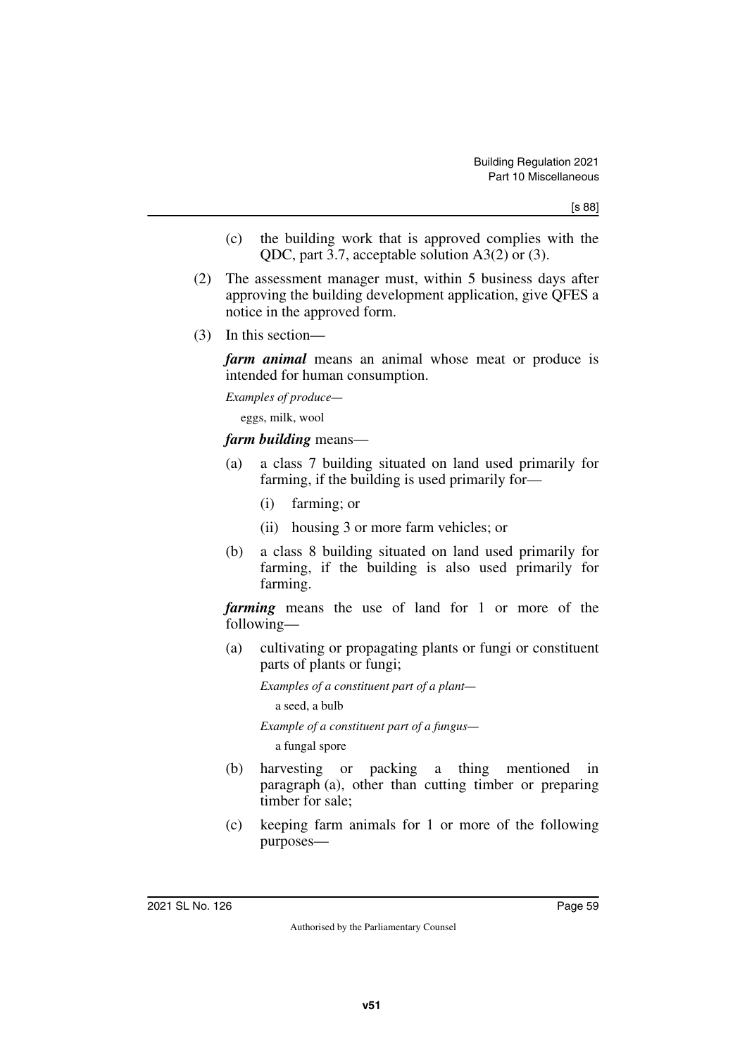(c) the building work that is approved complies with the QDC, part 3.7, acceptable solution A3(2) or (3).

(2) The assessment manager must, within 5 business days after approving the building development application, give QFES a notice in the approved form.

(3) In this section—

***farm animal*** means an animal whose meat or produce is intended for human consumption.

*Examples of produce—*

eggs, milk, wool

***farm building*** means—

(a) a class 7 building situated on land used primarily for farming, if the building is used primarily for—

(i) farming; or

(ii) housing 3 or more farm vehicles; or

(b) a class 8 building situated on land used primarily for farming, if the building is also used primarily for farming.

***farming*** means the use of land for 1 or more of the following—

(a) cultivating or propagating plants or fungi or constituent parts of plants or fungi;

*Examples of a constituent part of a plant—*

a seed, a bulb

*Example of a constituent part of a fungus—*

a fungal spore

(b) harvesting or packing a thing mentioned in paragraph (a), other than cutting timber or preparing timber for sale;

(c) keeping farm animals for 1 or more of the following purposes—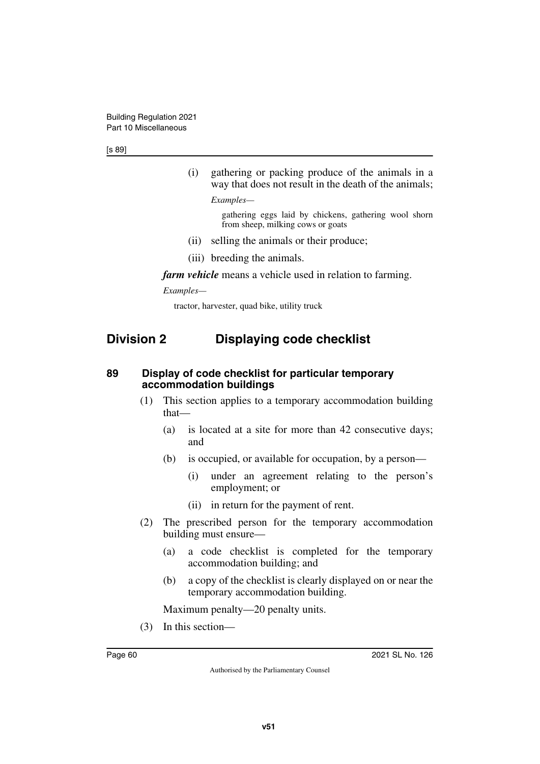(i) gathering or packing produce of the animals in a way that does not result in the death of the animals;

*Examples—*

gathering eggs laid by chickens, gathering wool shorn from sheep, milking cows or goats

(ii) selling the animals or their produce;

(iii) breeding the animals.

***farm vehicle*** means a vehicle used in relation to farming.

*Examples—*

tractor, harvester, quad bike, utility truck

## Division 2 Displaying code checklist

### 89 Display of code checklist for particular temporary accommodation buildings

(1) This section applies to a temporary accommodation building that—

(a) is located at a site for more than 42 consecutive days; and

(b) is occupied, or available for occupation, by a person—

(i) under an agreement relating to the person's employment; or

(ii) in return for the payment of rent.

(2) The prescribed person for the temporary accommodation building must ensure—

(a) a code checklist is completed for the temporary accommodation building; and

(b) a copy of the checklist is clearly displayed on or near the temporary accommodation building.

Maximum penalty—20 penalty units.

(3) In this section—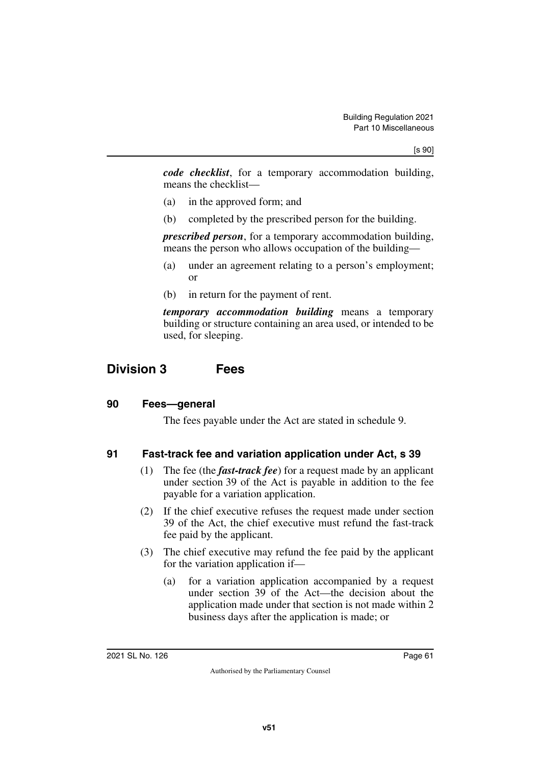***code checklist***, for a temporary accommodation building, means the checklist—

(a) in the approved form; and

(b) completed by the prescribed person for the building.

***prescribed person***, for a temporary accommodation building, means the person who allows occupation of the building—

(a) under an agreement relating to a person's employment; or

(b) in return for the payment of rent.

***temporary accommodation building*** means a temporary building or structure containing an area used, or intended to be used, for sleeping.

## Division 3 Fees

### 90 Fees—general

The fees payable under the Act are stated in schedule 9.

### 91 Fast-track fee and variation application under Act, s 39

(1) The fee (the ***fast-track fee***) for a request made by an applicant under section 39 of the Act is payable in addition to the fee payable for a variation application.

(2) If the chief executive refuses the request made under section 39 of the Act, the chief executive must refund the fast-track fee paid by the applicant.

(3) The chief executive may refund the fee paid by the applicant for the variation application if—

(a) for a variation application accompanied by a request under section 39 of the Act—the decision about the application made under that section is not made within 2 business days after the application is made; or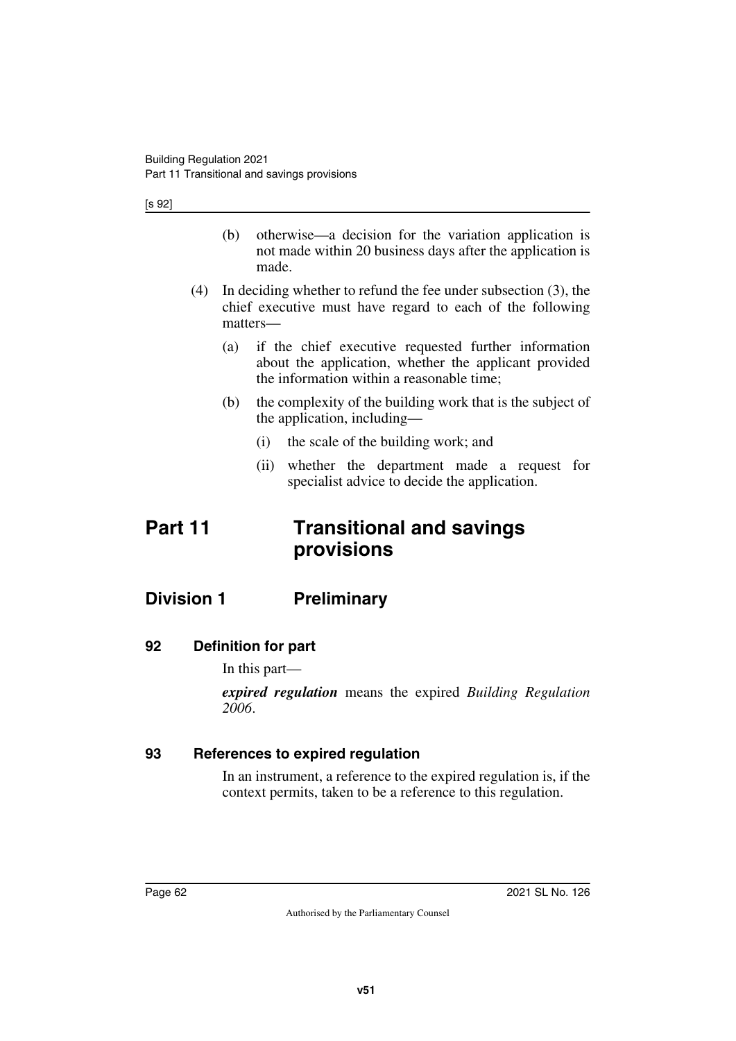(b) otherwise—a decision for the variation application is not made within 20 business days after the application is made.

(4) In deciding whether to refund the fee under subsection (3), the chief executive must have regard to each of the following matters—

(a) if the chief executive requested further information about the application, whether the applicant provided the information within a reasonable time;

(b) the complexity of the building work that is the subject of the application, including—

(i) the scale of the building work; and

(ii) whether the department made a request for specialist advice to decide the application.

# Part 11 Transitional and savings provisions

## Division 1 Preliminary

### 92 Definition for part

In this part—

***expired regulation*** means the expired *Building Regulation 2006*.

### 93 References to expired regulation

In an instrument, a reference to the expired regulation is, if the context permits, taken to be a reference to this regulation.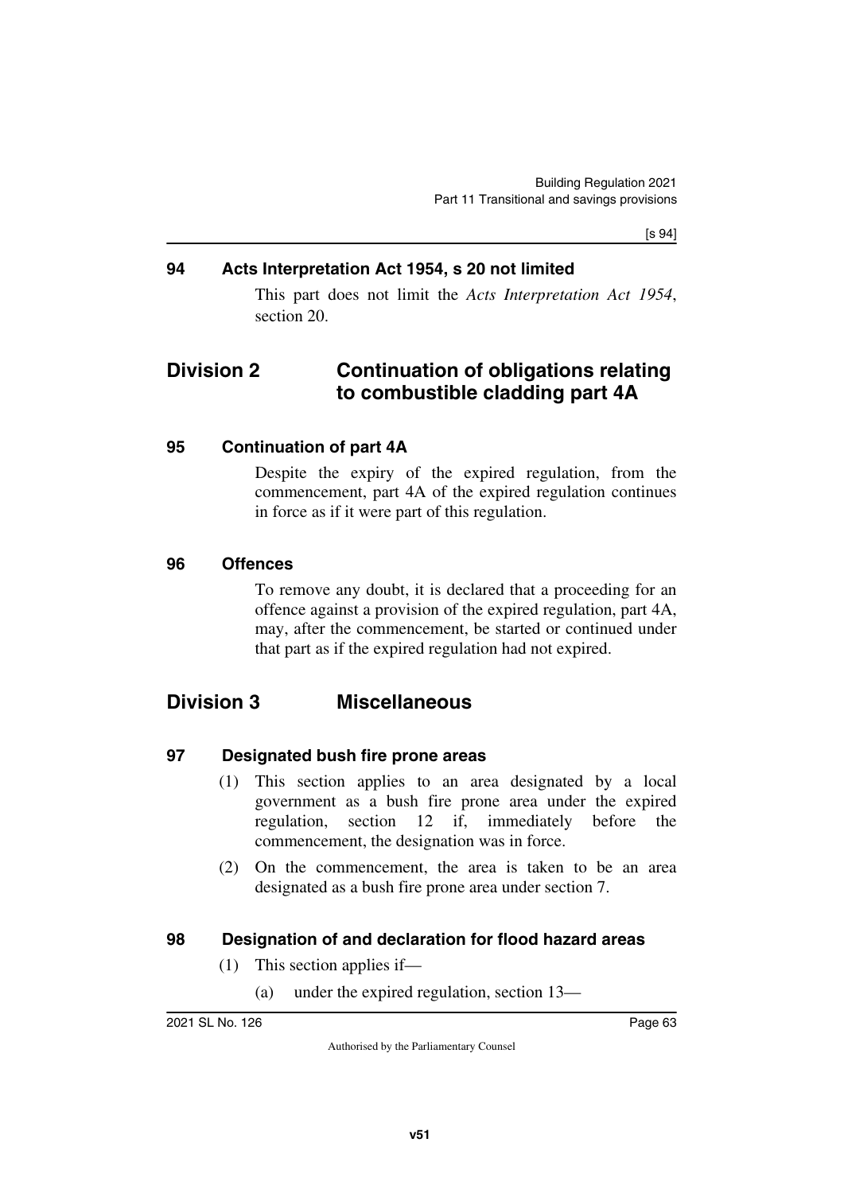#### 94 Acts Interpretation Act 1954, s 20 not limited

This part does not limit the *Acts Interpretation Act 1954*, section 20.

## Division 2 Continuation of obligations relating to combustible cladding part 4A

#### 95 Continuation of part 4A

Despite the expiry of the expired regulation, from the commencement, part 4A of the expired regulation continues in force as if it were part of this regulation.

#### 96 Offences

To remove any doubt, it is declared that a proceeding for an offence against a provision of the expired regulation, part 4A, may, after the commencement, be started or continued under that part as if the expired regulation had not expired.

## Division 3 Miscellaneous

#### 97 Designated bush fire prone areas

(1) This section applies to an area designated by a local government as a bush fire prone area under the expired regulation, section 12 if, immediately before the commencement, the designation was in force.

(2) On the commencement, the area is taken to be an area designated as a bush fire prone area under section 7.

#### 98 Designation of and declaration for flood hazard areas

(1) This section applies if—

(a) under the expired regulation, section 13—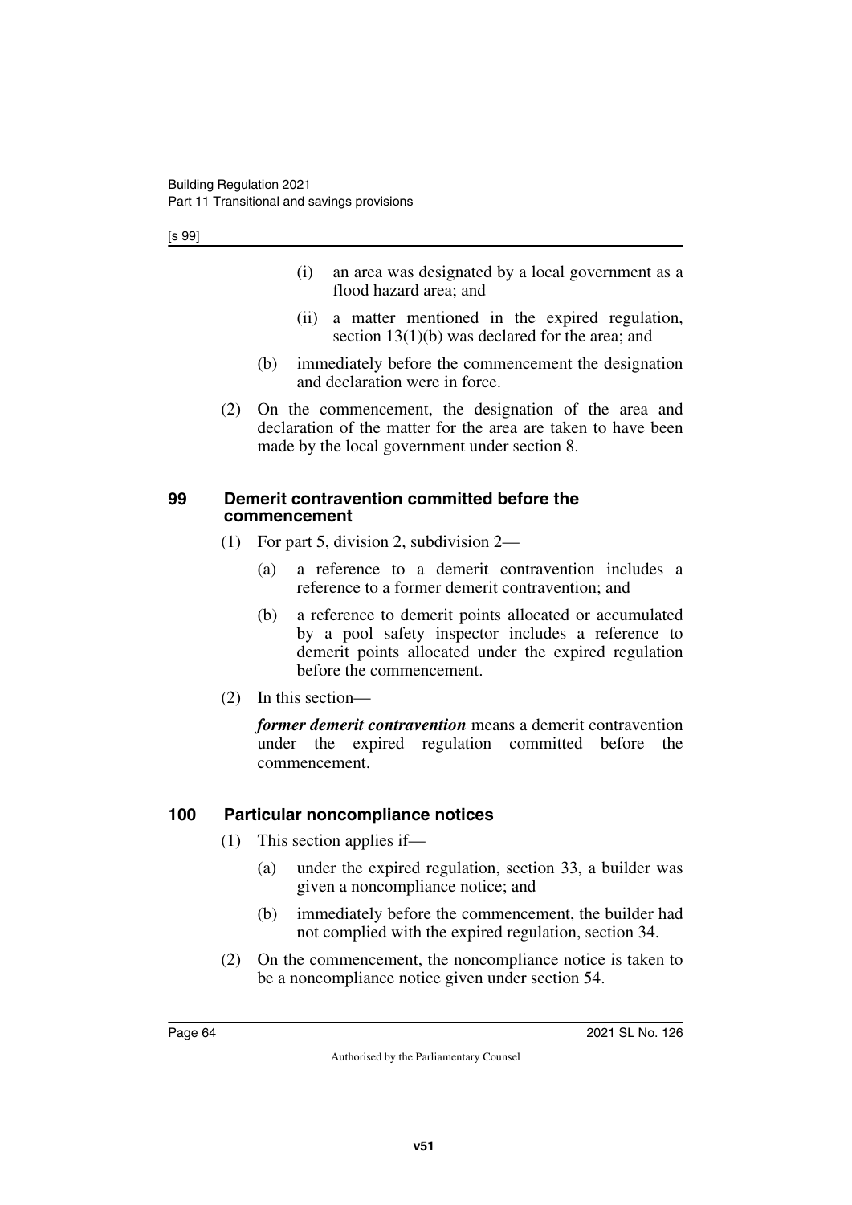(i) an area was designated by a local government as a flood hazard area; and

(ii) a matter mentioned in the expired regulation, section 13(1)(b) was declared for the area; and

(b) immediately before the commencement the designation and declaration were in force.

(2) On the commencement, the designation of the area and declaration of the matter for the area are taken to have been made by the local government under section 8.

## 99 Demerit contravention committed before the commencement

(1) For part 5, division 2, subdivision 2—

(a) a reference to a demerit contravention includes a reference to a former demerit contravention; and

(b) a reference to demerit points allocated or accumulated by a pool safety inspector includes a reference to demerit points allocated under the expired regulation before the commencement.

(2) In this section—

***former demerit contravention*** means a demerit contravention under the expired regulation committed before the commencement.

## 100 Particular noncompliance notices

(1) This section applies if—

(a) under the expired regulation, section 33, a builder was given a noncompliance notice; and

(b) immediately before the commencement, the builder had not complied with the expired regulation, section 34.

(2) On the commencement, the noncompliance notice is taken to be a noncompliance notice given under section 54.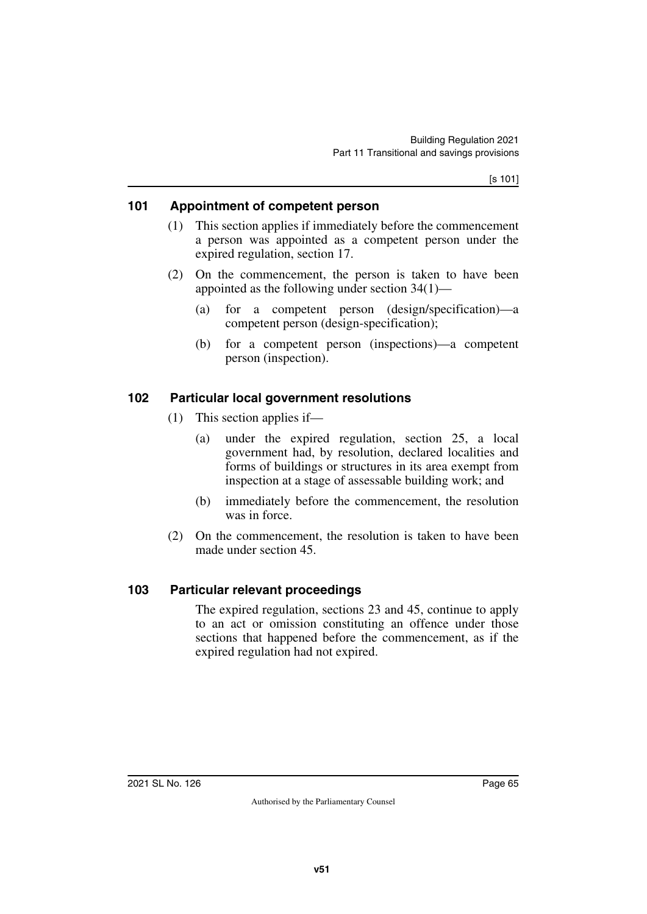## 101 Appointment of competent person

(1) This section applies if immediately before the commencement a person was appointed as a competent person under the expired regulation, section 17.

(2) On the commencement, the person is taken to have been appointed as the following under section 34(1)—

(a) for a competent person (design/specification)—a competent person (design-specification);

(b) for a competent person (inspections)—a competent person (inspection).

## 102 Particular local government resolutions

(1) This section applies if—

(a) under the expired regulation, section 25, a local government had, by resolution, declared localities and forms of buildings or structures in its area exempt from inspection at a stage of assessable building work; and

(b) immediately before the commencement, the resolution was in force.

(2) On the commencement, the resolution is taken to have been made under section 45.

## 103 Particular relevant proceedings

The expired regulation, sections 23 and 45, continue to apply to an act or omission constituting an offence under those sections that happened before the commencement, as if the expired regulation had not expired.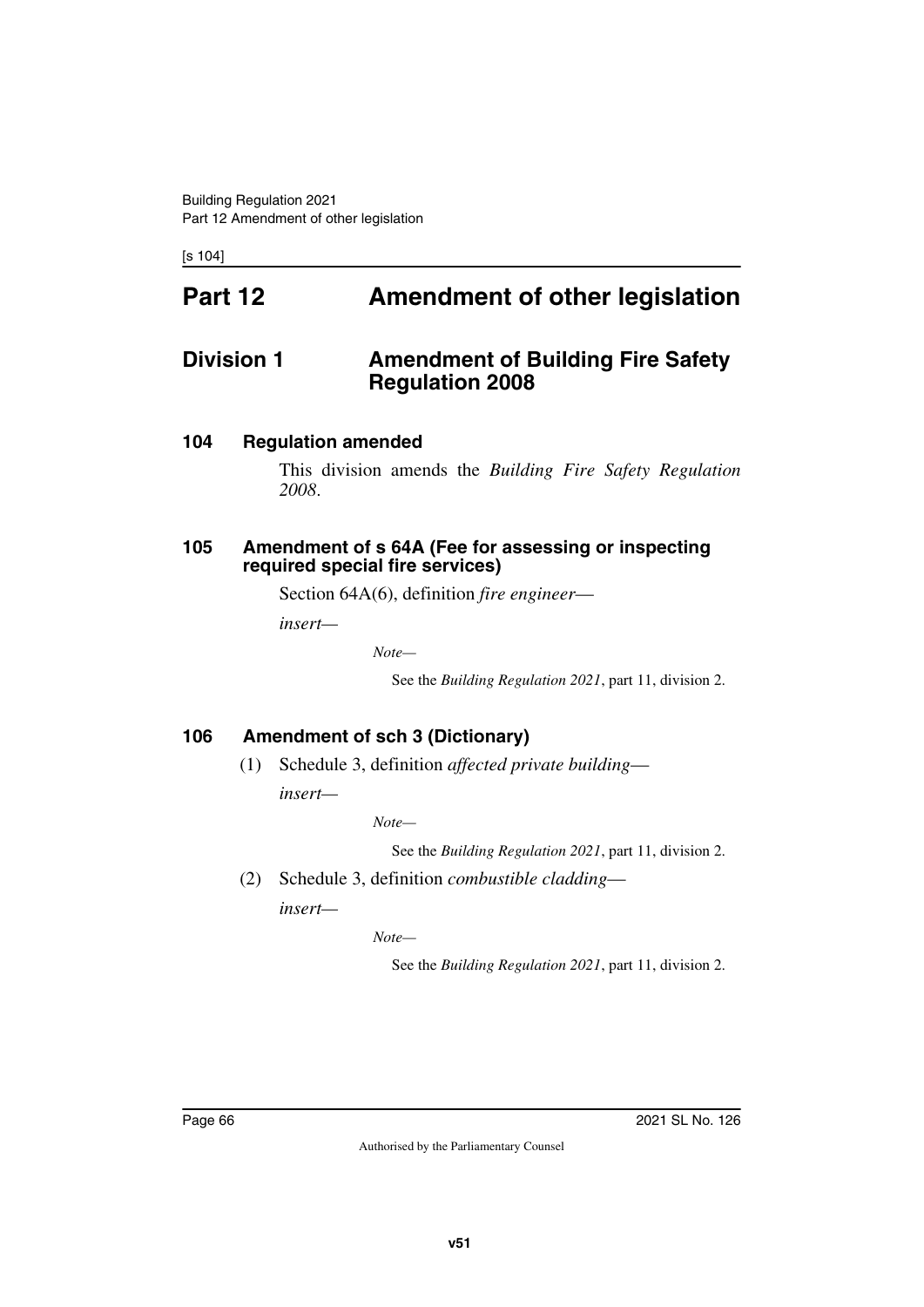# Part 12 Amendment of other legislation

## Division 1 Amendment of Building Fire Safety Regulation 2008

### 104 Regulation amended

This division amends the *Building Fire Safety Regulation 2008*.

### 105 Amendment of s 64A (Fee for assessing or inspecting required special fire services)

Section 64A(6), definition *fire engineer*—

*insert*—

> *Note*—
>
> See the *Building Regulation 2021*, part 11, division 2.

### 106 Amendment of sch 3 (Dictionary)

(1) Schedule 3, definition *affected private building*—

*insert*—

> *Note*—
>
> See the *Building Regulation 2021*, part 11, division 2.

(2) Schedule 3, definition *combustible cladding*—

*insert*—

> *Note*—
>
> See the *Building Regulation 2021*, part 11, division 2.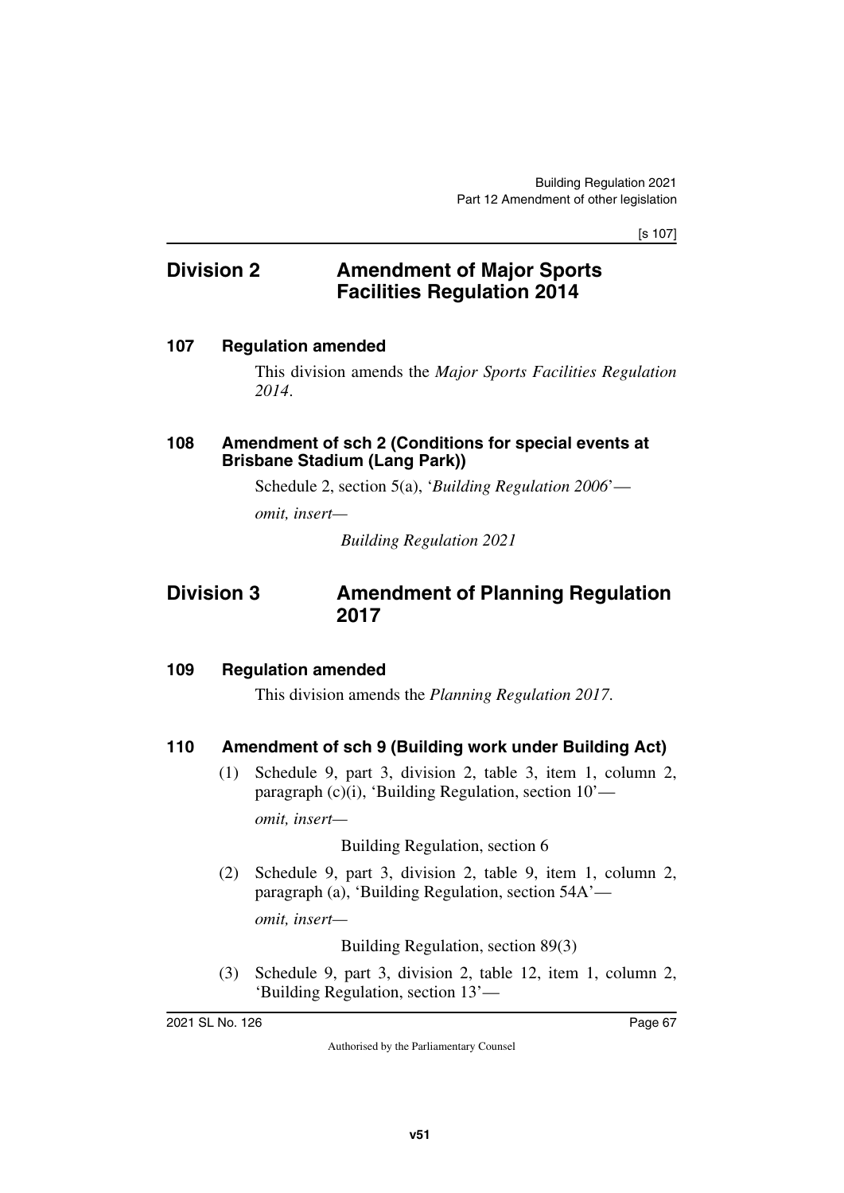## Division 2 Amendment of Major Sports Facilities Regulation 2014

### 107 Regulation amended

This division amends the *Major Sports Facilities Regulation 2014*.

### 108 Amendment of sch 2 (Conditions for special events at Brisbane Stadium (Lang Park))

Schedule 2, section 5(a), '*Building Regulation 2006*'—

*omit, insert—*

*Building Regulation 2021*

## Division 3 Amendment of Planning Regulation 2017

### 109 Regulation amended

This division amends the *Planning Regulation 2017*.

### 110 Amendment of sch 9 (Building work under Building Act)

(1) Schedule 9, part 3, division 2, table 3, item 1, column 2, paragraph (c)(i), 'Building Regulation, section 10'—

*omit, insert—*

Building Regulation, section 6

(2) Schedule 9, part 3, division 2, table 9, item 1, column 2, paragraph (a), 'Building Regulation, section 54A'—

*omit, insert—*

Building Regulation, section 89(3)

(3) Schedule 9, part 3, division 2, table 12, item 1, column 2, 'Building Regulation, section 13'—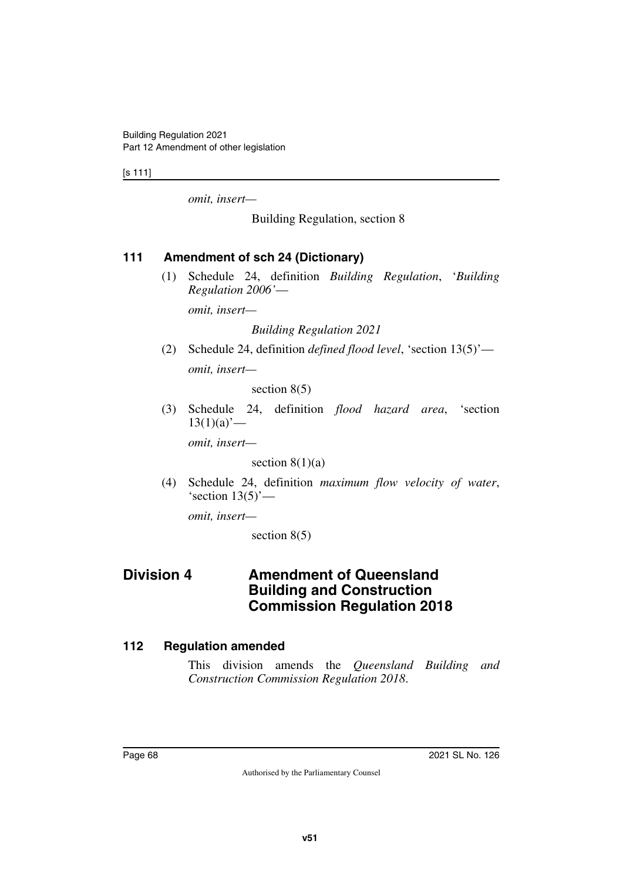*omit, insert—*

Building Regulation, section 8

### 111 Amendment of sch 24 (Dictionary)

(1) Schedule 24, definition *Building Regulation*, '*Building Regulation 2006*'—

*omit, insert—*

*Building Regulation 2021*

(2) Schedule 24, definition *defined flood level*, 'section 13(5)'—

*omit, insert—*

section 8(5)

(3) Schedule 24, definition *flood hazard area*, 'section 13(1)(a)'—

*omit, insert—*

section 8(1)(a)

(4) Schedule 24, definition *maximum flow velocity of water*, 'section 13(5)'—

*omit, insert—*

section 8(5)

## Division 4 Amendment of Queensland Building and Construction Commission Regulation 2018

### 112 Regulation amended

This division amends the *Queensland Building and Construction Commission Regulation 2018*.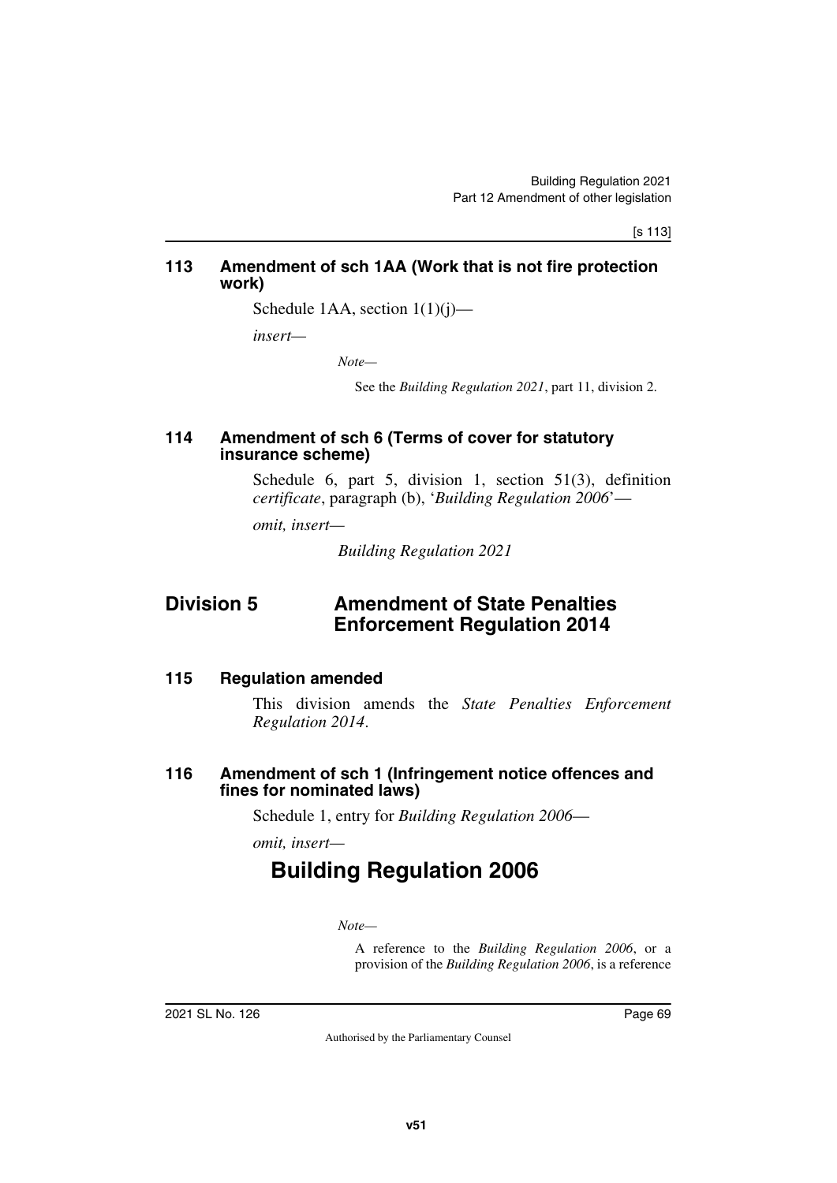### 113 Amendment of sch 1AA (Work that is not fire protection work)

Schedule 1AA, section 1(1)(j)—

*insert—*

*Note—*

See the *Building Regulation 2021*, part 11, division 2.

### 114 Amendment of sch 6 (Terms of cover for statutory insurance scheme)

Schedule 6, part 5, division 1, section 51(3), definition *certificate*, paragraph (b), '*Building Regulation 2006*'—

*omit, insert—*

*Building Regulation 2021*

## Division 5 Amendment of State Penalties Enforcement Regulation 2014

### 115 Regulation amended

This division amends the *State Penalties Enforcement Regulation 2014*.

### 116 Amendment of sch 1 (Infringement notice offences and fines for nominated laws)

Schedule 1, entry for *Building Regulation 2006*—

*omit, insert—*

# Building Regulation 2006

*Note—*

A reference to the *Building Regulation 2006*, or a provision of the *Building Regulation 2006*, is a reference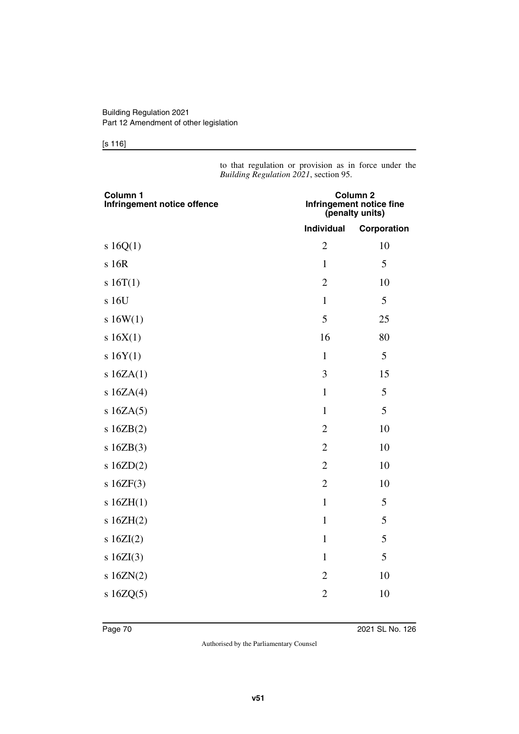to that regulation or provision as in force under the *Building Regulation 2021*, section 95.

| Column 1<br>Infringement notice offence | Column 2<br>Infringement notice fine (penalty units) | |
|---|---|---|
| | **Individual** | **Corporation** |
| s 16Q(1) | 2 | 10 |
| s 16R | 1 | 5 |
| s 16T(1) | 2 | 10 |
| s 16U | 1 | 5 |
| s 16W(1) | 5 | 25 |
| s 16X(1) | 16 | 80 |
| s 16Y(1) | 1 | 5 |
| s 16ZA(1) | 3 | 15 |
| s 16ZA(4) | 1 | 5 |
| s 16ZA(5) | 1 | 5 |
| s 16ZB(2) | 2 | 10 |
| s 16ZB(3) | 2 | 10 |
| s 16ZD(2) | 2 | 10 |
| s 16ZF(3) | 2 | 10 |
| s 16ZH(1) | 1 | 5 |
| s 16ZH(2) | 1 | 5 |
| s 16ZI(2) | 1 | 5 |
| s 16ZI(3) | 1 | 5 |
| s 16ZN(2) | 2 | 10 |
| s 16ZQ(5) | 2 | 10 |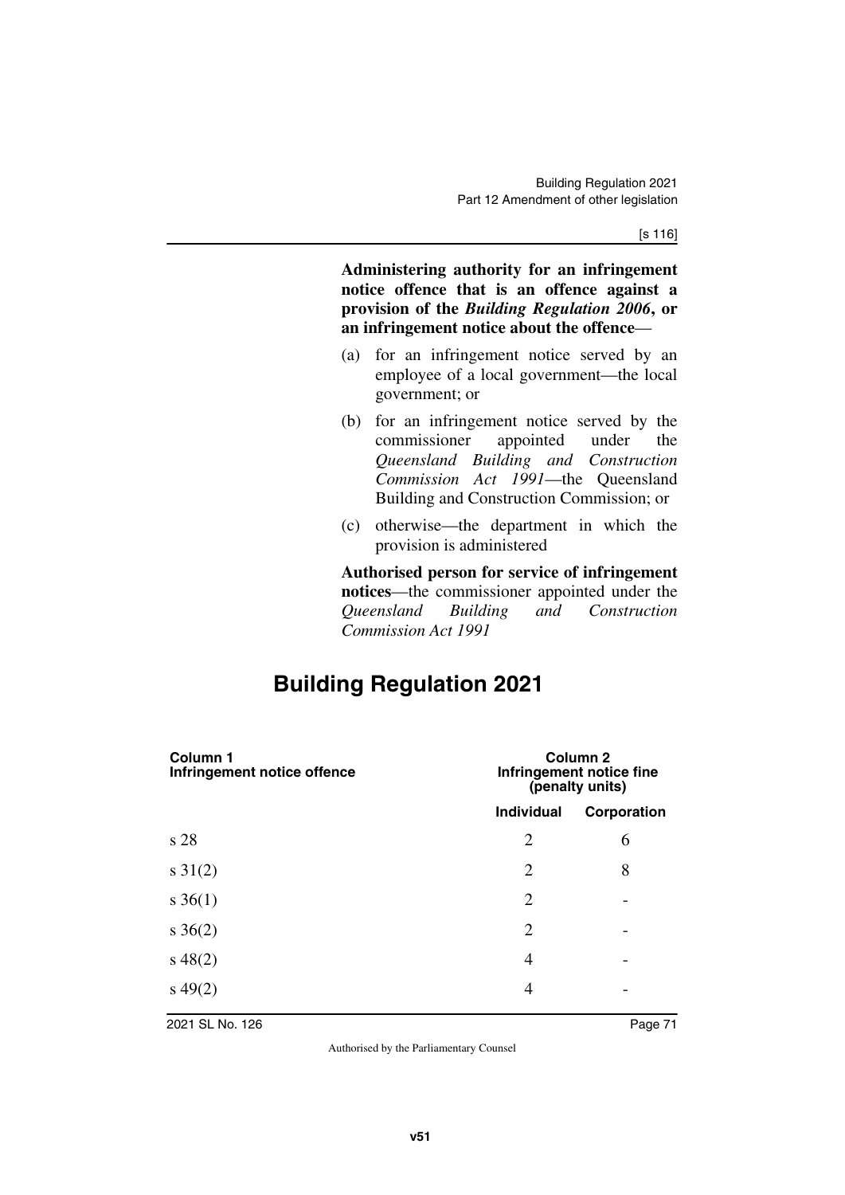**Administering authority for an infringement notice offence that is an offence against a provision of the *Building Regulation 2006*, or an infringement notice about the offence**—

(a) for an infringement notice served by an employee of a local government—the local government; or

(b) for an infringement notice served by the commissioner appointed under the *Queensland Building and Construction Commission Act 1991*—the Queensland Building and Construction Commission; or

(c) otherwise—the department in which the provision is administered

**Authorised person for service of infringement notices**—the commissioner appointed under the *Queensland Building and Construction Commission Act 1991*

# Building Regulation 2021

| Column 1<br>Infringement notice offence | Column 2<br>Infringement notice fine (penalty units) | |
|---|---|---|
| | Individual | Corporation |
| s 28 | 2 | 6 |
| s 31(2) | 2 | 8 |
| s 36(1) | 2 | - |
| s 36(2) | 2 | - |
| s 48(2) | 4 | - |
| s 49(2) | 4 | - |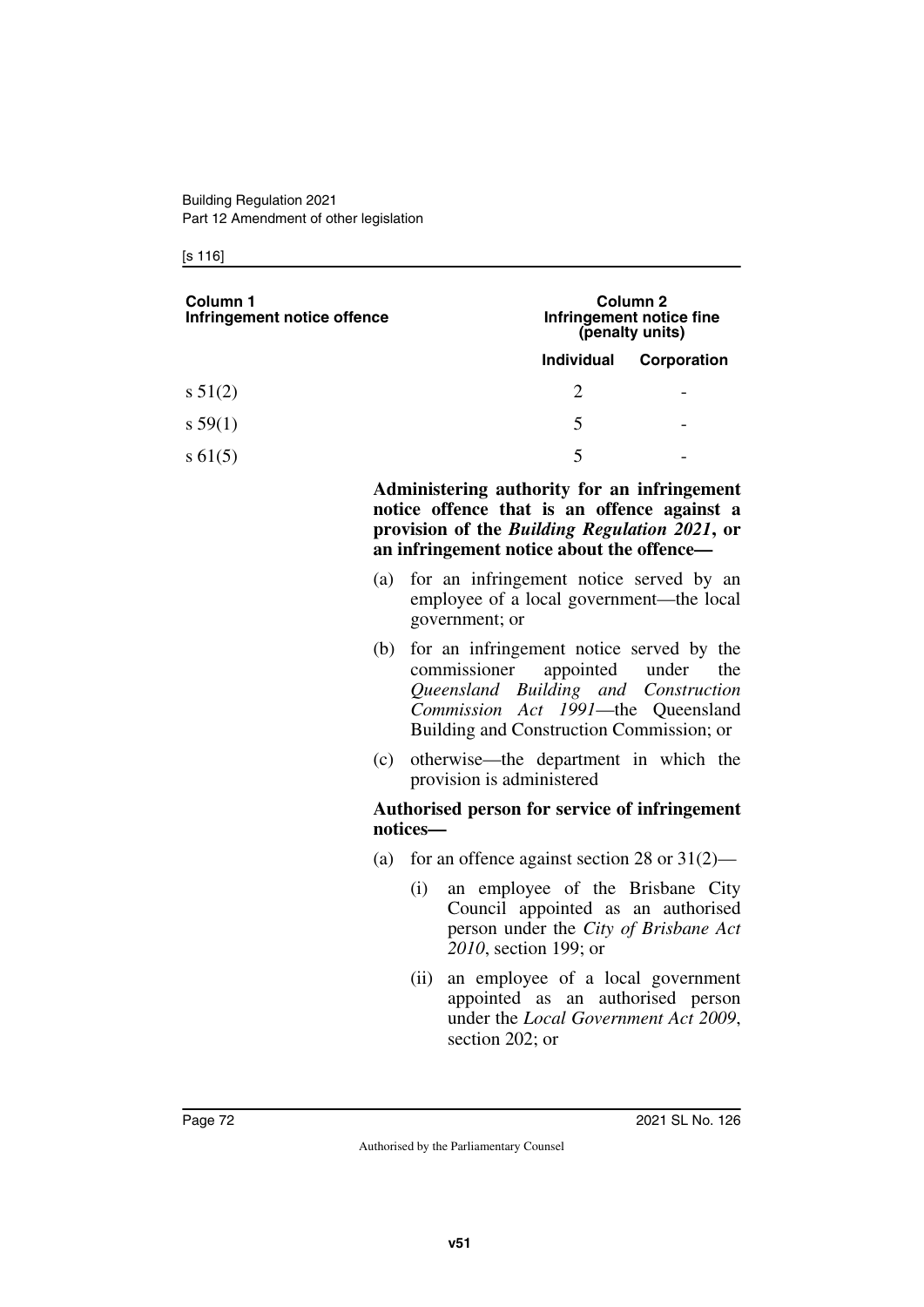| Column 1<br>Infringement notice offence | Column 2<br>Infringement notice fine (penalty units) | |
|---|---|---|
| | **Individual** | **Corporation** |
| s 51(2) | 2 | - |
| s 59(1) | 5 | - |
| s 61(5) | 5 | - |

**Administering authority for an infringement notice offence that is an offence against a provision of the *Building Regulation 2021*, or an infringement notice about the offence—**

(a) for an infringement notice served by an employee of a local government—the local government; or

(b) for an infringement notice served by the commissioner appointed under the *Queensland Building and Construction Commission Act 1991*—the Queensland Building and Construction Commission; or

(c) otherwise—the department in which the provision is administered

**Authorised person for service of infringement notices—**

(a) for an offence against section 28 or 31(2)—

(i) an employee of the Brisbane City Council appointed as an authorised person under the *City of Brisbane Act 2010*, section 199; or

(ii) an employee of a local government appointed as an authorised person under the *Local Government Act 2009*, section 202; or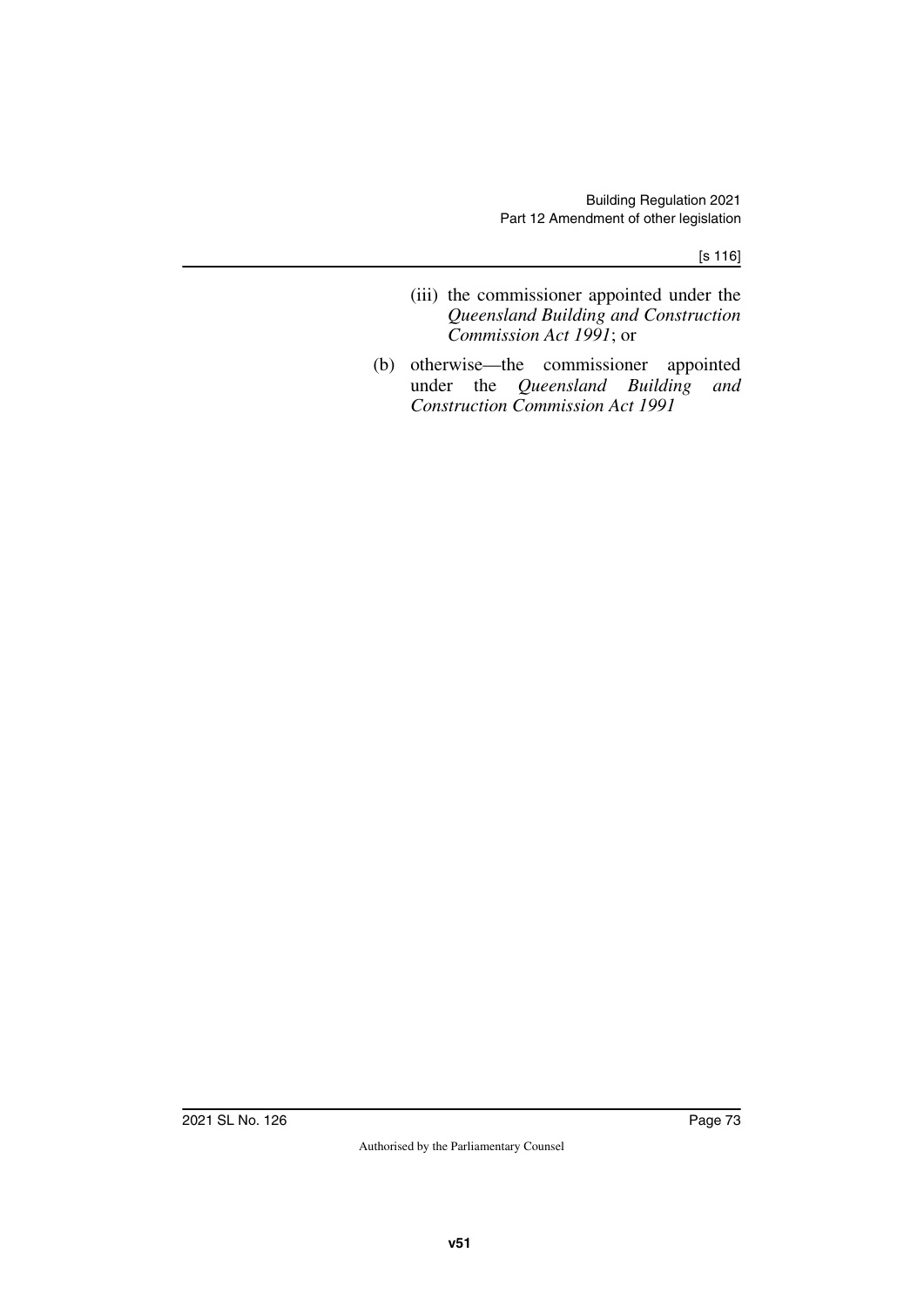(iii) the commissioner appointed under the *Queensland Building and Construction Commission Act 1991*; or

(b) otherwise—the commissioner appointed under the *Queensland Building and Construction Commission Act 1991*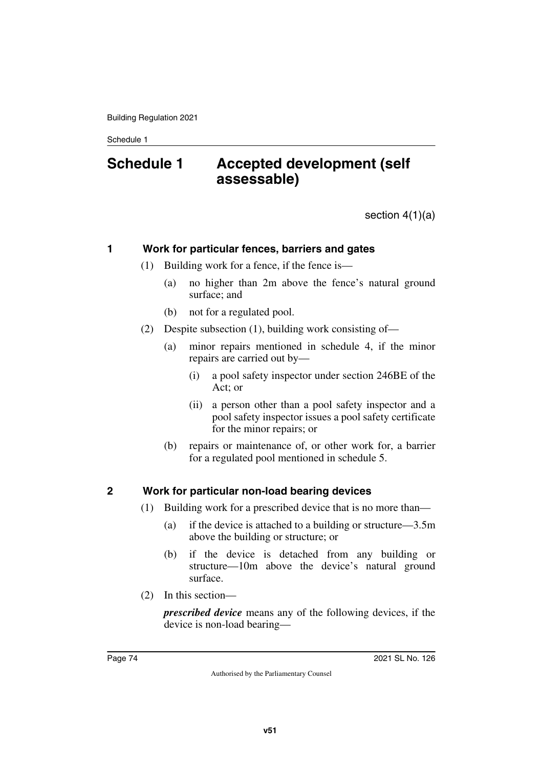# Schedule 1 Accepted development (self assessable)

section 4(1)(a)

## 1 Work for particular fences, barriers and gates

(1) Building work for a fence, if the fence is—

(a) no higher than 2m above the fence's natural ground surface; and

(b) not for a regulated pool.

(2) Despite subsection (1), building work consisting of—

(a) minor repairs mentioned in schedule 4, if the minor repairs are carried out by—

(i) a pool safety inspector under section 246BE of the Act; or

(ii) a person other than a pool safety inspector and a pool safety inspector issues a pool safety certificate for the minor repairs; or

(b) repairs or maintenance of, or other work for, a barrier for a regulated pool mentioned in schedule 5.

## 2 Work for particular non-load bearing devices

(1) Building work for a prescribed device that is no more than—

(a) if the device is attached to a building or structure—3.5m above the building or structure; or

(b) if the device is detached from any building or structure—10m above the device's natural ground surface.

(2) In this section—

***prescribed device*** means any of the following devices, if the device is non-load bearing—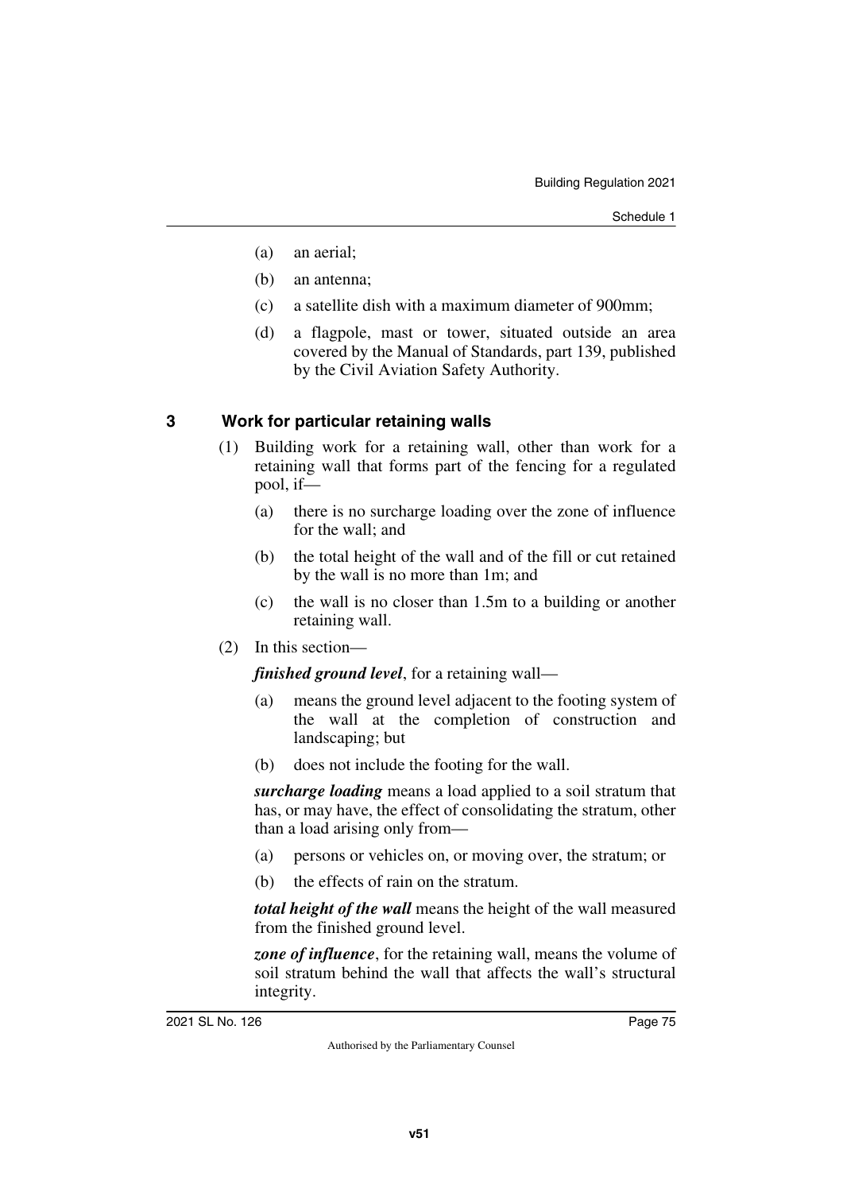(a) an aerial;

(b) an antenna;

(c) a satellite dish with a maximum diameter of 900mm;

(d) a flagpole, mast or tower, situated outside an area covered by the Manual of Standards, part 139, published by the Civil Aviation Safety Authority.

### 3 Work for particular retaining walls

(1) Building work for a retaining wall, other than work for a retaining wall that forms part of the fencing for a regulated pool, if—

(a) there is no surcharge loading over the zone of influence for the wall; and

(b) the total height of the wall and of the fill or cut retained by the wall is no more than 1m; and

(c) the wall is no closer than 1.5m to a building or another retaining wall.

(2) In this section—

***finished ground level***, for a retaining wall—

(a) means the ground level adjacent to the footing system of the wall at the completion of construction and landscaping; but

(b) does not include the footing for the wall.

***surcharge loading*** means a load applied to a soil stratum that has, or may have, the effect of consolidating the stratum, other than a load arising only from—

(a) persons or vehicles on, or moving over, the stratum; or

(b) the effects of rain on the stratum.

***total height of the wall*** means the height of the wall measured from the finished ground level.

***zone of influence***, for the retaining wall, means the volume of soil stratum behind the wall that affects the wall's structural integrity.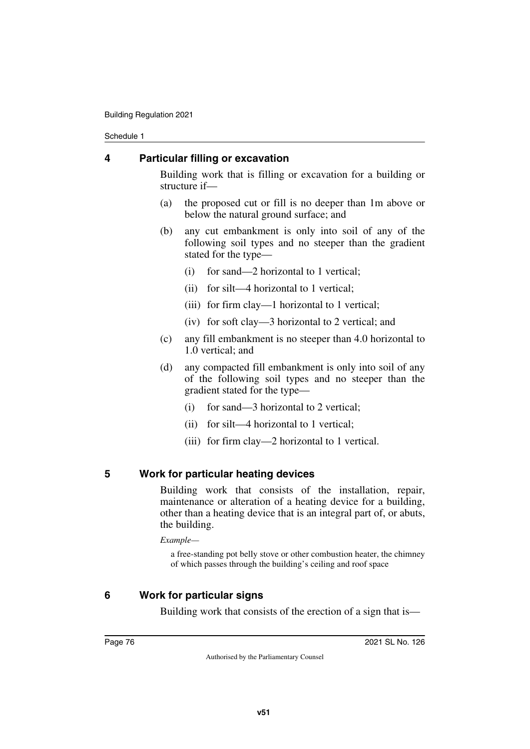## 4 Particular filling or excavation

Building work that is filling or excavation for a building or structure if—

(a) the proposed cut or fill is no deeper than 1m above or below the natural ground surface; and

(b) any cut embankment is only into soil of any of the following soil types and no steeper than the gradient stated for the type—

(i) for sand—2 horizontal to 1 vertical;

(ii) for silt—4 horizontal to 1 vertical;

(iii) for firm clay—1 horizontal to 1 vertical;

(iv) for soft clay—3 horizontal to 2 vertical; and

(c) any fill embankment is no steeper than 4.0 horizontal to 1.0 vertical; and

(d) any compacted fill embankment is only into soil of any of the following soil types and no steeper than the gradient stated for the type—

(i) for sand—3 horizontal to 2 vertical;

(ii) for silt—4 horizontal to 1 vertical;

(iii) for firm clay—2 horizontal to 1 vertical.

## 5 Work for particular heating devices

Building work that consists of the installation, repair, maintenance or alteration of a heating device for a building, other than a heating device that is an integral part of, or abuts, the building.

*Example—*

a free-standing pot belly stove or other combustion heater, the chimney of which passes through the building's ceiling and roof space

## 6 Work for particular signs

Building work that consists of the erection of a sign that is—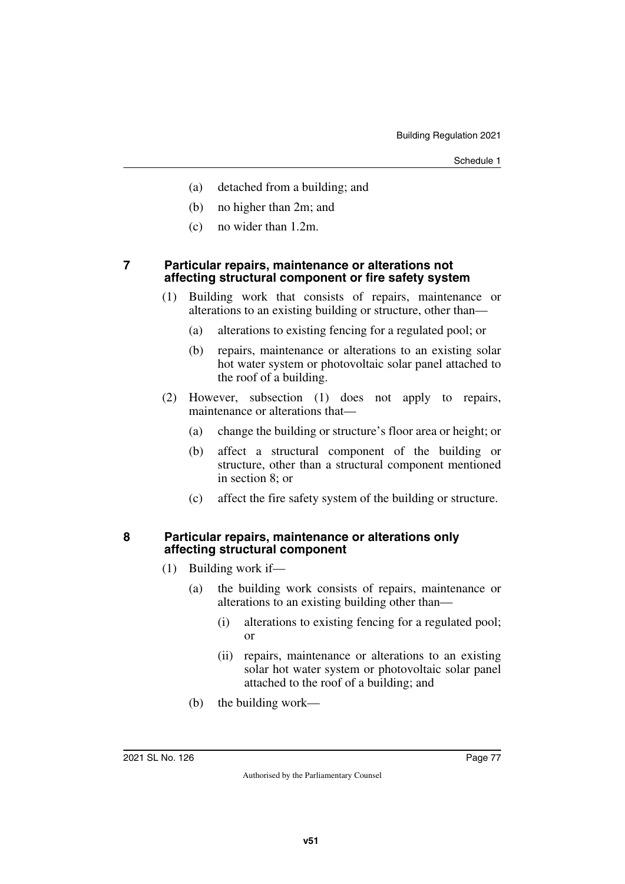(a) detached from a building; and

(b) no higher than 2m; and

(c) no wider than 1.2m.

## 7 Particular repairs, maintenance or alterations not affecting structural component or fire safety system

(1) Building work that consists of repairs, maintenance or alterations to an existing building or structure, other than—

(a) alterations to existing fencing for a regulated pool; or

(b) repairs, maintenance or alterations to an existing solar hot water system or photovoltaic solar panel attached to the roof of a building.

(2) However, subsection (1) does not apply to repairs, maintenance or alterations that—

(a) change the building or structure's floor area or height; or

(b) affect a structural component of the building or structure, other than a structural component mentioned in section 8; or

(c) affect the fire safety system of the building or structure.

## 8 Particular repairs, maintenance or alterations only affecting structural component

(1) Building work if—

(a) the building work consists of repairs, maintenance or alterations to an existing building other than—

(i) alterations to existing fencing for a regulated pool; or

(ii) repairs, maintenance or alterations to an existing solar hot water system or photovoltaic solar panel attached to the roof of a building; and

(b) the building work—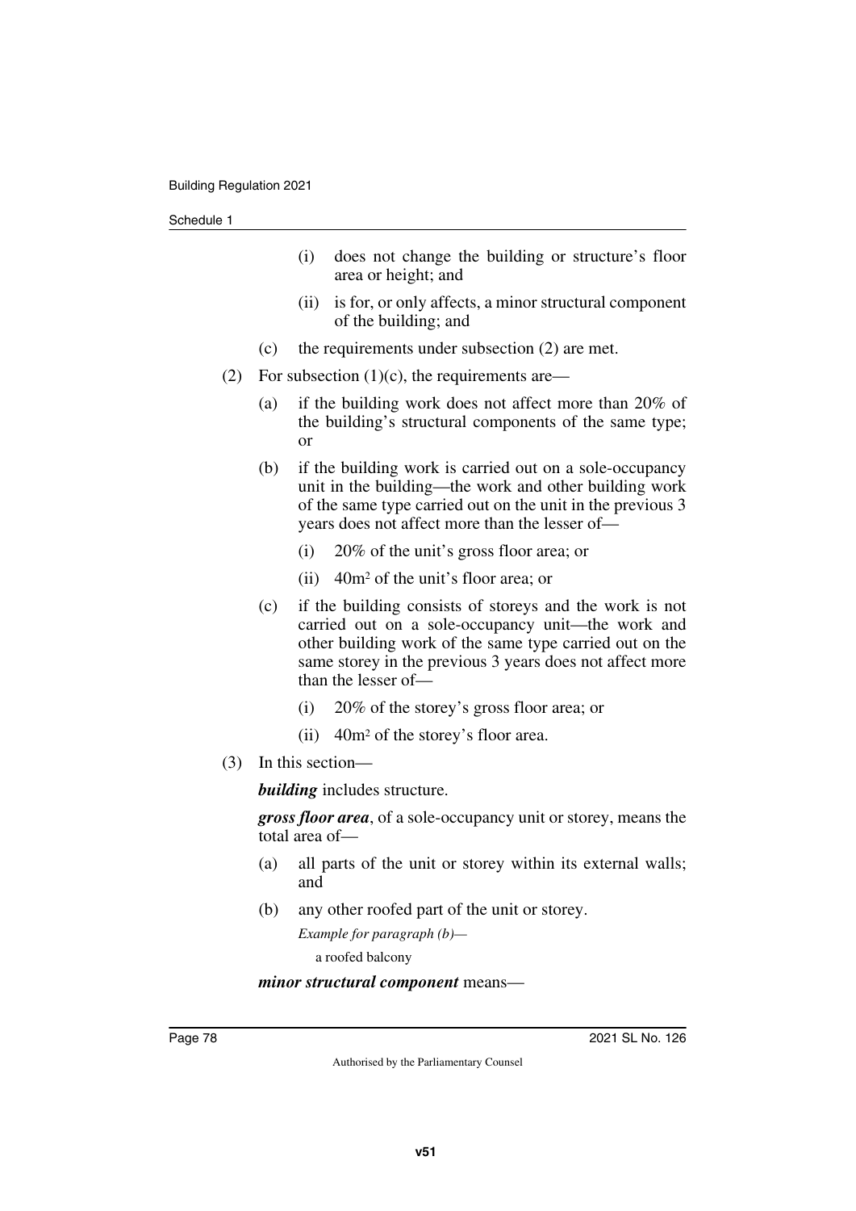(i) does not change the building or structure's floor area or height; and

(ii) is for, or only affects, a minor structural component of the building; and

(c) the requirements under subsection (2) are met.

(2) For subsection (1)(c), the requirements are—

(a) if the building work does not affect more than 20% of the building's structural components of the same type; or

(b) if the building work is carried out on a sole-occupancy unit in the building—the work and other building work of the same type carried out on the unit in the previous 3 years does not affect more than the lesser of—

(i) 20% of the unit's gross floor area; or

(ii) 40m$^2$ of the unit's floor area; or

(c) if the building consists of storeys and the work is not carried out on a sole-occupancy unit—the work and other building work of the same type carried out on the same storey in the previous 3 years does not affect more than the lesser of—

(i) 20% of the storey's gross floor area; or

(ii) 40m$^2$ of the storey's floor area.

(3) In this section—

***building*** includes structure.

***gross floor area***, of a sole-occupancy unit or storey, means the total area of—

(a) all parts of the unit or storey within its external walls; and

(b) any other roofed part of the unit or storey.

*Example for paragraph (b)—*

a roofed balcony

***minor structural component*** means—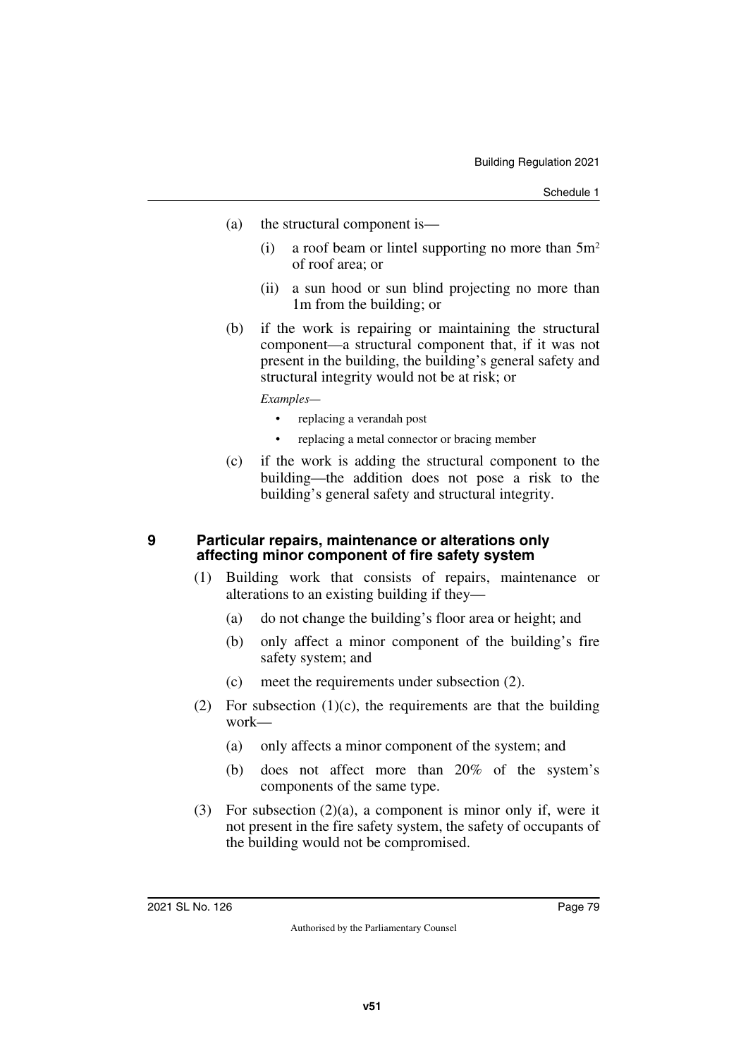(a) the structural component is—

  (i) a roof beam or lintel supporting no more than $5m^2$ of roof area; or

  (ii) a sun hood or sun blind projecting no more than 1m from the building; or

(b) if the work is repairing or maintaining the structural component—a structural component that, if it was not present in the building, the building's general safety and structural integrity would not be at risk; or

*Examples—*

- replacing a verandah post
- replacing a metal connector or bracing member

(c) if the work is adding the structural component to the building—the addition does not pose a risk to the building's general safety and structural integrity.

## 9 Particular repairs, maintenance or alterations only affecting minor component of fire safety system

(1) Building work that consists of repairs, maintenance or alterations to an existing building if they—

  (a) do not change the building's floor area or height; and

  (b) only affect a minor component of the building's fire safety system; and

  (c) meet the requirements under subsection (2).

(2) For subsection (1)(c), the requirements are that the building work—

  (a) only affects a minor component of the system; and

  (b) does not affect more than 20% of the system's components of the same type.

(3) For subsection (2)(a), a component is minor only if, were it not present in the fire safety system, the safety of occupants of the building would not be compromised.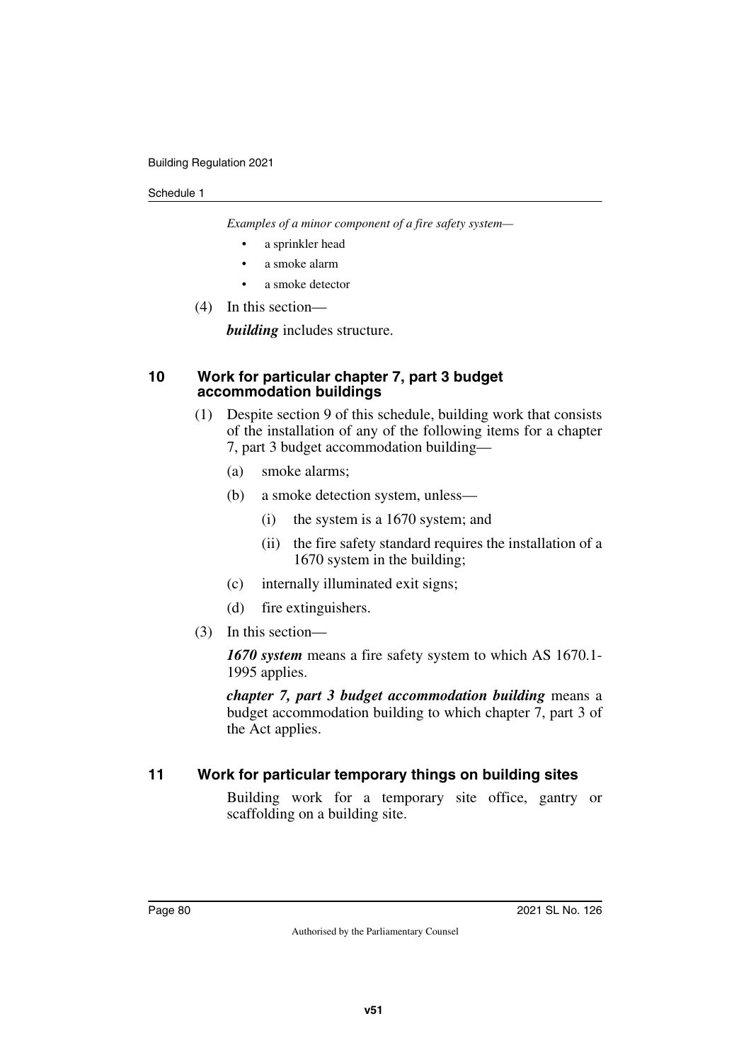*Examples of a minor component of a fire safety system—*

- a sprinkler head
- a smoke alarm
- a smoke detector

(4) In this section—

***building*** includes structure.

### 10 Work for particular chapter 7, part 3 budget accommodation buildings

(1) Despite section 9 of this schedule, building work that consists of the installation of any of the following items for a chapter 7, part 3 budget accommodation building—

(a) smoke alarms;

(b) a smoke detection system, unless—

(i) the system is a 1670 system; and

(ii) the fire safety standard requires the installation of a 1670 system in the building;

(c) internally illuminated exit signs;

(d) fire extinguishers.

(3) In this section—

***1670 system*** means a fire safety system to which AS 1670.1-1995 applies.

***chapter 7, part 3 budget accommodation building*** means a budget accommodation building to which chapter 7, part 3 of the Act applies.

### 11 Work for particular temporary things on building sites

Building work for a temporary site office, gantry or scaffolding on a building site.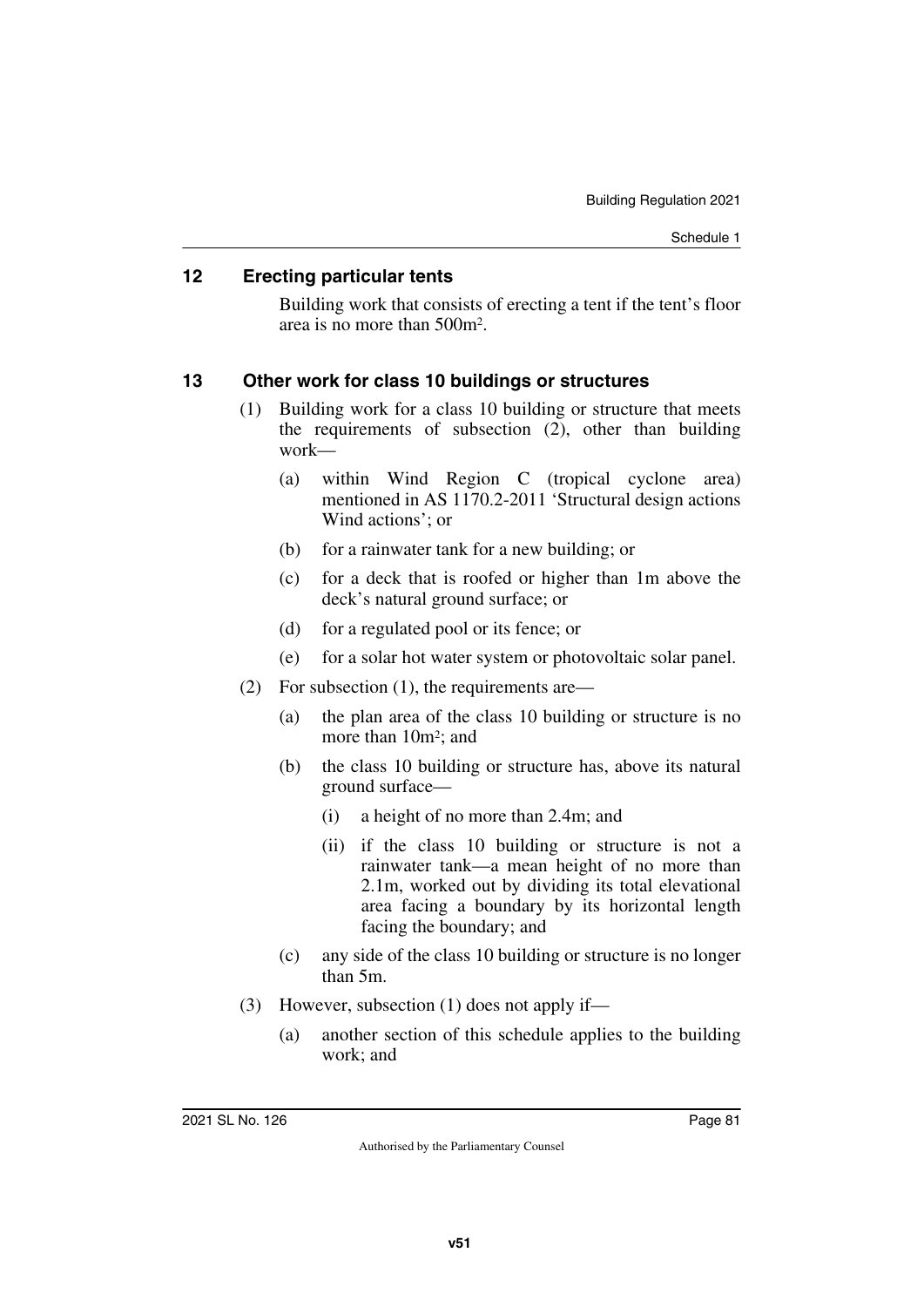## 12 Erecting particular tents

Building work that consists of erecting a tent if the tent's floor area is no more than $500m^2$.

## 13 Other work for class 10 buildings or structures

(1) Building work for a class 10 building or structure that meets the requirements of subsection (2), other than building work—

(a) within Wind Region C (tropical cyclone area) mentioned in AS 1170.2-2011 'Structural design actions Wind actions'; or

(b) for a rainwater tank for a new building; or

(c) for a deck that is roofed or higher than 1m above the deck's natural ground surface; or

(d) for a regulated pool or its fence; or

(e) for a solar hot water system or photovoltaic solar panel.

(2) For subsection (1), the requirements are—

(a) the plan area of the class 10 building or structure is no more than $10m^2$; and

(b) the class 10 building or structure has, above its natural ground surface—

(i) a height of no more than 2.4m; and

(ii) if the class 10 building or structure is not a rainwater tank—a mean height of no more than 2.1m, worked out by dividing its total elevational area facing a boundary by its horizontal length facing the boundary; and

(c) any side of the class 10 building or structure is no longer than 5m.

(3) However, subsection (1) does not apply if—

(a) another section of this schedule applies to the building work; and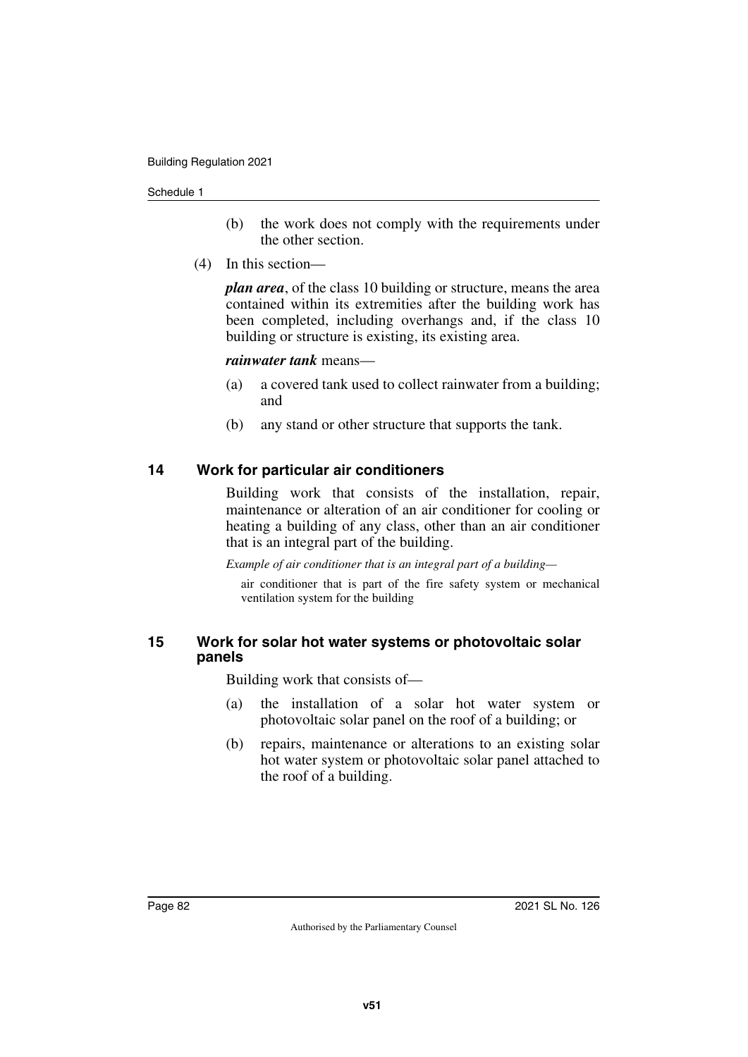(b) the work does not comply with the requirements under the other section.

(4) In this section—

***plan area***, of the class 10 building or structure, means the area contained within its extremities after the building work has been completed, including overhangs and, if the class 10 building or structure is existing, its existing area.

***rainwater tank*** means—

(a) a covered tank used to collect rainwater from a building; and

(b) any stand or other structure that supports the tank.

## 14 Work for particular air conditioners

Building work that consists of the installation, repair, maintenance or alteration of an air conditioner for cooling or heating a building of any class, other than an air conditioner that is an integral part of the building.

*Example of air conditioner that is an integral part of a building—*

air conditioner that is part of the fire safety system or mechanical ventilation system for the building

## 15 Work for solar hot water systems or photovoltaic solar panels

Building work that consists of—

(a) the installation of a solar hot water system or photovoltaic solar panel on the roof of a building; or

(b) repairs, maintenance or alterations to an existing solar hot water system or photovoltaic solar panel attached to the roof of a building.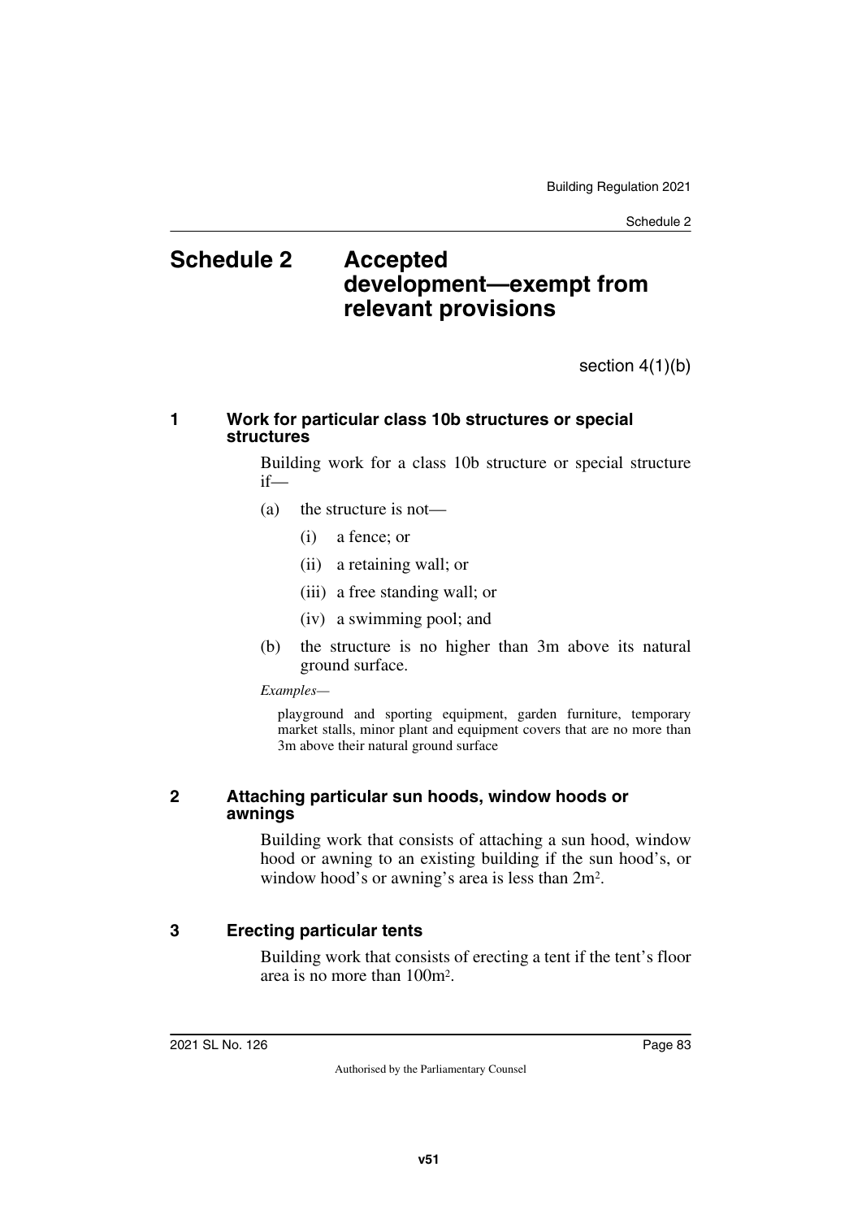# Schedule 2 Accepted development—exempt from relevant provisions

section 4(1)(b)

### 1 Work for particular class 10b structures or special structures

Building work for a class 10b structure or special structure if—

(a) the structure is not—

(i) a fence; or

(ii) a retaining wall; or

(iii) a free standing wall; or

(iv) a swimming pool; and

(b) the structure is no higher than 3m above its natural ground surface.

*Examples—*

playground and sporting equipment, garden furniture, temporary market stalls, minor plant and equipment covers that are no more than 3m above their natural ground surface

### 2 Attaching particular sun hoods, window hoods or awnings

Building work that consists of attaching a sun hood, window hood or awning to an existing building if the sun hood's, or window hood's or awning's area is less than $2m^2$.

### 3 Erecting particular tents

Building work that consists of erecting a tent if the tent's floor area is no more than $100m^2$.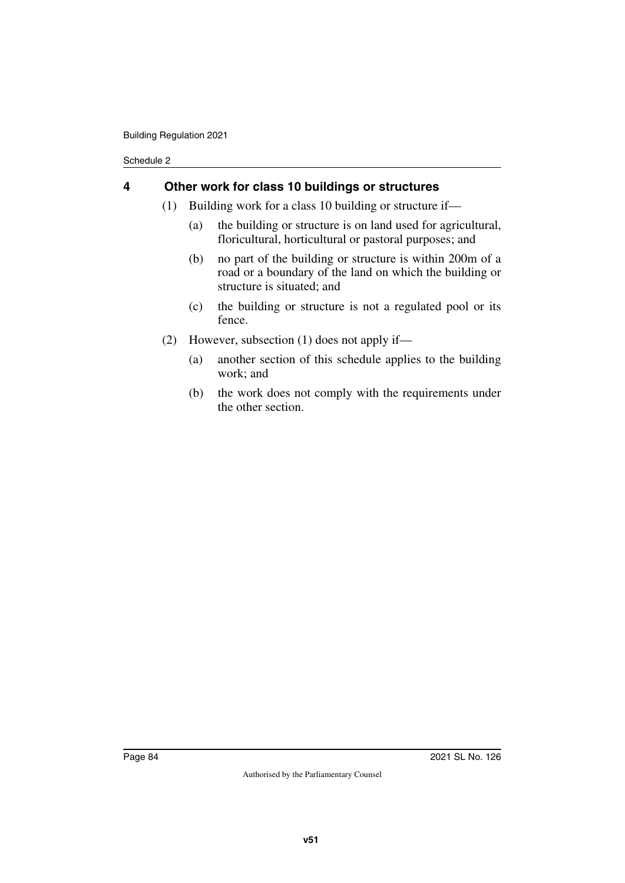## 4 Other work for class 10 buildings or structures

(1) Building work for a class 10 building or structure if—

(a) the building or structure is on land used for agricultural, floricultural, horticultural or pastoral purposes; and

(b) no part of the building or structure is within 200m of a road or a boundary of the land on which the building or structure is situated; and

(c) the building or structure is not a regulated pool or its fence.

(2) However, subsection (1) does not apply if—

(a) another section of this schedule applies to the building work; and

(b) the work does not comply with the requirements under the other section.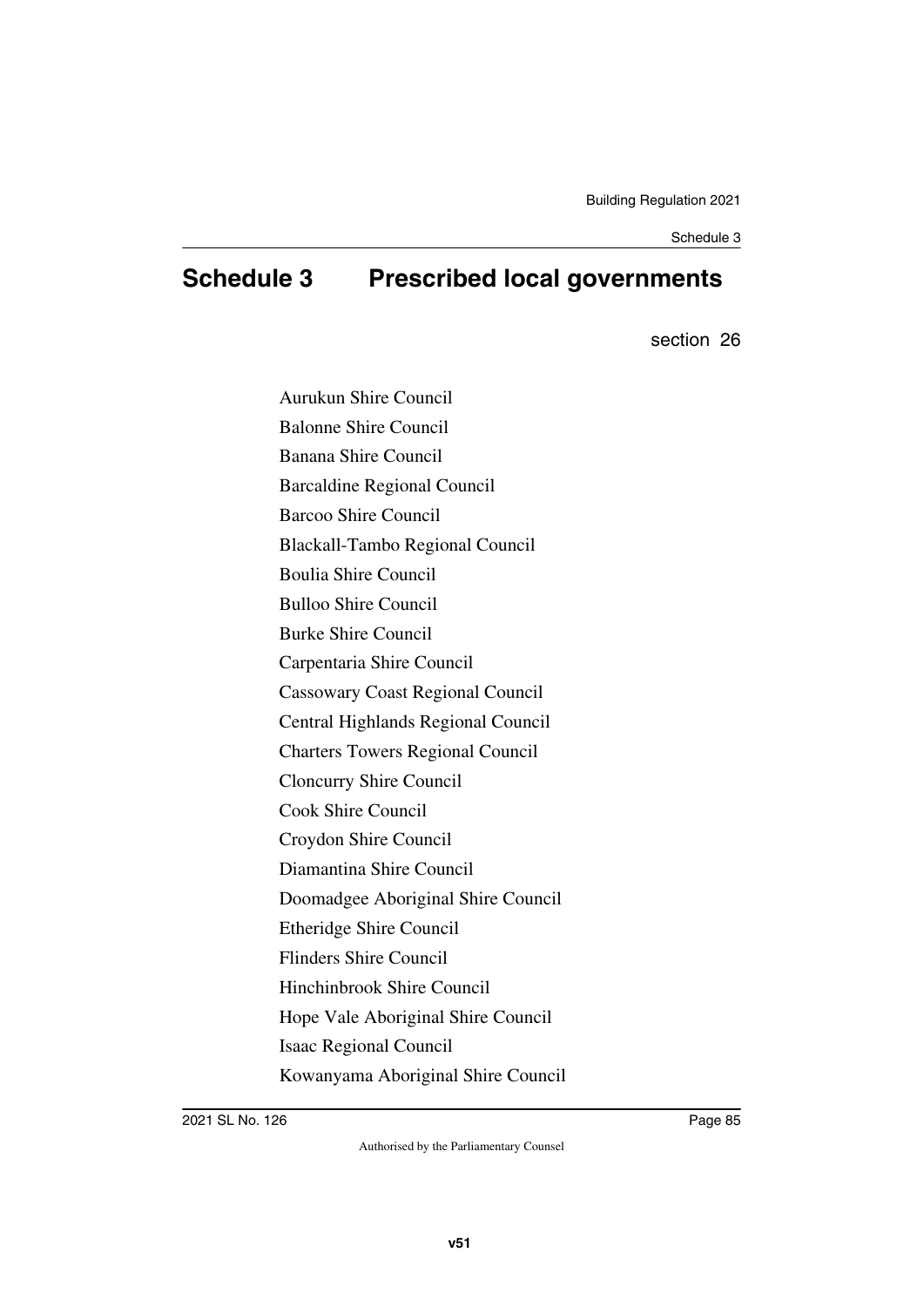# Schedule 3 Prescribed local governments

section 26

Aurukun Shire Council

Balonne Shire Council

Banana Shire Council

Barcaldine Regional Council

Barcoo Shire Council

Blackall-Tambo Regional Council

Boulia Shire Council

Bulloo Shire Council

Burke Shire Council

Carpentaria Shire Council

Cassowary Coast Regional Council

Central Highlands Regional Council

Charters Towers Regional Council

Cloncurry Shire Council

Cook Shire Council

Croydon Shire Council

Diamantina Shire Council

Doomadgee Aboriginal Shire Council

Etheridge Shire Council

Flinders Shire Council

Hinchinbrook Shire Council

Hope Vale Aboriginal Shire Council

Isaac Regional Council

Kowanyama Aboriginal Shire Council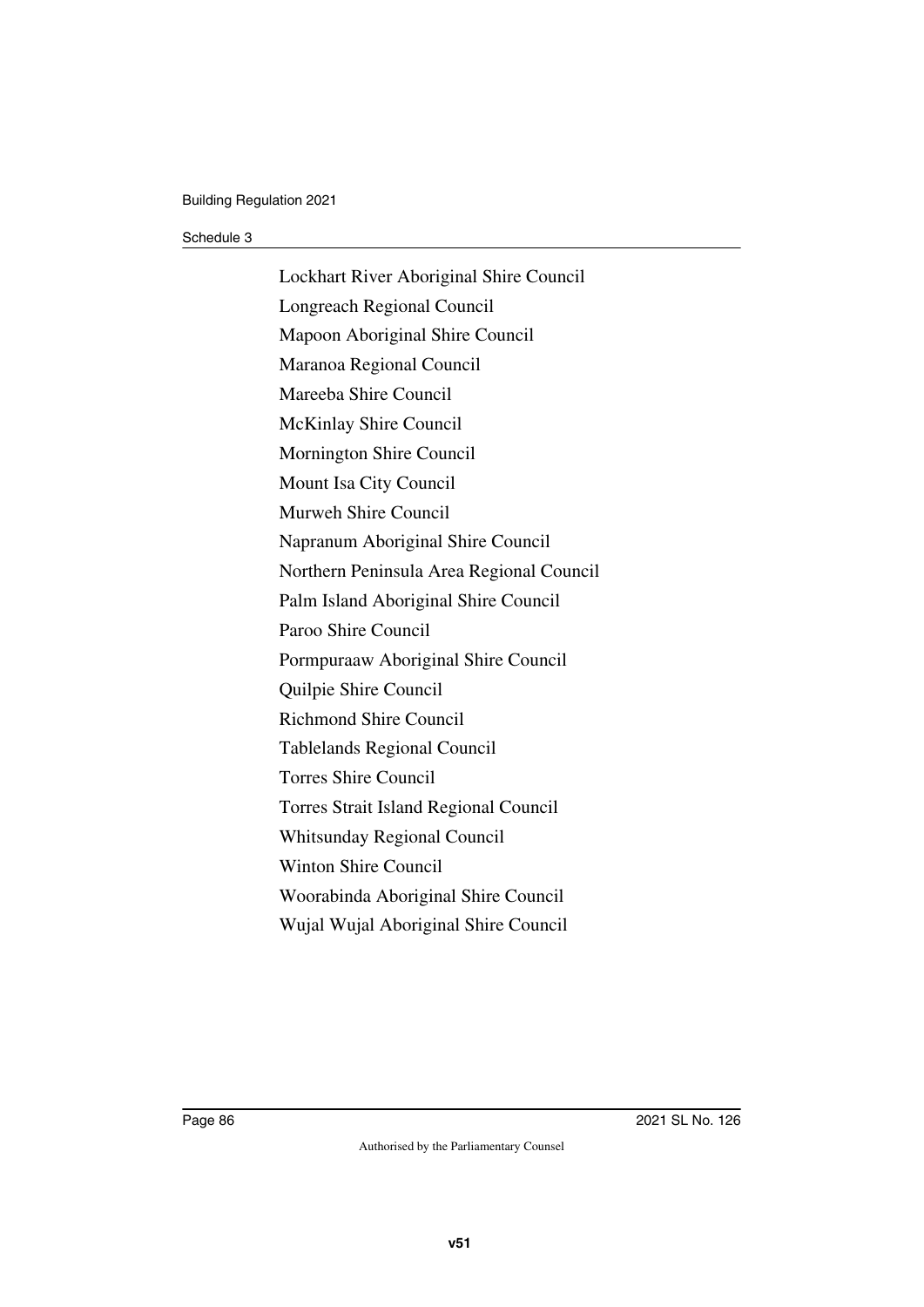Lockhart River Aboriginal Shire Council

Longreach Regional Council

Mapoon Aboriginal Shire Council

Maranoa Regional Council

Mareeba Shire Council

McKinlay Shire Council

Mornington Shire Council

Mount Isa City Council

Murweh Shire Council

Napranum Aboriginal Shire Council

Northern Peninsula Area Regional Council

Palm Island Aboriginal Shire Council

Paroo Shire Council

Pormpuraaw Aboriginal Shire Council

Quilpie Shire Council

Richmond Shire Council

Tablelands Regional Council

Torres Shire Council

Torres Strait Island Regional Council

Whitsunday Regional Council

Winton Shire Council

Woorabinda Aboriginal Shire Council

Wujal Wujal Aboriginal Shire Council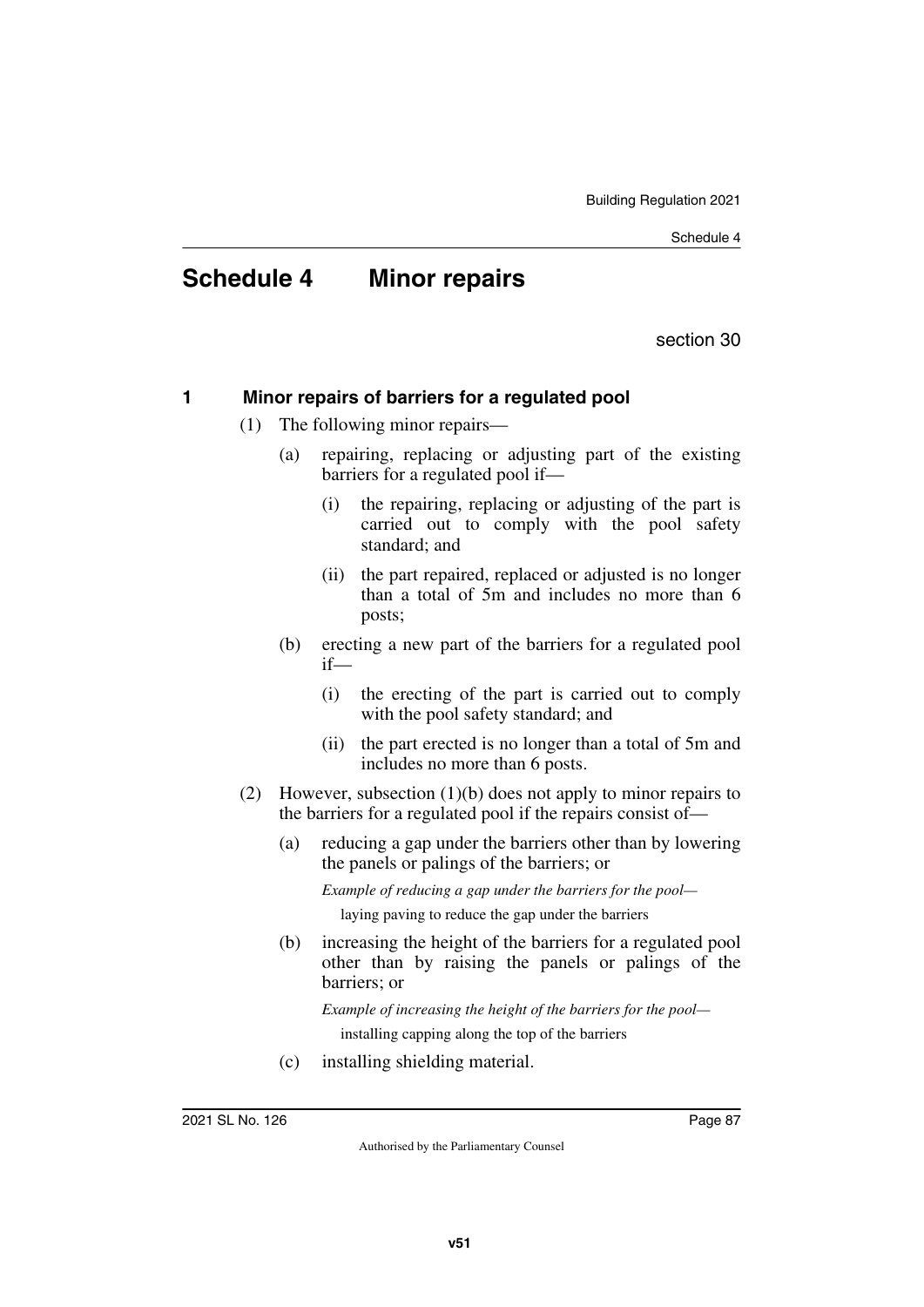# Schedule 4 Minor repairs

section 30

## 1 Minor repairs of barriers for a regulated pool

(1) The following minor repairs—

(a) repairing, replacing or adjusting part of the existing barriers for a regulated pool if—

(i) the repairing, replacing or adjusting of the part is carried out to comply with the pool safety standard; and

(ii) the part repaired, replaced or adjusted is no longer than a total of 5m and includes no more than 6 posts;

(b) erecting a new part of the barriers for a regulated pool if—

(i) the erecting of the part is carried out to comply with the pool safety standard; and

(ii) the part erected is no longer than a total of 5m and includes no more than 6 posts.

(2) However, subsection (1)(b) does not apply to minor repairs to the barriers for a regulated pool if the repairs consist of—

(a) reducing a gap under the barriers other than by lowering the panels or palings of the barriers; or

*Example of reducing a gap under the barriers for the pool—*

laying paving to reduce the gap under the barriers

(b) increasing the height of the barriers for a regulated pool other than by raising the panels or palings of the barriers; or

*Example of increasing the height of the barriers for the pool—*

installing capping along the top of the barriers

(c) installing shielding material.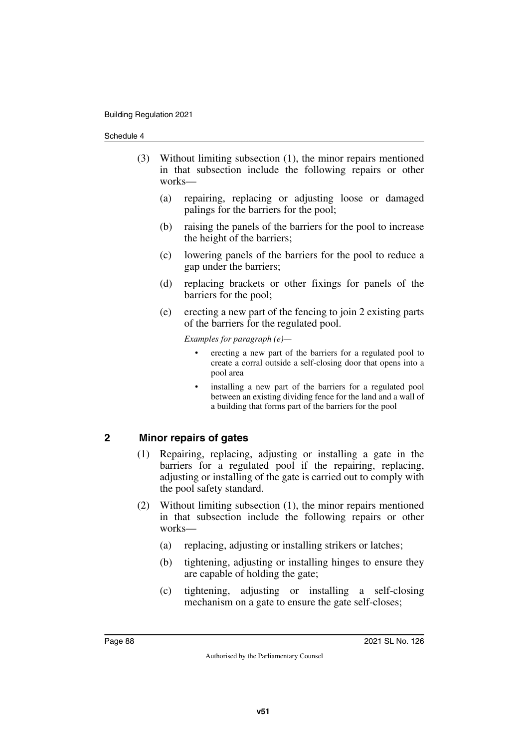(3) Without limiting subsection (1), the minor repairs mentioned in that subsection include the following repairs or other works—

(a) repairing, replacing or adjusting loose or damaged palings for the barriers for the pool;

(b) raising the panels of the barriers for the pool to increase the height of the barriers;

(c) lowering panels of the barriers for the pool to reduce a gap under the barriers;

(d) replacing brackets or other fixings for panels of the barriers for the pool;

(e) erecting a new part of the fencing to join 2 existing parts of the barriers for the regulated pool.

*Examples for paragraph (e)—*

- erecting a new part of the barriers for a regulated pool to create a corral outside a self-closing door that opens into a pool area
- installing a new part of the barriers for a regulated pool between an existing dividing fence for the land and a wall of a building that forms part of the barriers for the pool

## 2 Minor repairs of gates

(1) Repairing, replacing, adjusting or installing a gate in the barriers for a regulated pool if the repairing, replacing, adjusting or installing of the gate is carried out to comply with the pool safety standard.

(2) Without limiting subsection (1), the minor repairs mentioned in that subsection include the following repairs or other works—

(a) replacing, adjusting or installing strikers or latches;

(b) tightening, adjusting or installing hinges to ensure they are capable of holding the gate;

(c) tightening, adjusting or installing a self-closing mechanism on a gate to ensure the gate self-closes;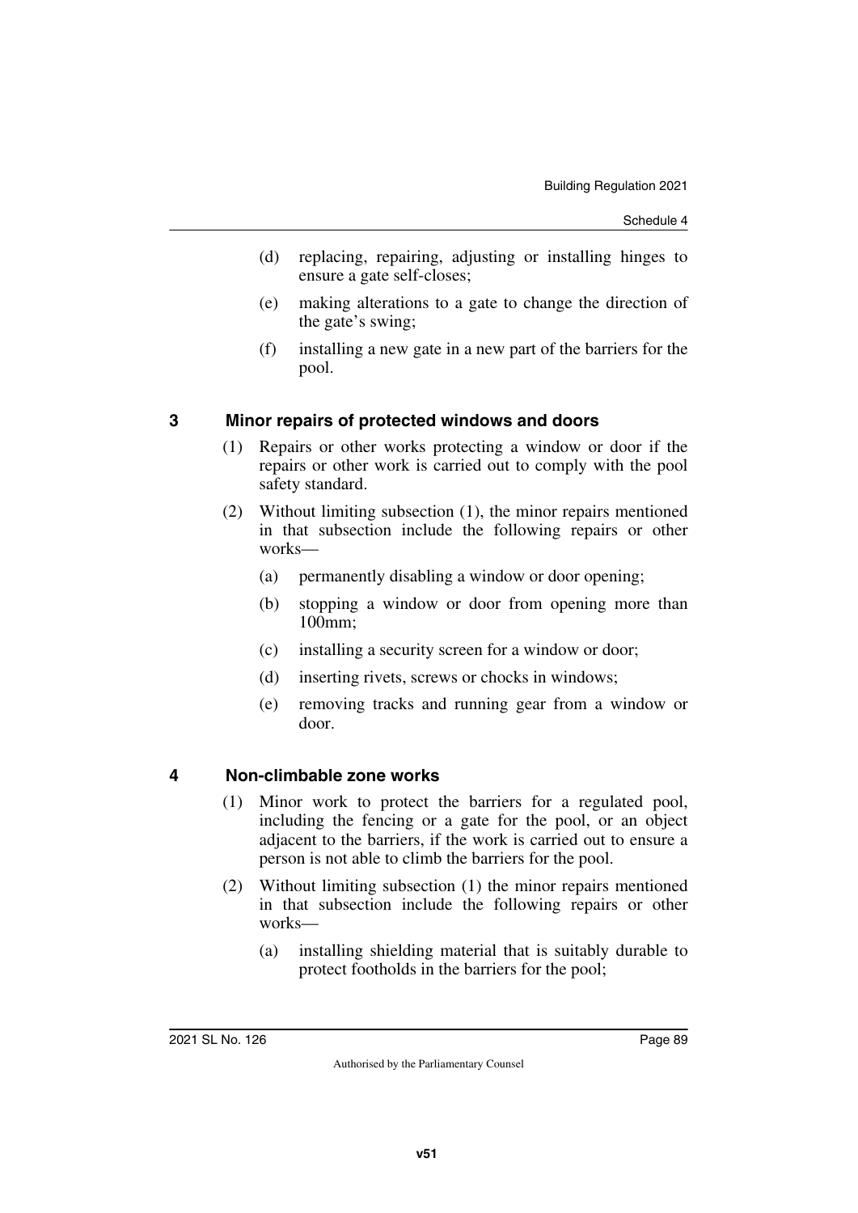(d) replacing, repairing, adjusting or installing hinges to ensure a gate self-closes;

(e) making alterations to a gate to change the direction of the gate's swing;

(f) installing a new gate in a new part of the barriers for the pool.

### 3 Minor repairs of protected windows and doors

(1) Repairs or other works protecting a window or door if the repairs or other work is carried out to comply with the pool safety standard.

(2) Without limiting subsection (1), the minor repairs mentioned in that subsection include the following repairs or other works—

(a) permanently disabling a window or door opening;

(b) stopping a window or door from opening more than 100mm;

(c) installing a security screen for a window or door;

(d) inserting rivets, screws or chocks in windows;

(e) removing tracks and running gear from a window or door.

### 4 Non-climbable zone works

(1) Minor work to protect the barriers for a regulated pool, including the fencing or a gate for the pool, or an object adjacent to the barriers, if the work is carried out to ensure a person is not able to climb the barriers for the pool.

(2) Without limiting subsection (1) the minor repairs mentioned in that subsection include the following repairs or other works—

(a) installing shielding material that is suitably durable to protect footholds in the barriers for the pool;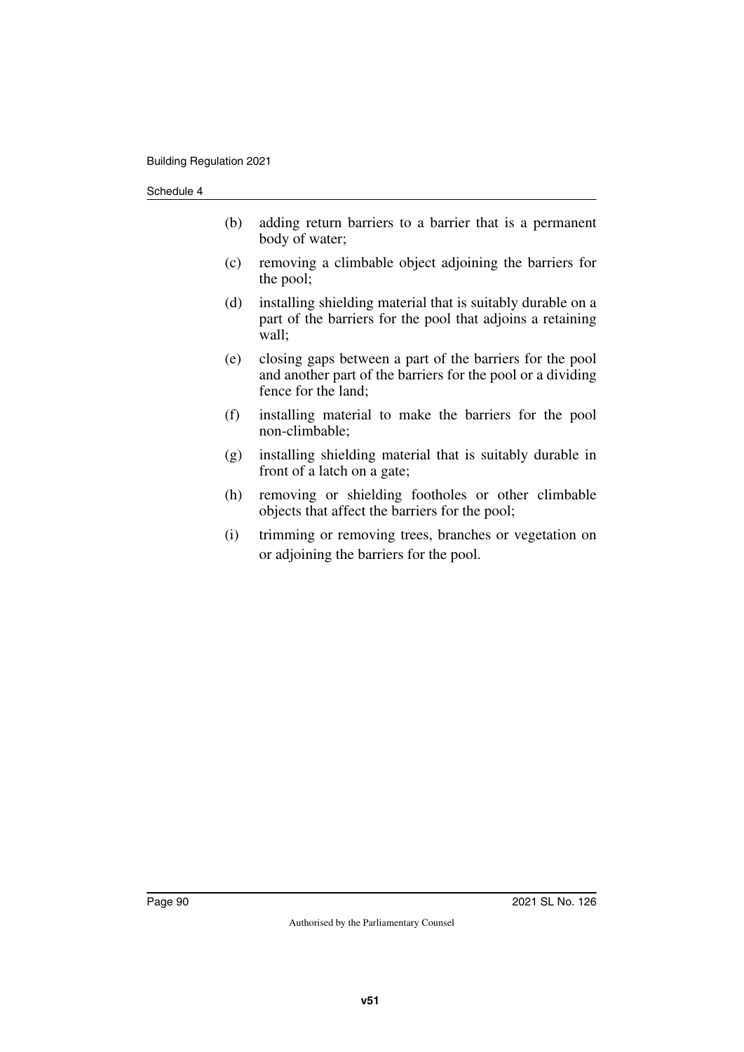(b) adding return barriers to a barrier that is a permanent body of water;

(c) removing a climbable object adjoining the barriers for the pool;

(d) installing shielding material that is suitably durable on a part of the barriers for the pool that adjoins a retaining wall;

(e) closing gaps between a part of the barriers for the pool and another part of the barriers for the pool or a dividing fence for the land;

(f) installing material to make the barriers for the pool non-climbable;

(g) installing shielding material that is suitably durable in front of a latch on a gate;

(h) removing or shielding footholes or other climbable objects that affect the barriers for the pool;

(i) trimming or removing trees, branches or vegetation on or adjoining the barriers for the pool.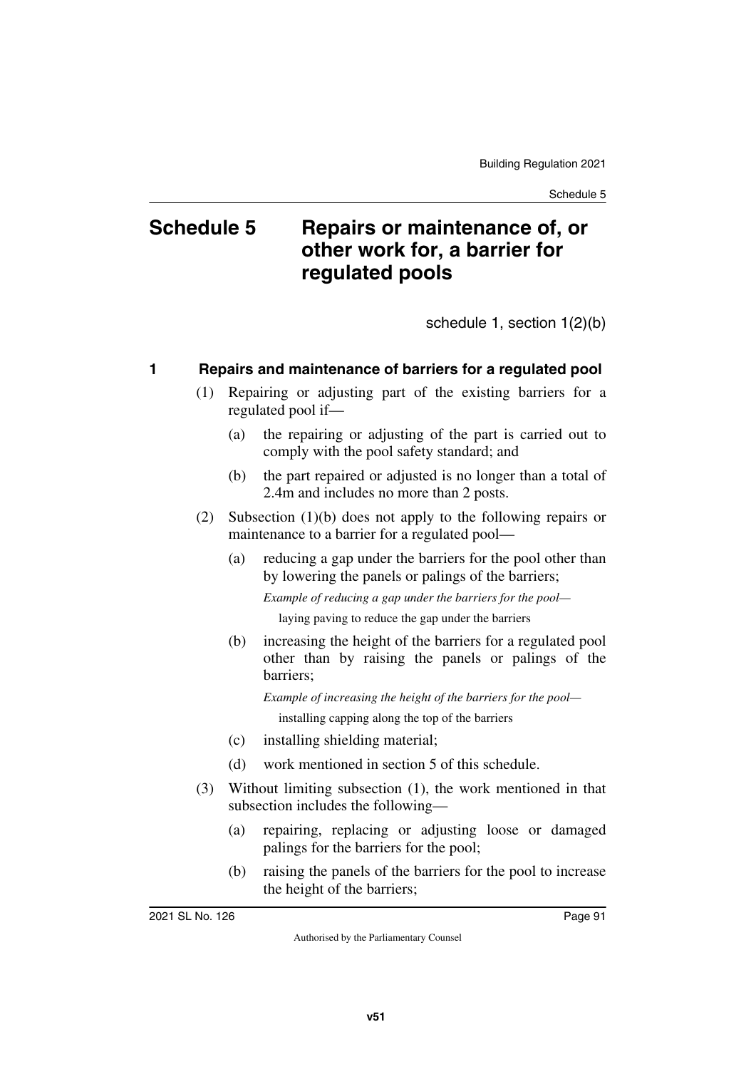# Schedule 5 Repairs or maintenance of, or other work for, a barrier for regulated pools

schedule 1, section 1(2)(b)

## 1 Repairs and maintenance of barriers for a regulated pool

(1) Repairing or adjusting part of the existing barriers for a regulated pool if—

(a) the repairing or adjusting of the part is carried out to comply with the pool safety standard; and

(b) the part repaired or adjusted is no longer than a total of 2.4m and includes no more than 2 posts.

(2) Subsection (1)(b) does not apply to the following repairs or maintenance to a barrier for a regulated pool—

(a) reducing a gap under the barriers for the pool other than by lowering the panels or palings of the barriers;

*Example of reducing a gap under the barriers for the pool—*

laying paving to reduce the gap under the barriers

(b) increasing the height of the barriers for a regulated pool other than by raising the panels or palings of the barriers;

*Example of increasing the height of the barriers for the pool—*

installing capping along the top of the barriers

(c) installing shielding material;

(d) work mentioned in section 5 of this schedule.

(3) Without limiting subsection (1), the work mentioned in that subsection includes the following—

(a) repairing, replacing or adjusting loose or damaged palings for the barriers for the pool;

(b) raising the panels of the barriers for the pool to increase the height of the barriers;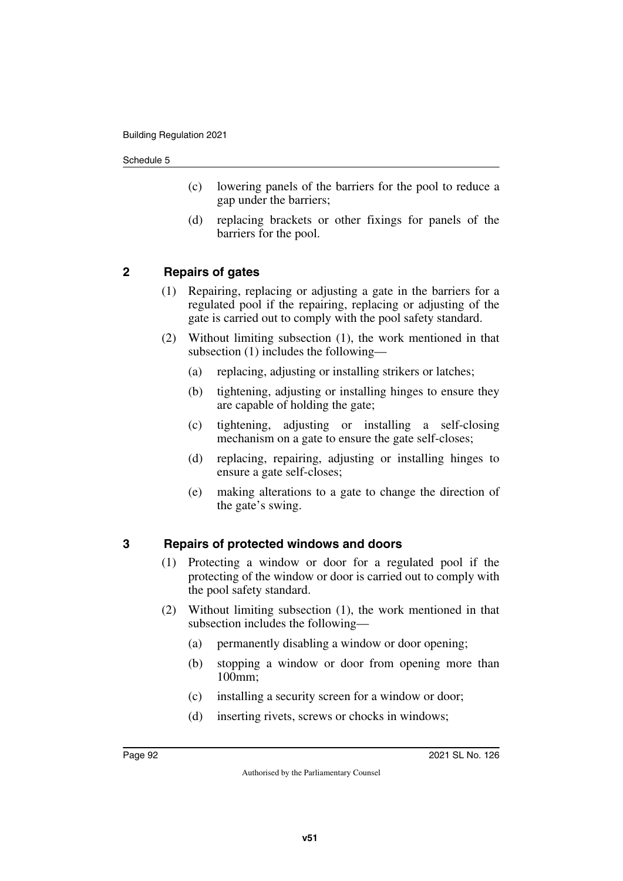(c) lowering panels of the barriers for the pool to reduce a gap under the barriers;

(d) replacing brackets or other fixings for panels of the barriers for the pool.

## 2 Repairs of gates

(1) Repairing, replacing or adjusting a gate in the barriers for a regulated pool if the repairing, replacing or adjusting of the gate is carried out to comply with the pool safety standard.

(2) Without limiting subsection (1), the work mentioned in that subsection (1) includes the following—

(a) replacing, adjusting or installing strikers or latches;

(b) tightening, adjusting or installing hinges to ensure they are capable of holding the gate;

(c) tightening, adjusting or installing a self-closing mechanism on a gate to ensure the gate self-closes;

(d) replacing, repairing, adjusting or installing hinges to ensure a gate self-closes;

(e) making alterations to a gate to change the direction of the gate's swing.

## 3 Repairs of protected windows and doors

(1) Protecting a window or door for a regulated pool if the protecting of the window or door is carried out to comply with the pool safety standard.

(2) Without limiting subsection (1), the work mentioned in that subsection includes the following—

(a) permanently disabling a window or door opening;

(b) stopping a window or door from opening more than 100mm;

(c) installing a security screen for a window or door;

(d) inserting rivets, screws or chocks in windows;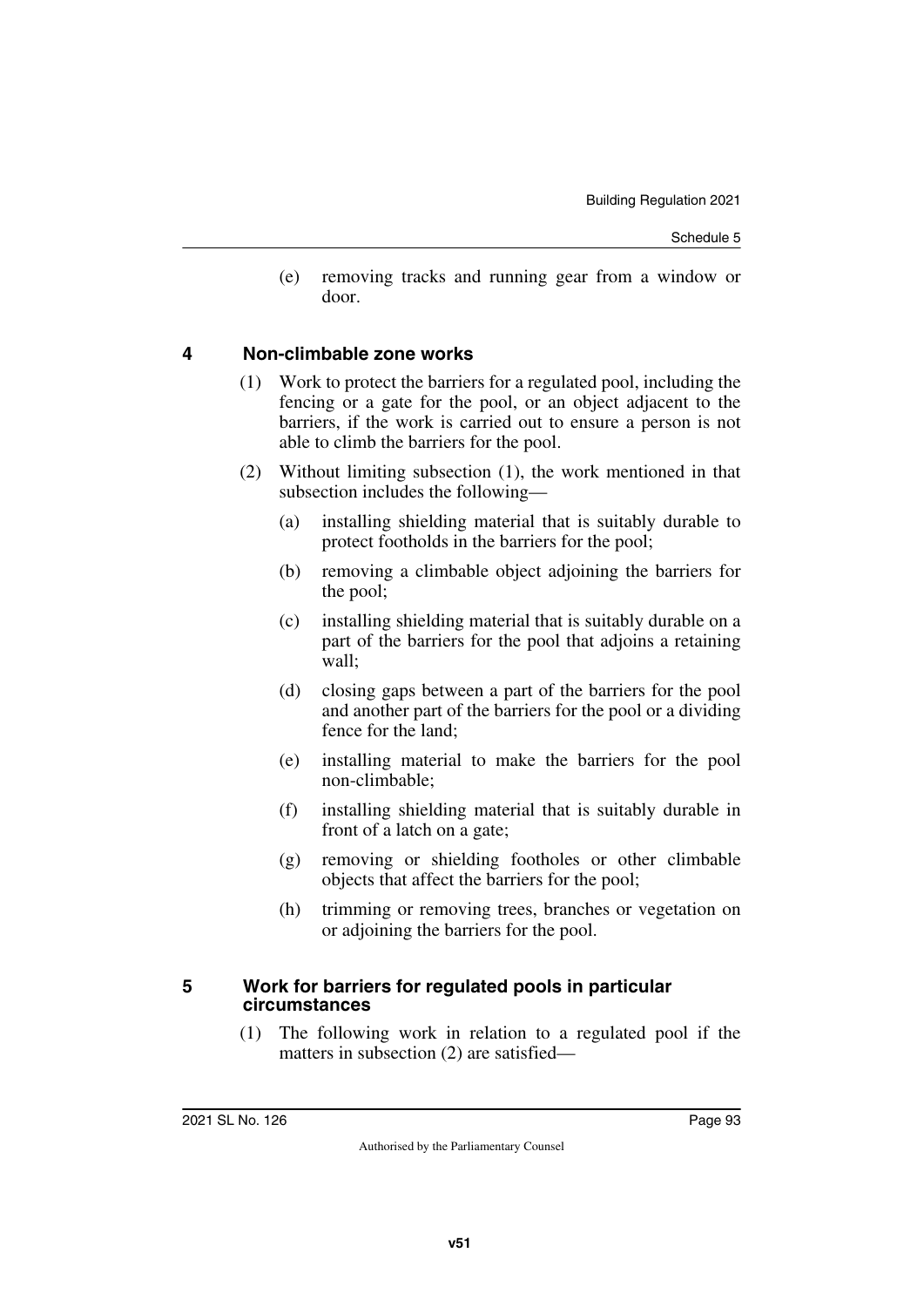(e) removing tracks and running gear from a window or door.

## 4 Non-climbable zone works

(1) Work to protect the barriers for a regulated pool, including the fencing or a gate for the pool, or an object adjacent to the barriers, if the work is carried out to ensure a person is not able to climb the barriers for the pool.

(2) Without limiting subsection (1), the work mentioned in that subsection includes the following—

(a) installing shielding material that is suitably durable to protect footholds in the barriers for the pool;

(b) removing a climbable object adjoining the barriers for the pool;

(c) installing shielding material that is suitably durable on a part of the barriers for the pool that adjoins a retaining wall;

(d) closing gaps between a part of the barriers for the pool and another part of the barriers for the pool or a dividing fence for the land;

(e) installing material to make the barriers for the pool non-climbable;

(f) installing shielding material that is suitably durable in front of a latch on a gate;

(g) removing or shielding footholes or other climbable objects that affect the barriers for the pool;

(h) trimming or removing trees, branches or vegetation on or adjoining the barriers for the pool.

## 5 Work for barriers for regulated pools in particular circumstances

(1) The following work in relation to a regulated pool if the matters in subsection (2) are satisfied—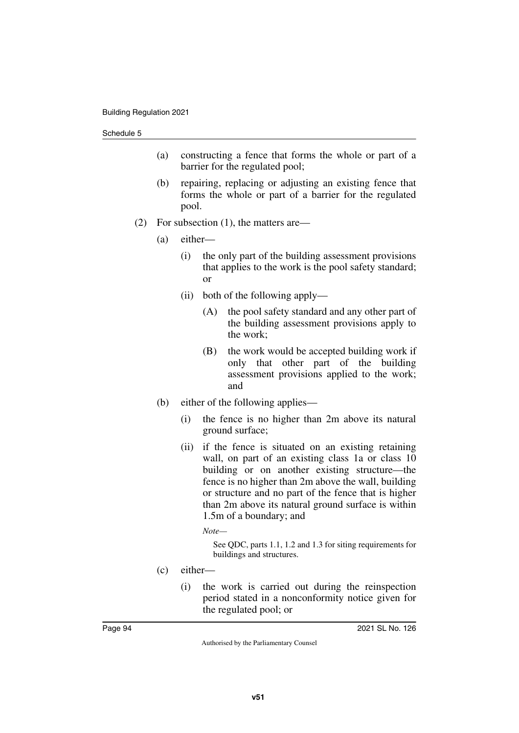(a) constructing a fence that forms the whole or part of a barrier for the regulated pool;

(b) repairing, replacing or adjusting an existing fence that forms the whole or part of a barrier for the regulated pool.

(2) For subsection (1), the matters are—

(a) either—

(i) the only part of the building assessment provisions that applies to the work is the pool safety standard; or

(ii) both of the following apply—

(A) the pool safety standard and any other part of the building assessment provisions apply to the work;

(B) the work would be accepted building work if only that other part of the building assessment provisions applied to the work; and

(b) either of the following applies—

(i) the fence is no higher than 2m above its natural ground surface;

(ii) if the fence is situated on an existing retaining wall, on part of an existing class 1a or class 10 building or on another existing structure—the fence is no higher than 2m above the wall, building or structure and no part of the fence that is higher than 2m above its natural ground surface is within 1.5m of a boundary; and

*Note—*

See QDC, parts 1.1, 1.2 and 1.3 for siting requirements for buildings and structures.

(c) either—

(i) the work is carried out during the reinspection period stated in a nonconformity notice given for the regulated pool; or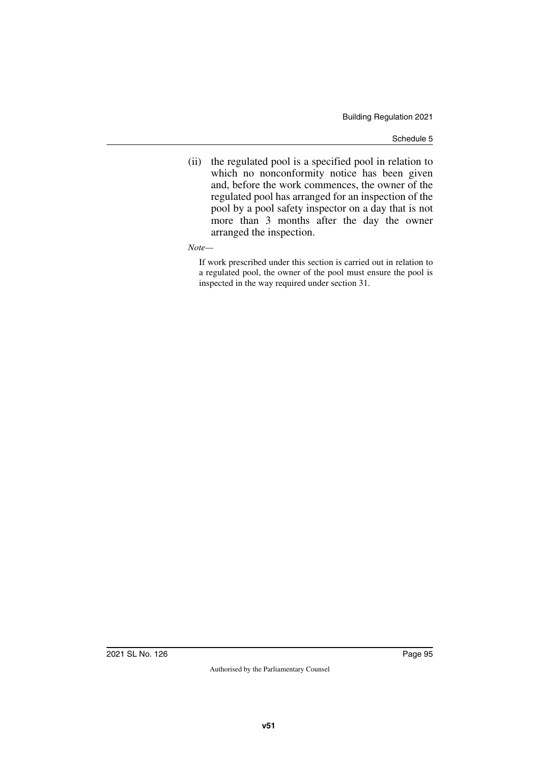(ii) the regulated pool is a specified pool in relation to which no nonconformity notice has been given and, before the work commences, the owner of the regulated pool has arranged for an inspection of the pool by a pool safety inspector on a day that is not more than 3 months after the day the owner arranged the inspection.

*Note—*

If work prescribed under this section is carried out in relation to a regulated pool, the owner of the pool must ensure the pool is inspected in the way required under section 31.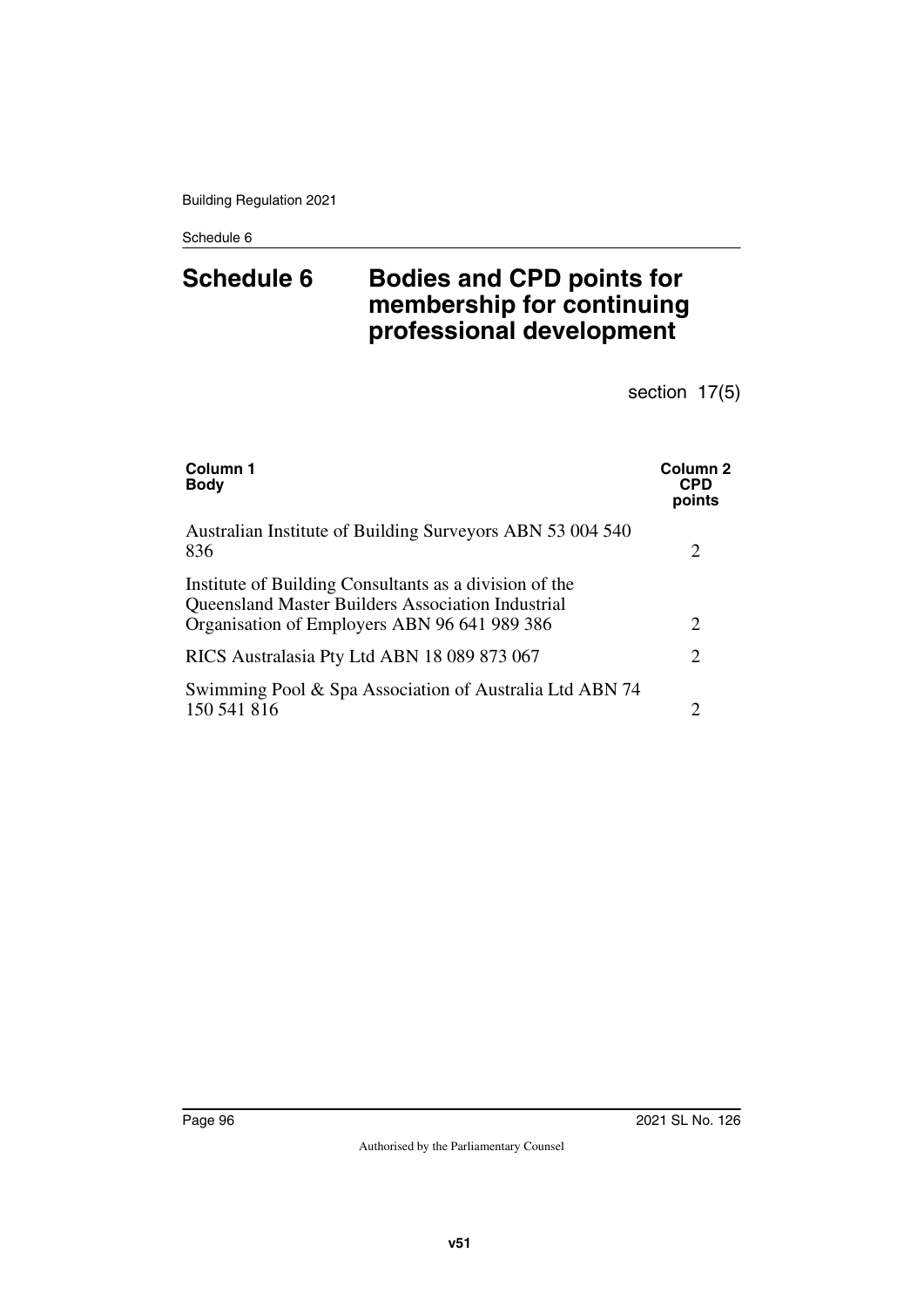# Schedule 6 Bodies and CPD points for membership for continuing professional development

section 17(5)

| Column 1 Body | Column 2 CPD points |
|---|---|
| Australian Institute of Building Surveyors ABN 53 004 540 836 | 2 |
| Institute of Building Consultants as a division of the Queensland Master Builders Association Industrial Organisation of Employers ABN 96 641 989 386 | 2 |
| RICS Australasia Pty Ltd ABN 18 089 873 067 | 2 |
| Swimming Pool & Spa Association of Australia Ltd ABN 74 150 541 816 | 2 |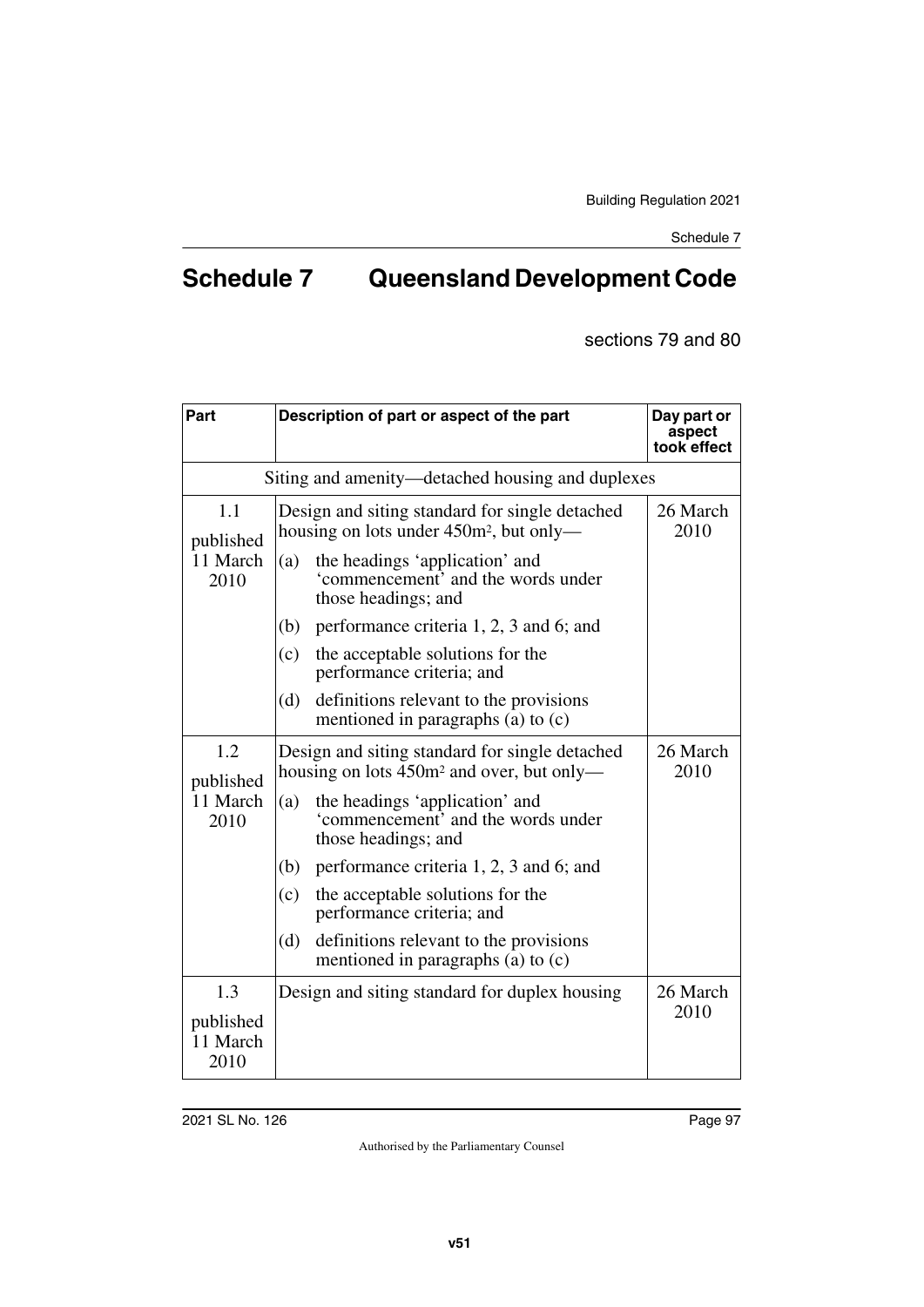# Schedule 7 Queensland Development Code

sections 79 and 80

| Part | Description of part or aspect of the part | Day part or aspect took effect |
|---|---|---|
| Siting and amenity—detached housing and duplexes | | |
| 1.1 published 11 March 2010 | Design and siting standard for single detached housing on lots under 450m², but only—<br>(a) the headings 'application' and 'commencement' and the words under those headings; and<br>(b) performance criteria 1, 2, 3 and 6; and<br>(c) the acceptable solutions for the performance criteria; and<br>(d) definitions relevant to the provisions mentioned in paragraphs (a) to (c) | 26 March 2010 |
| 1.2 published 11 March 2010 | Design and siting standard for single detached housing on lots 450m² and over, but only—<br>(a) the headings 'application' and 'commencement' and the words under those headings; and<br>(b) performance criteria 1, 2, 3 and 6; and<br>(c) the acceptable solutions for the performance criteria; and<br>(d) definitions relevant to the provisions mentioned in paragraphs (a) to (c) | 26 March 2010 |
| 1.3 published 11 March 2010 | Design and siting standard for duplex housing | 26 March 2010 |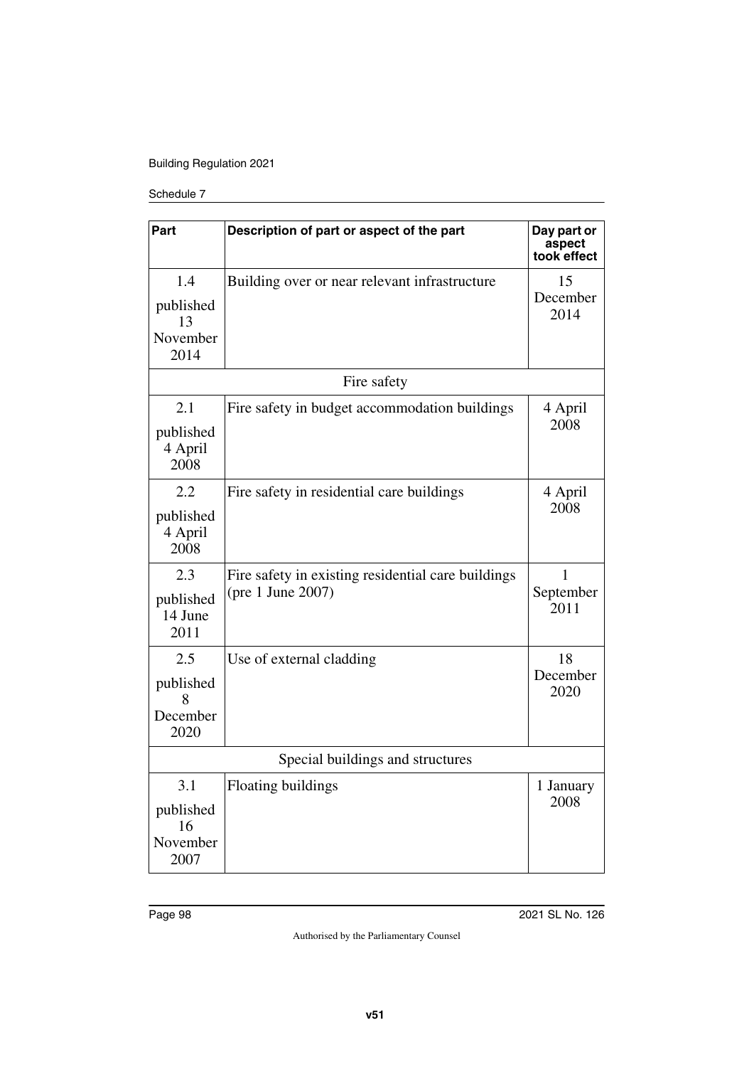| Part | Description of part or aspect of the part | Day part or aspect took effect |
|---|---|---|
| 1.4 published 13 November 2014 | Building over or near relevant infrastructure | 15 December 2014 |
| | Fire safety | |
| 2.1 published 4 April 2008 | Fire safety in budget accommodation buildings | 4 April 2008 |
| 2.2 published 4 April 2008 | Fire safety in residential care buildings | 4 April 2008 |
| 2.3 published 14 June 2011 | Fire safety in existing residential care buildings (pre 1 June 2007) | 1 September 2011 |
| 2.5 published 8 December 2020 | Use of external cladding | 18 December 2020 |
| | Special buildings and structures | |
| 3.1 published 16 November 2007 | Floating buildings | 1 January 2008 |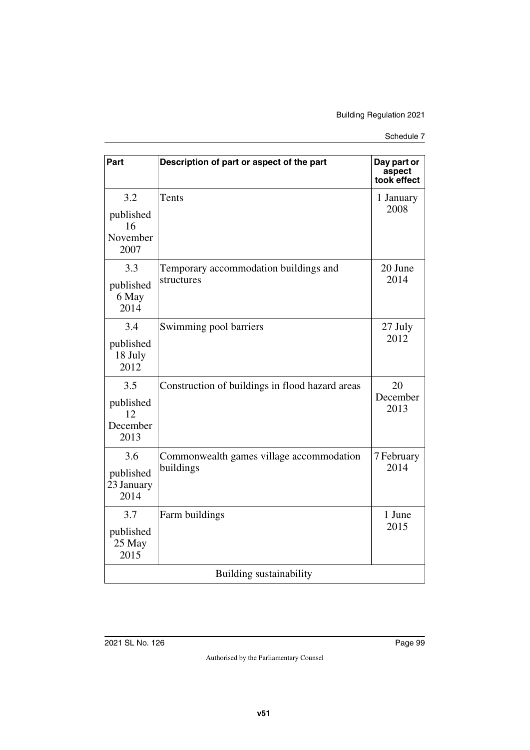| Part | Description of part or aspect of the part | Day part or aspect took effect |
|---|---|---|
| 3.2 published 16 November 2007 | Tents | 1 January 2008 |
| 3.3 published 6 May 2014 | Temporary accommodation buildings and structures | 20 June 2014 |
| 3.4 published 18 July 2012 | Swimming pool barriers | 27 July 2012 |
| 3.5 published 12 December 2013 | Construction of buildings in flood hazard areas | 20 December 2013 |
| 3.6 published 23 January 2014 | Commonwealth games village accommodation buildings | 7 February 2014 |
| 3.7 published 25 May 2015 | Farm buildings | 1 June 2015 |
| Building sustainability | | |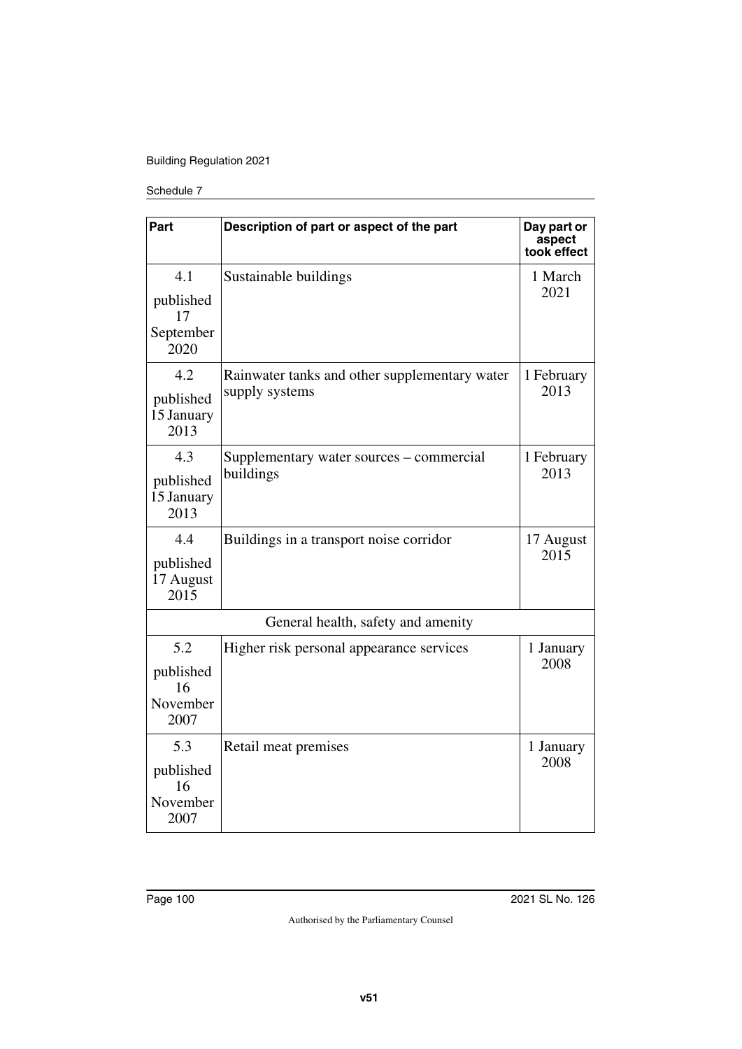| Part | Description of part or aspect of the part | Day part or aspect took effect |
| --- | --- | --- |
| 4.1 published 17 September 2020 | Sustainable buildings | 1 March 2021 |
| 4.2 published 15 January 2013 | Rainwater tanks and other supplementary water supply systems | 1 February 2013 |
| 4.3 published 15 January 2013 | Supplementary water sources – commercial buildings | 1 February 2013 |
| 4.4 published 17 August 2015 | Buildings in a transport noise corridor | 17 August 2015 |
| | General health, safety and amenity | |
| 5.2 published 16 November 2007 | Higher risk personal appearance services | 1 January 2008 |
| 5.3 published 16 November 2007 | Retail meat premises | 1 January 2008 |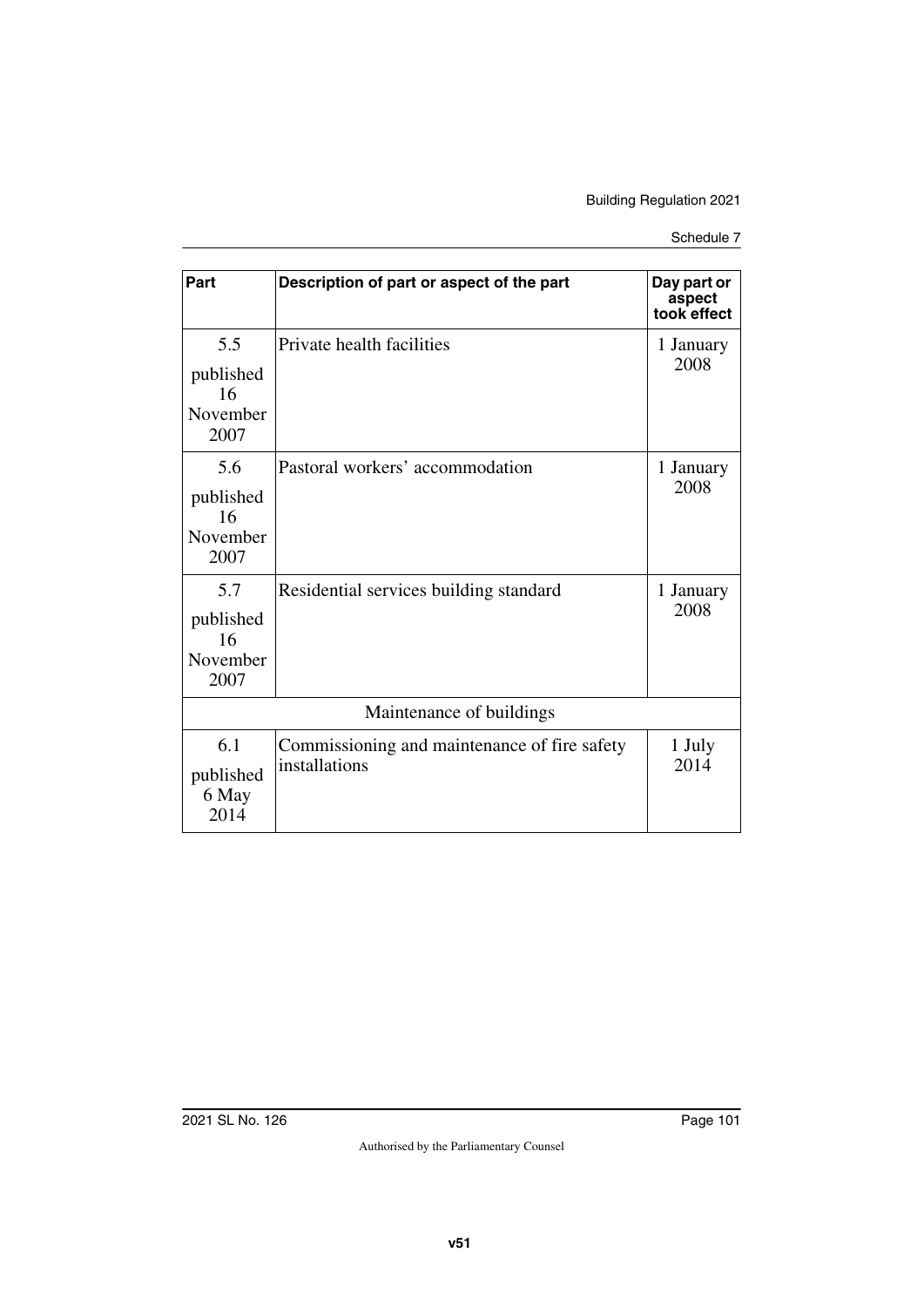| Part | Description of part or aspect of the part | Day part or aspect took effect |
|---|---|---|
| 5.5 published 16 November 2007 | Private health facilities | 1 January 2008 |
| 5.6 published 16 November 2007 | Pastoral workers' accommodation | 1 January 2008 |
| 5.7 published 16 November 2007 | Residential services building standard | 1 January 2008 |
| Maintenance of buildings | | |
| 6.1 published 6 May 2014 | Commissioning and maintenance of fire safety installations | 1 July 2014 |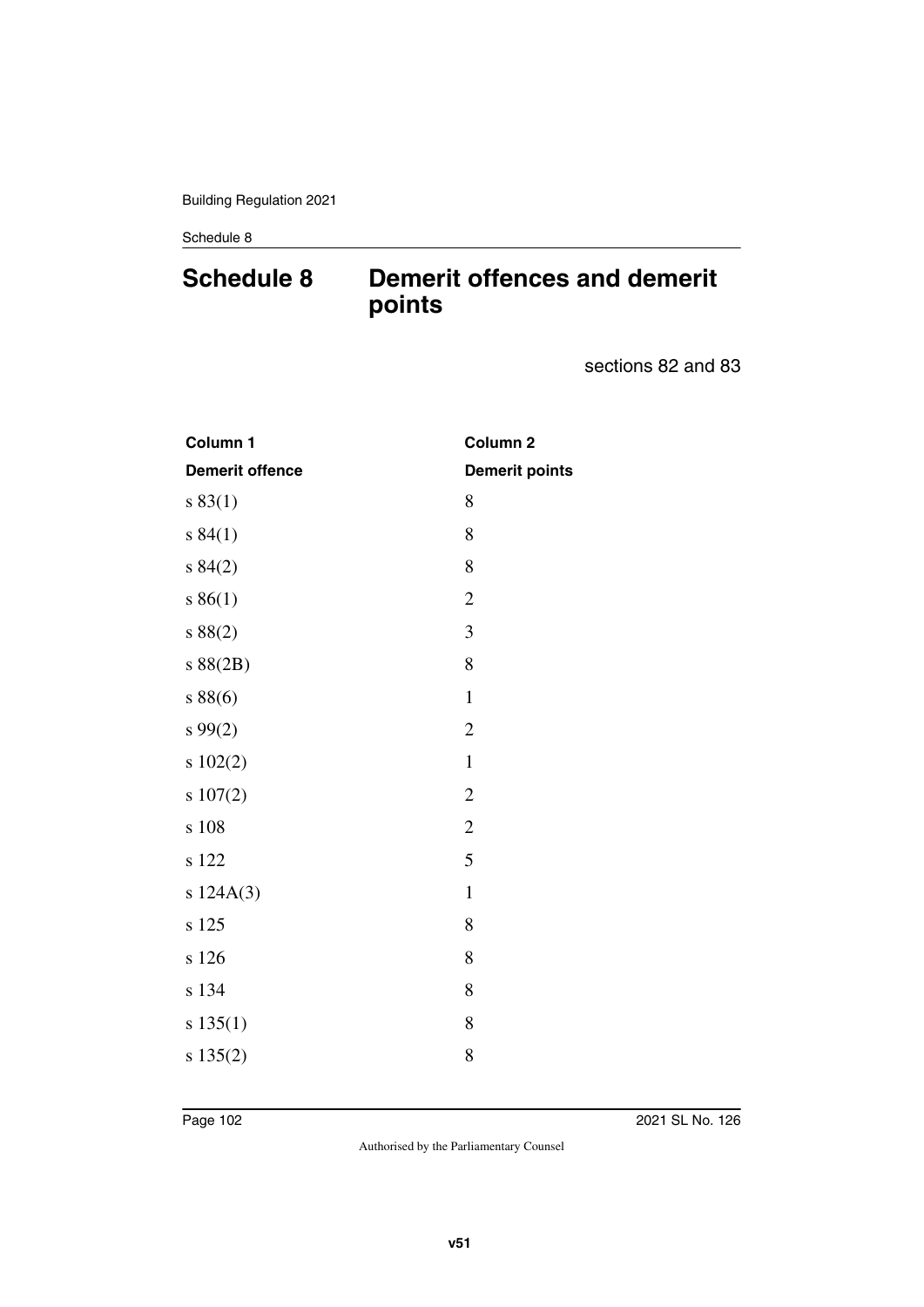# Schedule 8 Demerit offences and demerit points

sections 82 and 83

| Column 1<br>Demerit offence | Column 2<br>Demerit points |
|---|---|
| s 83(1) | 8 |
| s 84(1) | 8 |
| s 84(2) | 8 |
| s 86(1) | 2 |
| s 88(2) | 3 |
| s 88(2B) | 8 |
| s 88(6) | 1 |
| s 99(2) | 2 |
| s 102(2) | 1 |
| s 107(2) | 2 |
| s 108 | 2 |
| s 122 | 5 |
| s 124A(3) | 1 |
| s 125 | 8 |
| s 126 | 8 |
| s 134 | 8 |
| s 135(1) | 8 |
| s 135(2) | 8 |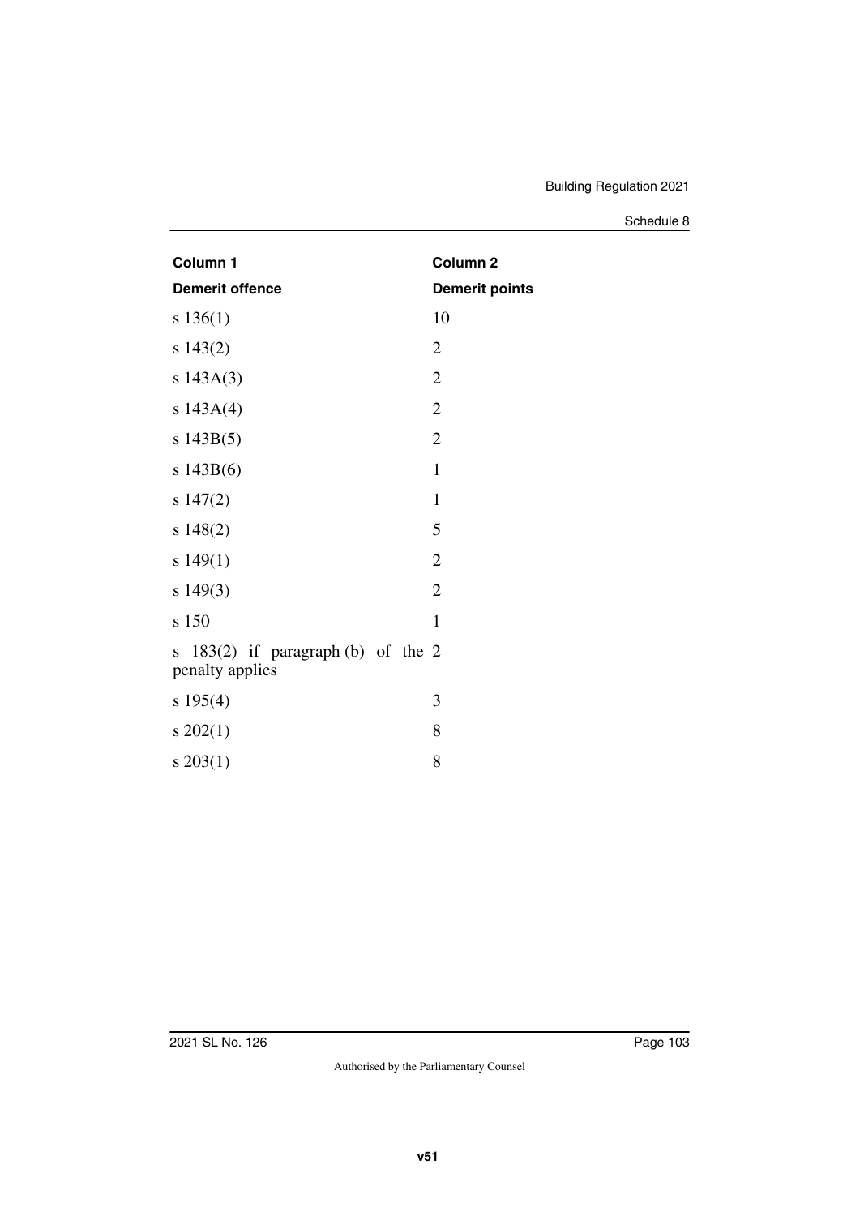| Column 1 | Column 2 |
| --- | --- |
| **Demerit offence** | **Demerit points** |
| s 136(1) | 10 |
| s 143(2) | 2 |
| s 143A(3) | 2 |
| s 143A(4) | 2 |
| s 143B(5) | 2 |
| s 143B(6) | 1 |
| s 147(2) | 1 |
| s 148(2) | 5 |
| s 149(1) | 2 |
| s 149(3) | 2 |
| s 150 | 1 |
| s 183(2) if paragraph (b) of the penalty applies | 2 |
| s 195(4) | 3 |
| s 202(1) | 8 |
| s 203(1) | 8 |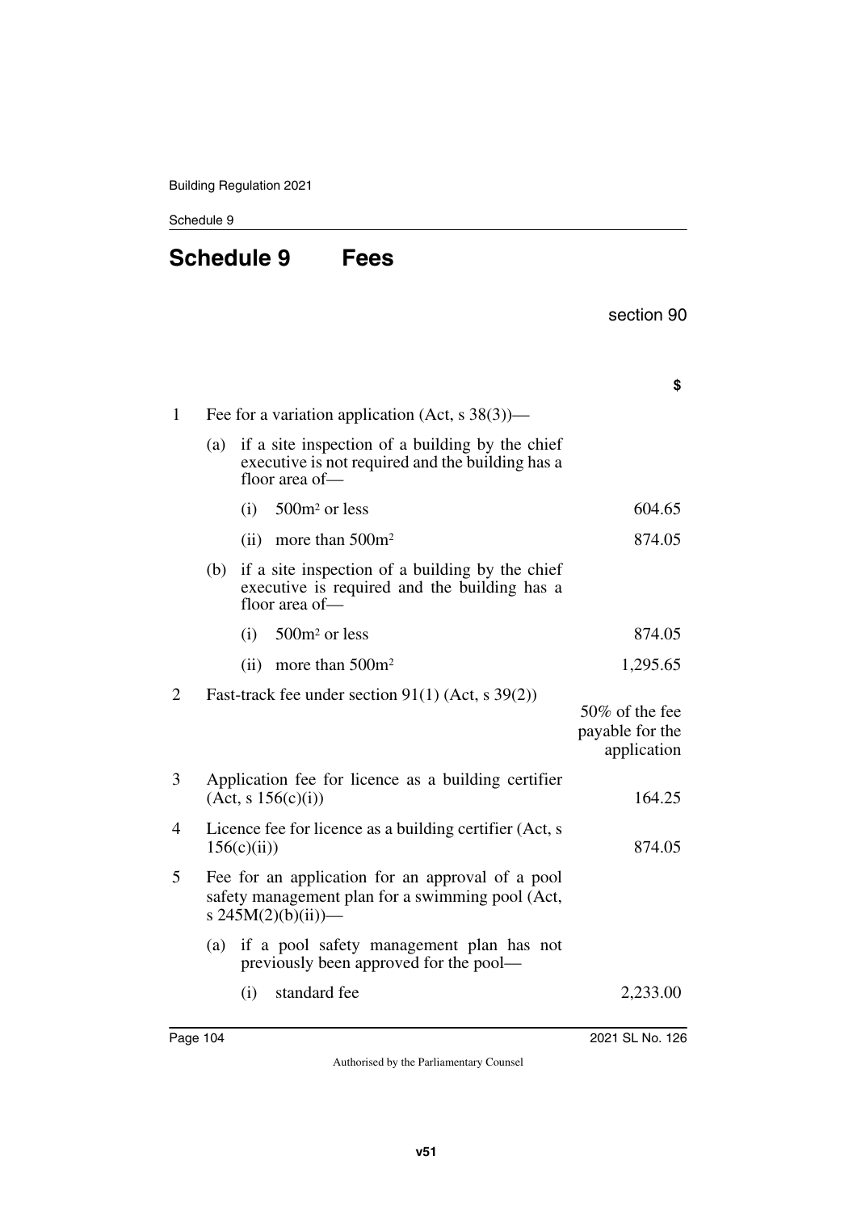# Schedule 9 Fees

section 90

| | | $ |
|---|---|---|
| 1 | Fee for a variation application (Act, s 38(3))— | |
| | (a) if a site inspection of a building by the chief executive is not required and the building has a floor area of— | |
| | (i) 500m² or less | 604.65 |
| | (ii) more than 500m² | 874.05 |
| | (b) if a site inspection of a building by the chief executive is required and the building has a floor area of— | |
| | (i) 500m² or less | 874.05 |
| | (ii) more than 500m² | 1,295.65 |
| 2 | Fast-track fee under section 91(1) (Act, s 39(2)) | 50% of the fee payable for the application |
| 3 | Application fee for licence as a building certifier (Act, s 156(c)(i)) | 164.25 |
| 4 | Licence fee for licence as a building certifier (Act, s 156(c)(ii)) | 874.05 |
| 5 | Fee for an application for an approval of a pool safety management plan for a swimming pool (Act, s 245M(2)(b)(ii))— | |
| | (a) if a pool safety management plan has not previously been approved for the pool— | |
| | (i) standard fee | 2,233.00 |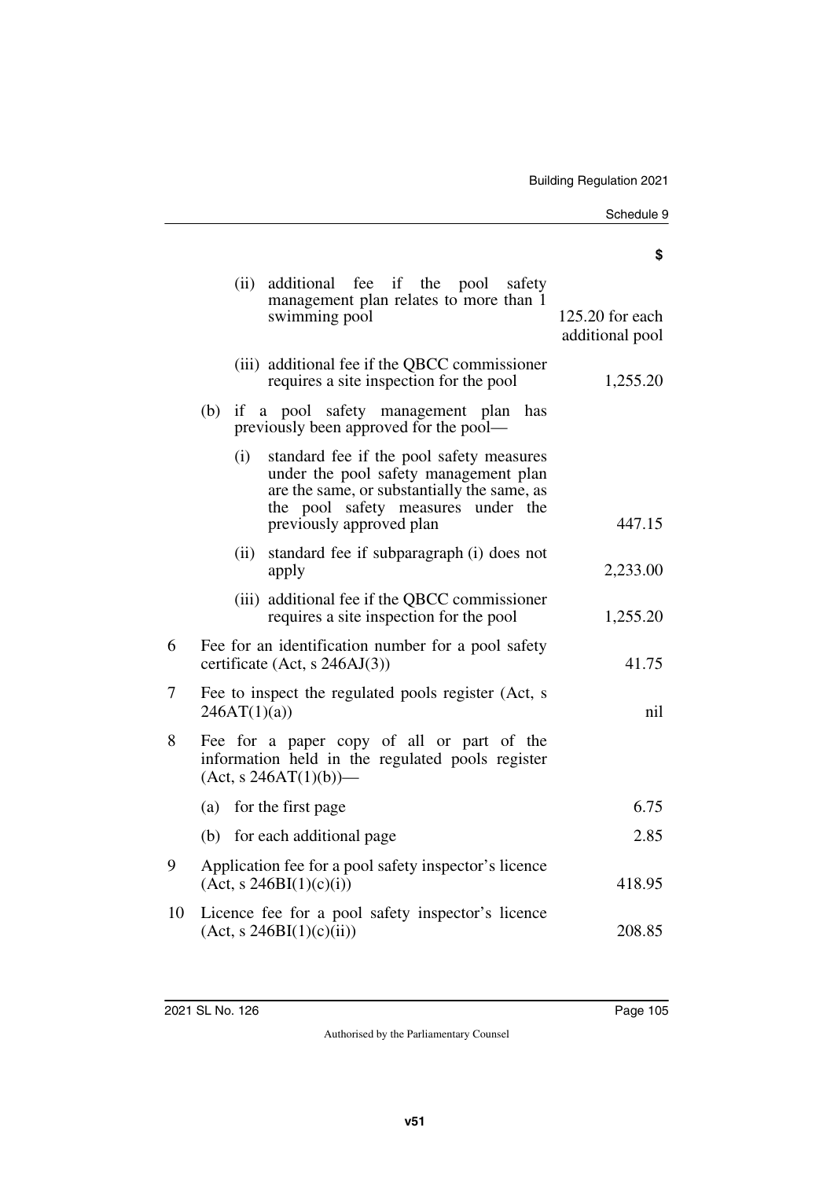| | | $ |
|---|---|---|
| | (ii) additional fee if the pool safety management plan relates to more than 1 swimming pool | 125.20 for each additional pool |
| | (iii) additional fee if the QBCC commissioner requires a site inspection for the pool | 1,255.20 |
| | (b) if a pool safety management plan has previously been approved for the pool— | |
| | (i) standard fee if the pool safety measures under the pool safety management plan are the same, or substantially the same, as the pool safety measures under the previously approved plan | 447.15 |
| | (ii) standard fee if subparagraph (i) does not apply | 2,233.00 |
| | (iii) additional fee if the QBCC commissioner requires a site inspection for the pool | 1,255.20 |
| 6 | Fee for an identification number for a pool safety certificate (Act, s 246AJ(3)) | 41.75 |
| 7 | Fee to inspect the regulated pools register (Act, s 246AT(1)(a)) | nil |
| 8 | Fee for a paper copy of all or part of the information held in the regulated pools register (Act, s 246AT(1)(b))— | |
| | (a) for the first page | 6.75 |
| | (b) for each additional page | 2.85 |
| 9 | Application fee for a pool safety inspector's licence (Act, s 246BI(1)(c)(i)) | 418.95 |
| 10 | Licence fee for a pool safety inspector's licence (Act, s 246BI(1)(c)(ii)) | 208.85 |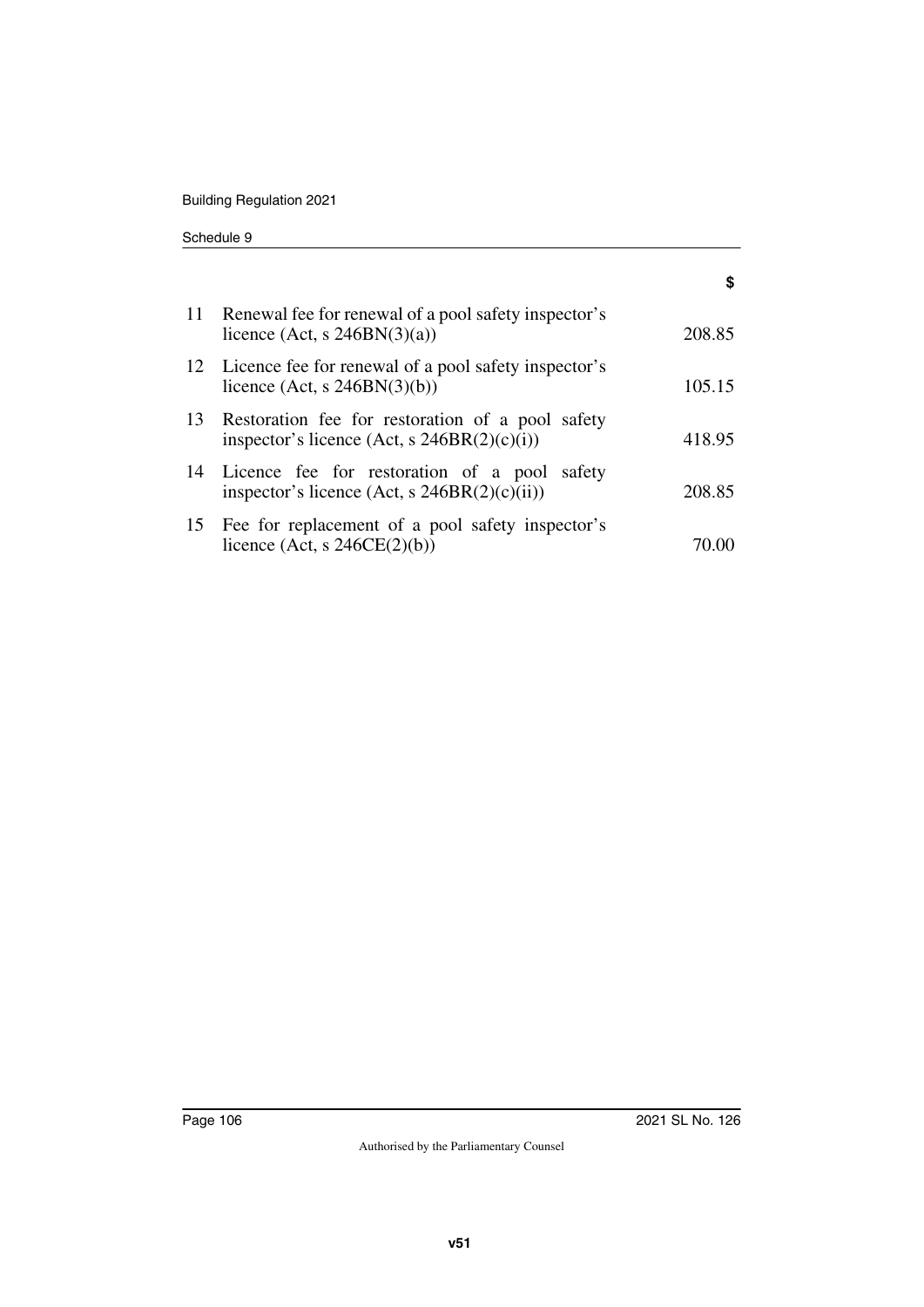| | | $ |
|---|---|---|
| 11 | Renewal fee for renewal of a pool safety inspector's licence (Act, s 246BN(3)(a)) | 208.85 |
| 12 | Licence fee for renewal of a pool safety inspector's licence (Act, s 246BN(3)(b)) | 105.15 |
| 13 | Restoration fee for restoration of a pool safety inspector's licence (Act, s 246BR(2)(c)(i)) | 418.95 |
| 14 | Licence fee for restoration of a pool safety inspector's licence (Act, s 246BR(2)(c)(ii)) | 208.85 |
| 15 | Fee for replacement of a pool safety inspector's licence (Act, s 246CE(2)(b)) | 70.00 |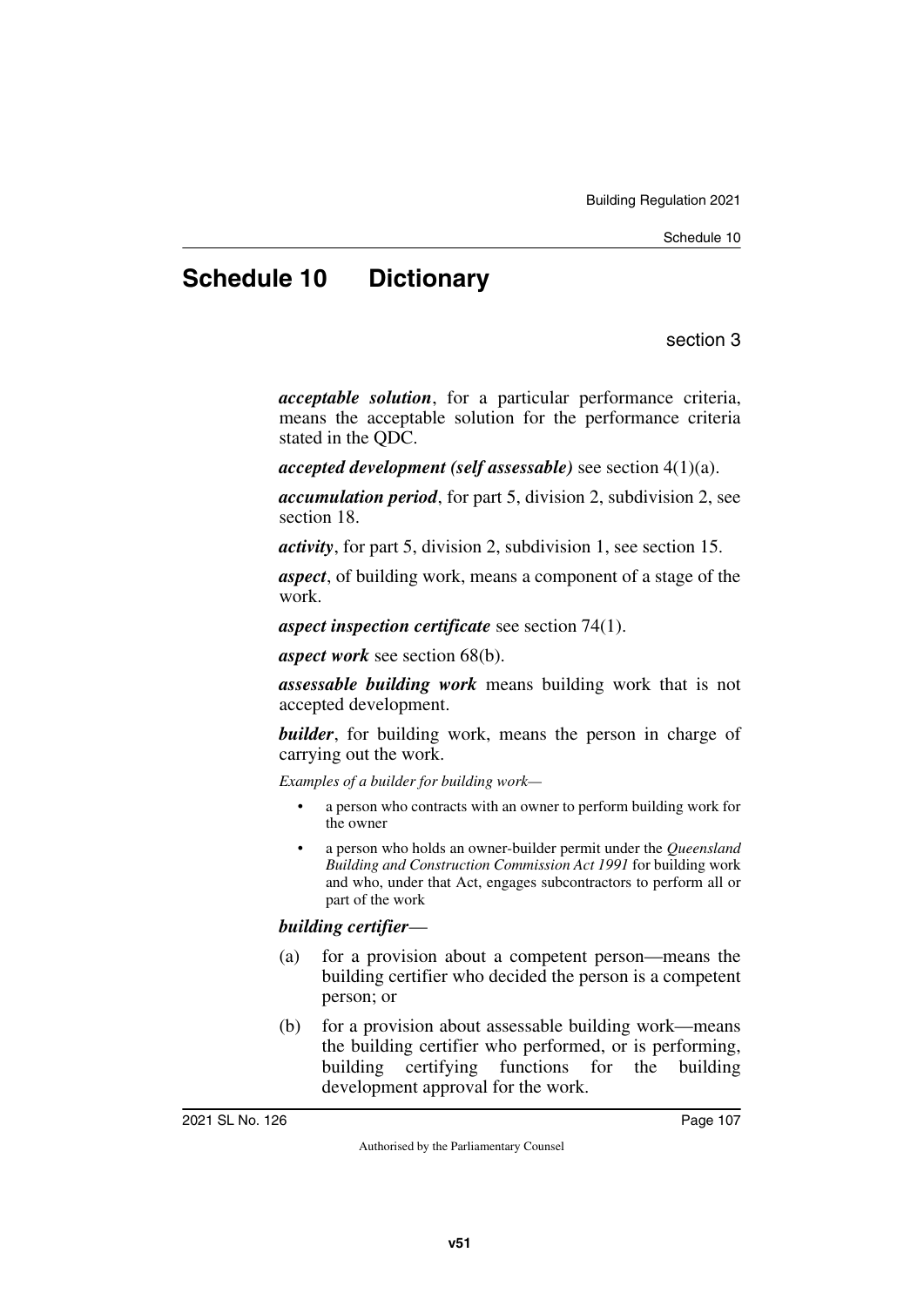# Schedule 10 Dictionary

section 3

***acceptable solution***, for a particular performance criteria, means the acceptable solution for the performance criteria stated in the QDC.

***accepted development (self assessable)*** see section 4(1)(a).

***accumulation period***, for part 5, division 2, subdivision 2, see section 18.

***activity***, for part 5, division 2, subdivision 1, see section 15.

***aspect***, of building work, means a component of a stage of the work.

***aspect inspection certificate*** see section 74(1).

***aspect work*** see section 68(b).

***assessable building work*** means building work that is not accepted development.

***builder***, for building work, means the person in charge of carrying out the work.

*Examples of a builder for building work—*

- a person who contracts with an owner to perform building work for the owner
- a person who holds an owner-builder permit under the *Queensland Building and Construction Commission Act 1991* for building work and who, under that Act, engages subcontractors to perform all or part of the work

***building certifier***—

(a) for a provision about a competent person—means the building certifier who decided the person is a competent person; or

(b) for a provision about assessable building work—means the building certifier who performed, or is performing, building certifying functions for the building development approval for the work.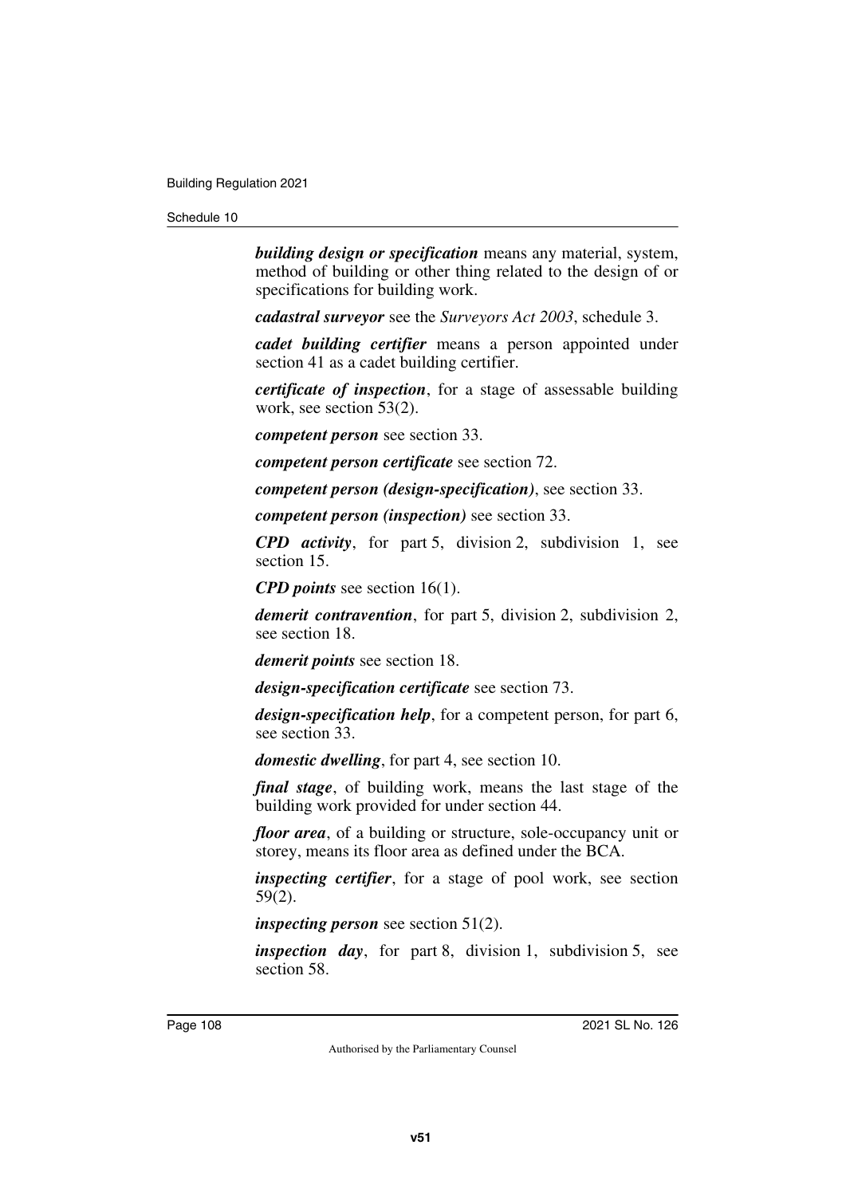***building design or specification*** means any material, system, method of building or other thing related to the design of or specifications for building work.

***cadastral surveyor*** see the *Surveyors Act 2003*, schedule 3.

***cadet building certifier*** means a person appointed under section 41 as a cadet building certifier.

***certificate of inspection***, for a stage of assessable building work, see section 53(2).

***competent person*** see section 33.

***competent person certificate*** see section 72.

***competent person (design-specification)***, see section 33.

***competent person (inspection)*** see section 33.

***CPD activity***, for part 5, division 2, subdivision 1, see section 15.

***CPD points*** see section 16(1).

***demerit contravention***, for part 5, division 2, subdivision 2, see section 18.

***demerit points*** see section 18.

***design-specification certificate*** see section 73.

***design-specification help***, for a competent person, for part 6, see section 33.

***domestic dwelling***, for part 4, see section 10.

***final stage***, of building work, means the last stage of the building work provided for under section 44.

***floor area***, of a building or structure, sole-occupancy unit or storey, means its floor area as defined under the BCA.

***inspecting certifier***, for a stage of pool work, see section 59(2).

***inspecting person*** see section 51(2).

***inspection day***, for part 8, division 1, subdivision 5, see section 58.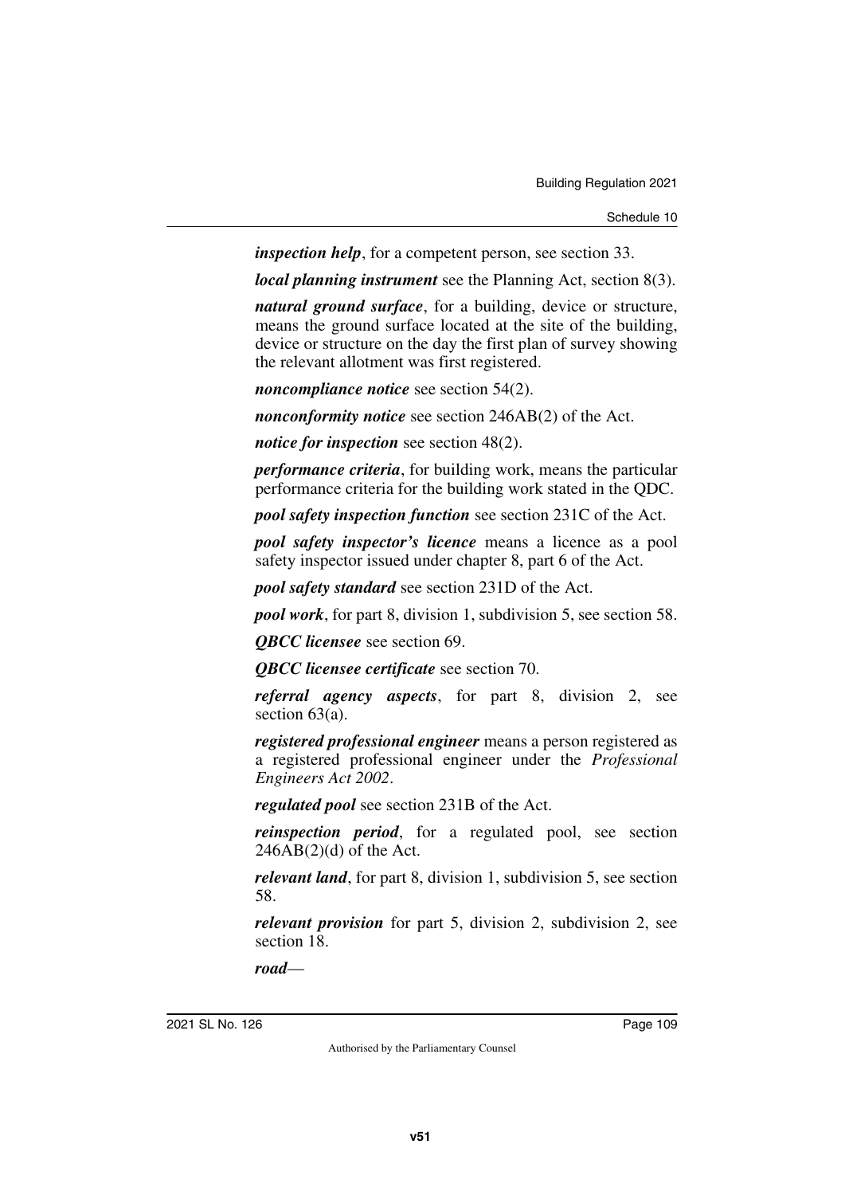***inspection help***, for a competent person, see section 33.

***local planning instrument*** see the Planning Act, section 8(3).

***natural ground surface***, for a building, device or structure, means the ground surface located at the site of the building, device or structure on the day the first plan of survey showing the relevant allotment was first registered.

***noncompliance notice*** see section 54(2).

***nonconformity notice*** see section 246AB(2) of the Act.

***notice for inspection*** see section 48(2).

***performance criteria***, for building work, means the particular performance criteria for the building work stated in the QDC.

***pool safety inspection function*** see section 231C of the Act.

***pool safety inspector's licence*** means a licence as a pool safety inspector issued under chapter 8, part 6 of the Act.

***pool safety standard*** see section 231D of the Act.

***pool work***, for part 8, division 1, subdivision 5, see section 58.

***QBCC licensee*** see section 69.

***QBCC licensee certificate*** see section 70.

***referral agency aspects***, for part 8, division 2, see section 63(a).

***registered professional engineer*** means a person registered as a registered professional engineer under the *Professional Engineers Act 2002*.

***regulated pool*** see section 231B of the Act.

***reinspection period***, for a regulated pool, see section 246AB(2)(d) of the Act.

***relevant land***, for part 8, division 1, subdivision 5, see section 58.

***relevant provision*** for part 5, division 2, subdivision 2, see section 18.

***road***—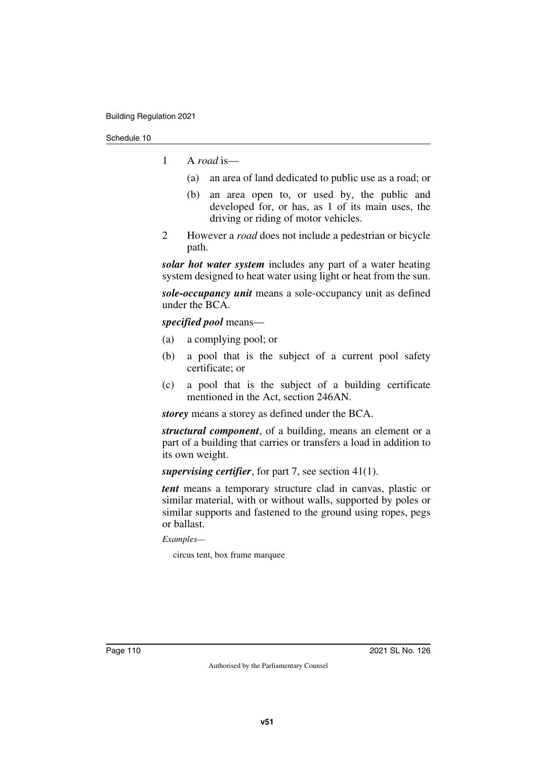1 A *road* is—

   (a) an area of land dedicated to public use as a road; or

   (b) an area open to, or used by, the public and developed for, or has, as 1 of its main uses, the driving or riding of motor vehicles.

2 However a *road* does not include a pedestrian or bicycle path.

***solar hot water system*** includes any part of a water heating system designed to heat water using light or heat from the sun.

***sole-occupancy unit*** means a sole-occupancy unit as defined under the BCA.

***specified pool*** means—

(a) a complying pool; or

(b) a pool that is the subject of a current pool safety certificate; or

(c) a pool that is the subject of a building certificate mentioned in the Act, section 246AN.

***storey*** means a storey as defined under the BCA.

***structural component***, of a building, means an element or a part of a building that carries or transfers a load in addition to its own weight.

***supervising certifier***, for part 7, see section 41(1).

***tent*** means a temporary structure clad in canvas, plastic or similar material, with or without walls, supported by poles or similar supports and fastened to the ground using ropes, pegs or ballast.

*Examples—*

circus tent, box frame marquee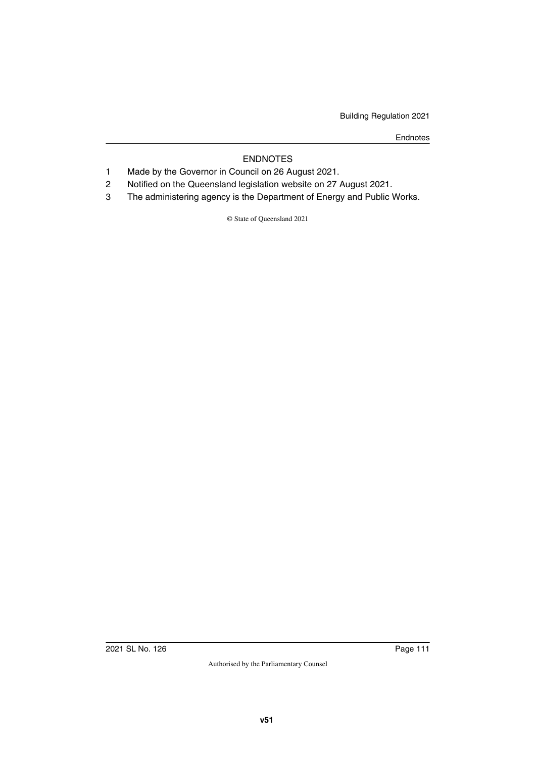## ENDNOTES

1. Made by the Governor in Council on 26 August 2021.
2. Notified on the Queensland legislation website on 27 August 2021.
3. The administering agency is the Department of Energy and Public Works.

© State of Queensland 2021